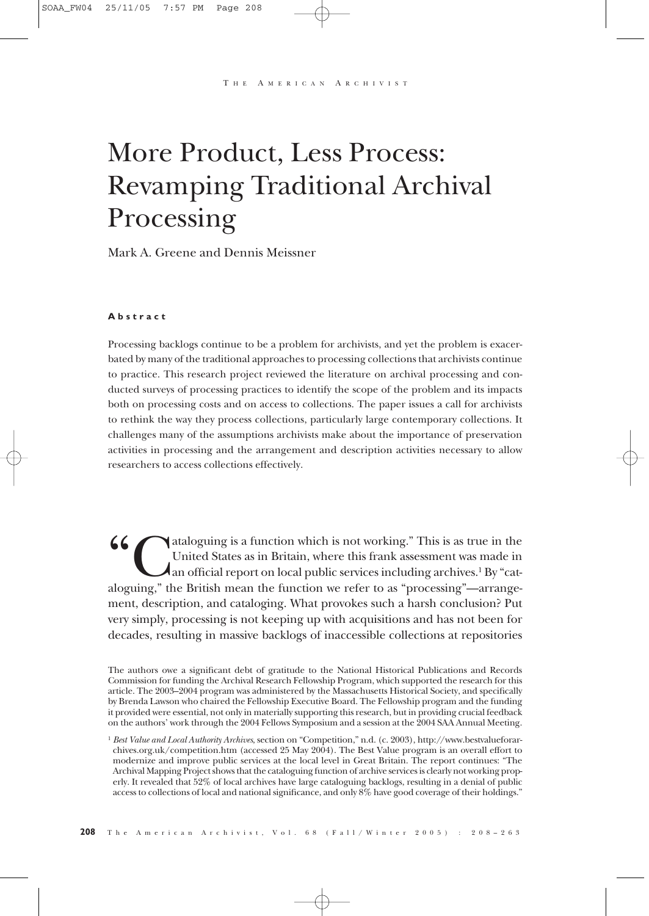# More Product, Less Process: Revamping Traditional Archival Processing

Mark A. Greene and Dennis Meissner

#### Abstract

Processing backlogs continue to be a problem for archivists, and yet the problem is exacerbated by many of the traditional approaches to processing collections that archivists continue to practice. This research project reviewed the literature on archival processing and conducted surveys of processing practices to identify the scope of the problem and its impacts both on processing costs and on access to collections. The paper issues a call for archivists to rethink the way they process collections, particularly large contemporary collections. It challenges many of the assumptions archivists make about the importance of preservation activities in processing and the arrangement and description activities necessary to allow researchers to access collections effectively.

"Cataloguing is a function which is not working." This is as true in the United States as in Britain, where this frank assessment was made in an official report on local public services including archives.[1] By "cataloguing," the British mean the function we refer to as "processing"—arrangement, description, and cataloging. What provokes such a harsh conclusion? Put very simply, processing is not keeping up with acquisitions and has not been for decades, resulting in massive backlogs of inaccessible collections at repositories

The authors owe a significant debt of gratitude to the National Historical Publications and Records Commission for funding the Archival Research Fellowship Program, which supported the research for this article. The 2003–2004 program was administered by the Massachusetts Historical Society, and specifically by Brenda Lawson who chaired the Fellowship Executive Board. The Fellowship program and the funding it provided were essential, not only in materially supporting this research, but in providing crucial feedback on the authors' work through the 2004 Fellows Symposium and a session at the 2004 SAA Annual Meeting.

[1] *Best Value and Local Authority Archives*, section on "Competition," n.d. (c. 2003), http://www.bestvalueforarchives.org.uk/competition.htm (accessed 25 May 2004). The Best Value program is an overall effort to modernize and improve public services at the local level in Great Britain. The report continues: "The Archival Mapping Project shows that the cataloguing function of archive services is clearly not working properly. It revealed that 52% of local archives have large cataloguing backlogs, resulting in a denial of public access to collections of local and national significance, and only 8% have good coverage of their holdings."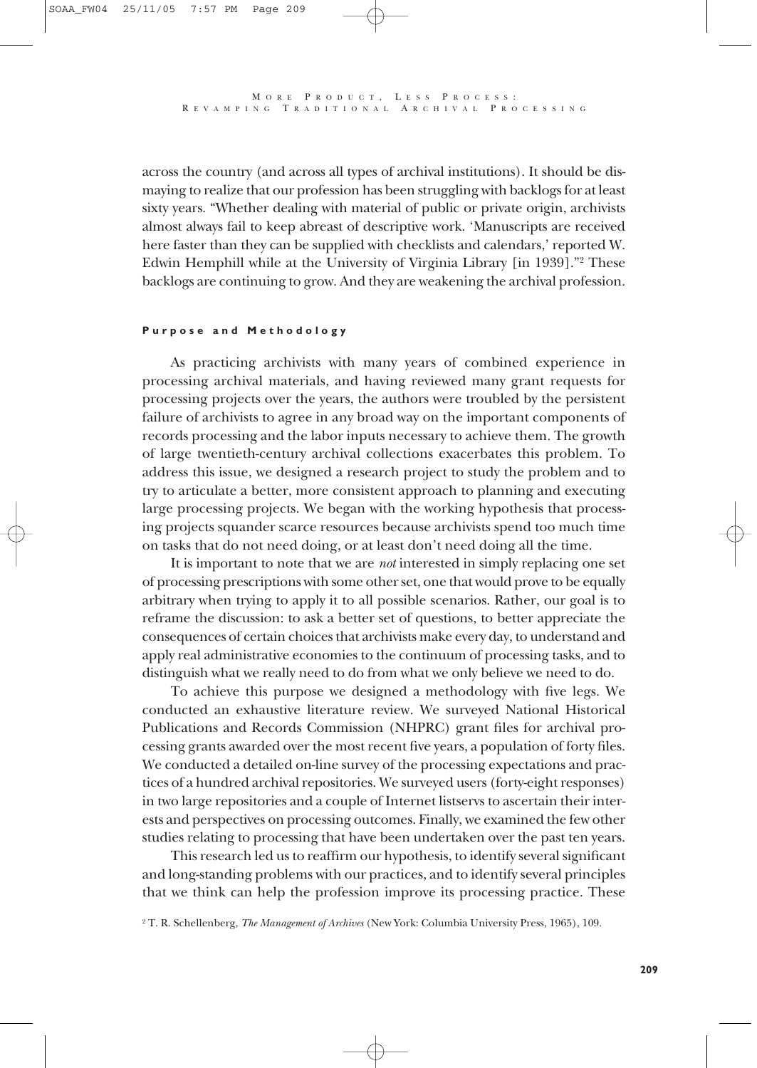across the country (and across all types of archival institutions). It should be dismaying to realize that our profession has been struggling with backlogs for at least sixty years. "Whether dealing with material of public or private origin, archivists almost always fail to keep abreast of descriptive work. 'Manuscripts are received here faster than they can be supplied with checklists and calendars,' reported W. Edwin Hemphill while at the University of Virginia Library [in 1939]."[2] These backlogs are continuing to grow. And they are weakening the archival profession.

#### Purpose and Methodology

As practicing archivists with many years of combined experience in processing archival materials, and having reviewed many grant requests for processing projects over the years, the authors were troubled by the persistent failure of archivists to agree in any broad way on the important components of records processing and the labor inputs necessary to achieve them. The growth of large twentieth-century archival collections exacerbates this problem. To address this issue, we designed a research project to study the problem and to try to articulate a better, more consistent approach to planning and executing large processing projects. We began with the working hypothesis that processing projects squander scarce resources because archivists spend too much time on tasks that do not need doing, or at least don't need doing all the time.

It is important to note that we are *not* interested in simply replacing one set of processing prescriptions with some other set, one that would prove to be equally arbitrary when trying to apply it to all possible scenarios. Rather, our goal is to reframe the discussion: to ask a better set of questions, to better appreciate the consequences of certain choices that archivists make every day, to understand and apply real administrative economies to the continuum of processing tasks, and to distinguish what we really need to do from what we only believe we need to do.

To achieve this purpose we designed a methodology with five legs. We conducted an exhaustive literature review. We surveyed National Historical Publications and Records Commission (NHPRC) grant files for archival processing grants awarded over the most recent five years, a population of forty files. We conducted a detailed on-line survey of the processing expectations and practices of a hundred archival repositories. We surveyed users (forty-eight responses) in two large repositories and a couple of Internet listservs to ascertain their interests and perspectives on processing outcomes. Finally, we examined the few other studies relating to processing that have been undertaken over the past ten years.

This research led us to reaffirm our hypothesis, to identify several significant and long-standing problems with our practices, and to identify several principles that we think can help the profession improve its processing practice. These

[2] T. R. Schellenberg, *The Management of Archives* (New York: Columbia University Press, 1965), 109.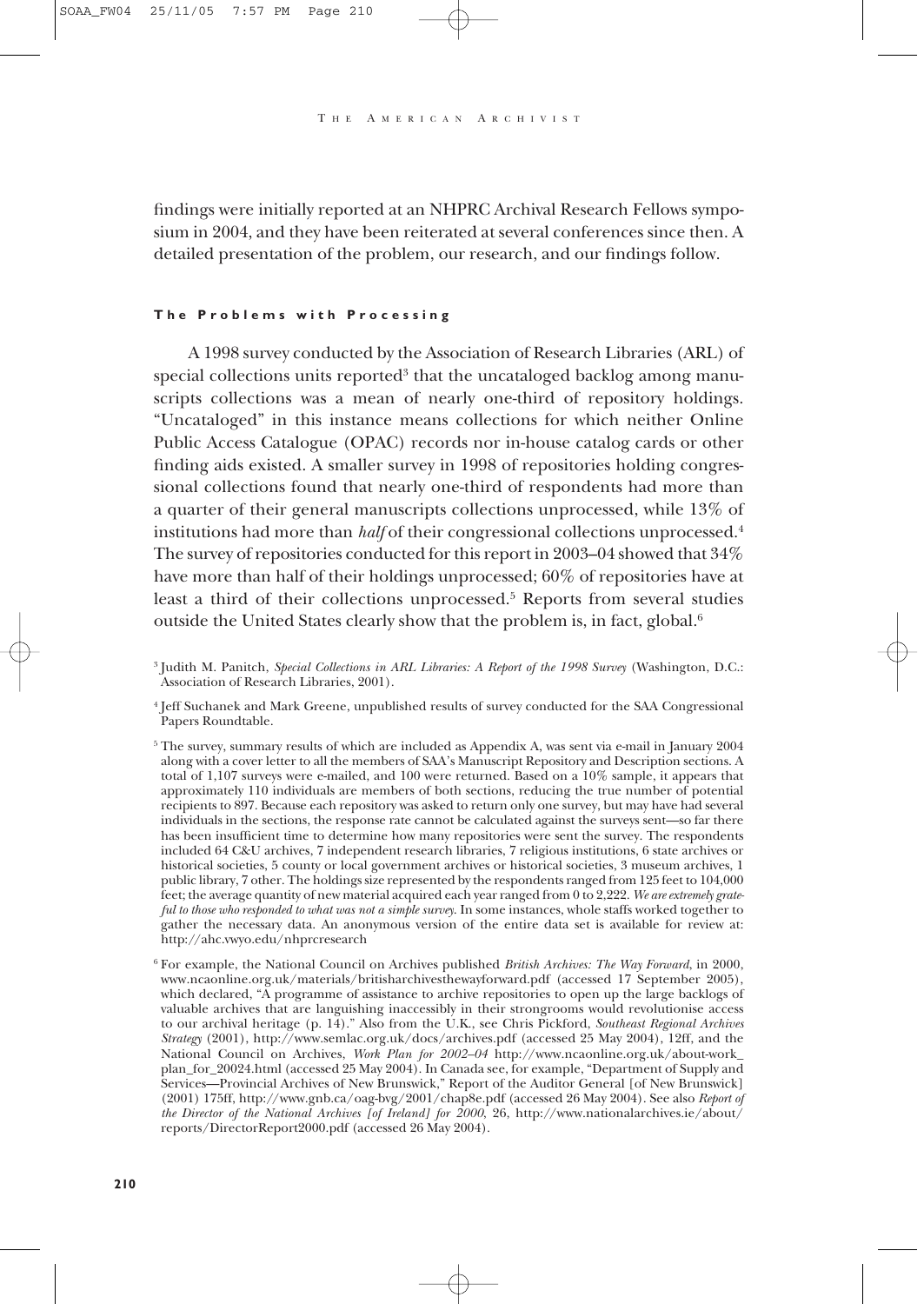findings were initially reported at an NHPRC Archival Research Fellows symposium in 2004, and they have been reiterated at several conferences since then. A detailed presentation of the problem, our research, and our findings follow.

#### The Problems with Processing

A 1998 survey conducted by the Association of Research Libraries (ARL) of special collections units reported[3] that the uncataloged backlog among manuscripts collections was a mean of nearly one-third of repository holdings. "Uncataloged" in this instance means collections for which neither Online Public Access Catalogue (OPAC) records nor in-house catalog cards or other finding aids existed. A smaller survey in 1998 of repositories holding congressional collections found that nearly one-third of respondents had more than a quarter of their general manuscripts collections unprocessed, while 13% of institutions had more than *half* of their congressional collections unprocessed.[4] The survey of repositories conducted for this report in 2003–04 showed that 34% have more than half of their holdings unprocessed; 60% of repositories have at least a third of their collections unprocessed.[5] Reports from several studies outside the United States clearly show that the problem is, in fact, global.[6]

[3] Judith M. Panitch, *Special Collections in ARL Libraries: A Report of the 1998 Survey* (Washington, D.C.: Association of Research Libraries, 2001).

[4] Jeff Suchanek and Mark Greene, unpublished results of survey conducted for the SAA Congressional Papers Roundtable.

[5] The survey, summary results of which are included as Appendix A, was sent via e-mail in January 2004 along with a cover letter to all the members of SAA's Manuscript Repository and Description sections. A total of 1,107 surveys were e-mailed, and 100 were returned. Based on a 10% sample, it appears that approximately 110 individuals are members of both sections, reducing the true number of potential recipients to 897. Because each repository was asked to return only one survey, but may have had several individuals in the sections, the response rate cannot be calculated against the surveys sent—so far there has been insufficient time to determine how many repositories were sent the survey. The respondents included 64 C&U archives, 7 independent research libraries, 7 religious institutions, 6 state archives or historical societies, 5 county or local government archives or historical societies, 3 museum archives, 1 public library, 7 other. The holdings size represented by the respondents ranged from 125 feet to 104,000 feet; the average quantity of new material acquired each year ranged from 0 to 2,222. *We are extremely grateful to those who responded to what was not a simple survey.* In some instances, whole staffs worked together to gather the necessary data. An anonymous version of the entire data set is available for review at: http://ahc.uwyo.edu/nhprcresearch

[6] For example, the National Council on Archives published *British Archives: The Way Forward*, in 2000, www.ncaonline.org.uk/materials/britisharchivesthewayforward.pdf (accessed 17 September 2005), which declared, "A programme of assistance to archive repositories to open up the large backlogs of valuable archives that are languishing inaccessibly in their strongrooms would revolutionise access to our archival heritage (p. 14)." Also from the U.K., see Chris Pickford, *Southeast Regional Archives Strategy* (2001), http://www.semlac.org.uk/docs/archives.pdf (accessed 25 May 2004), 12ff, and the National Council on Archives, *Work Plan for 2002–04* http://www.ncaonline.org.uk/about-work_plan_for_20024.html (accessed 25 May 2004). In Canada see, for example, "Department of Supply and Services—Provincial Archives of New Brunswick," Report of the Auditor General [of New Brunswick] (2001) 175ff, http://www.gnb.ca/oag-bvg/2001/chap8e.pdf (accessed 26 May 2004). See also *Report of the Director of the National Archives [of Ireland] for 2000*, 26, http://www.nationalarchives.ie/about/reports/DirectorReport2000.pdf (accessed 26 May 2004).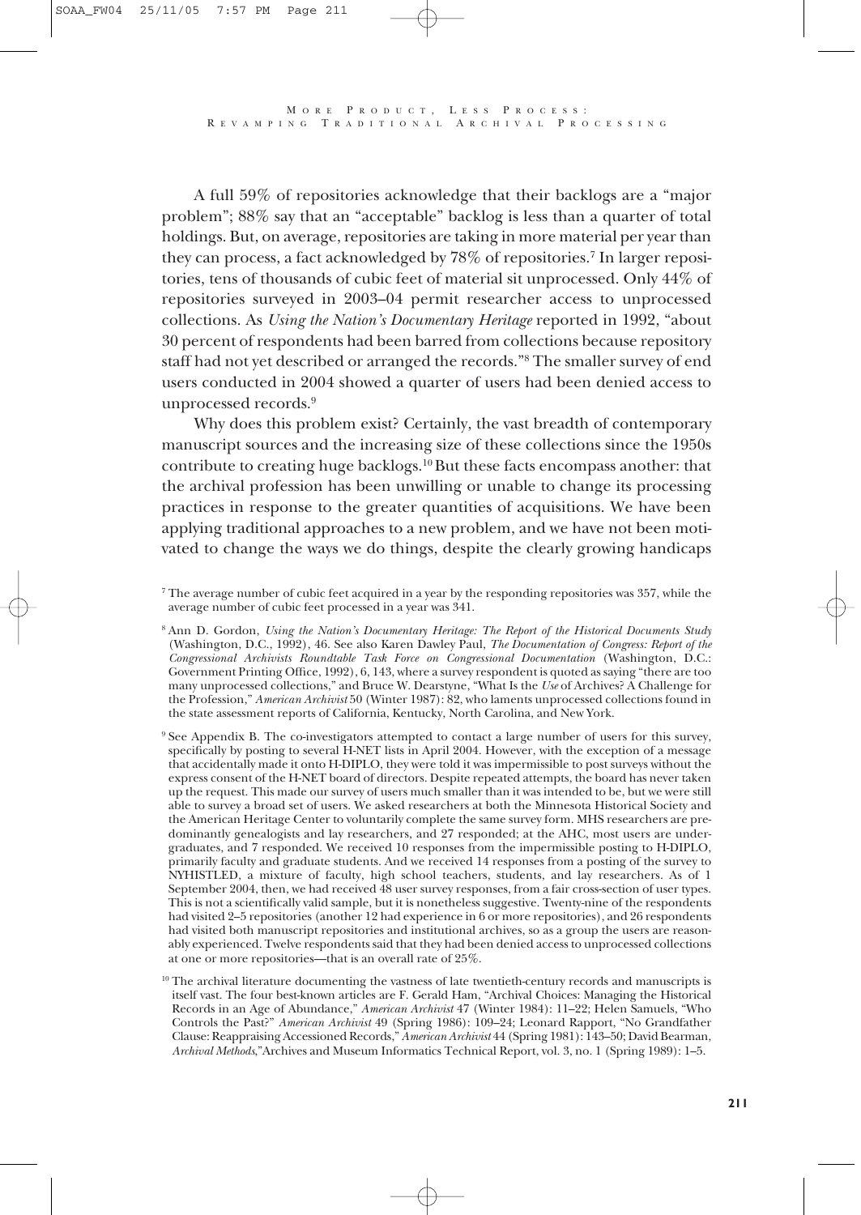A full 59% of repositories acknowledge that their backlogs are a "major problem"; 88% say that an "acceptable" backlog is less than a quarter of total holdings. But, on average, repositories are taking in more material per year than they can process, a fact acknowledged by 78% of repositories.[7] In larger repositories, tens of thousands of cubic feet of material sit unprocessed. Only 44% of repositories surveyed in 2003–04 permit researcher access to unprocessed collections. As *Using the Nation's Documentary Heritage* reported in 1992, "about 30 percent of respondents had been barred from collections because repository staff had not yet described or arranged the records."[8] The smaller survey of end users conducted in 2004 showed a quarter of users had been denied access to unprocessed records.[9]

Why does this problem exist? Certainly, the vast breadth of contemporary manuscript sources and the increasing size of these collections since the 1950s contribute to creating huge backlogs.[10] But these facts encompass another: that the archival profession has been unwilling or unable to change its processing practices in response to the greater quantities of acquisitions. We have been applying traditional approaches to a new problem, and we have not been motivated to change the ways we do things, despite the clearly growing handicaps

---

[7] The average number of cubic feet acquired in a year by the responding repositories was 357, while the average number of cubic feet processed in a year was 341.

[8] Ann D. Gordon, *Using the Nation's Documentary Heritage: The Report of the Historical Documents Study* (Washington, D.C., 1992), 46. See also Karen Dawley Paul, *The Documentation of Congress: Report of the Congressional Archivists Roundtable Task Force on Congressional Documentation* (Washington, D.C.: Government Printing Office, 1992), 6, 143, where a survey respondent is quoted as saying "there are too many unprocessed collections," and Bruce W. Dearstyne, "What Is the *Use* of Archives? A Challenge for the Profession," *American Archivist* 50 (Winter 1987): 82, who laments unprocessed collections found in the state assessment reports of California, Kentucky, North Carolina, and New York.

[9] See Appendix B. The co-investigators attempted to contact a large number of users for this survey, specifically by posting to several H-NET lists in April 2004. However, with the exception of a message that accidentally made it onto H-DIPLO, they were told it was impermissible to post surveys without the express consent of the H-NET board of directors. Despite repeated attempts, the board has never taken up the request. This made our survey of users much smaller than it was intended to be, but we were still able to survey a broad set of users. We asked researchers at both the Minnesota Historical Society and the American Heritage Center to voluntarily complete the same survey form. MHS researchers are predominantly genealogists and lay researchers, and 27 responded; at the AHC, most users are undergraduates, and 7 responded. We received 10 responses from the impermissible posting to H-DIPLO, primarily faculty and graduate students. And we received 14 responses from a posting of the survey to NYHISTLED, a mixture of faculty, high school teachers, students, and lay researchers. As of 1 September 2004, then, we had received 48 user survey responses, from a fair cross-section of user types. This is not a scientifically valid sample, but it is nonetheless suggestive. Twenty-nine of the respondents had visited 2–5 repositories (another 12 had experience in 6 or more repositories), and 26 respondents had visited both manuscript repositories and institutional archives, so as a group the users are reasonably experienced. Twelve respondents said that they had been denied access to unprocessed collections at one or more repositories—that is an overall rate of 25%.

[10] The archival literature documenting the vastness of late twentieth-century records and manuscripts is itself vast. The four best-known articles are F. Gerald Ham, "Archival Choices: Managing the Historical Records in an Age of Abundance," *American Archivist* 47 (Winter 1984): 11–22; Helen Samuels, "Who Controls the Past?" *American Archivist* 49 (Spring 1986): 109–24; Leonard Rapport, "No Grandfather Clause: Reappraising Accessioned Records," *American Archivist* 44 (Spring 1981): 143–50; David Bearman, *Archival Methods*,"Archives and Museum Informatics Technical Report, vol. 3, no. 1 (Spring 1989): 1–5.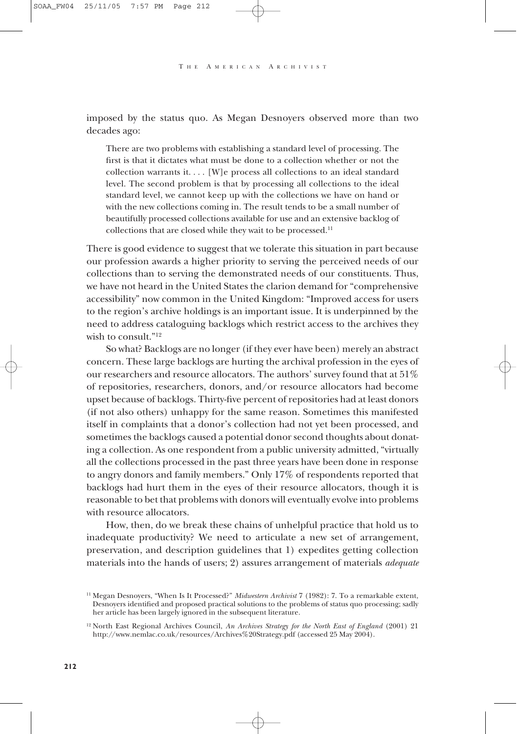imposed by the status quo. As Megan Desnoyers observed more than two decades ago:

> There are two problems with establishing a standard level of processing. The first is that it dictates what must be done to a collection whether or not the collection warrants it. . . . [W]e process all collections to an ideal standard level. The second problem is that by processing all collections to the ideal standard level, we cannot keep up with the collections we have on hand or with the new collections coming in. The result tends to be a small number of beautifully processed collections available for use and an extensive backlog of collections that are closed while they wait to be processed.[11]

There is good evidence to suggest that we tolerate this situation in part because our profession awards a higher priority to serving the perceived needs of our collections than to serving the demonstrated needs of our constituents. Thus, we have not heard in the United States the clarion demand for "comprehensive accessibility" now common in the United Kingdom: "Improved access for users to the region's archive holdings is an important issue. It is underpinned by the need to address cataloguing backlogs which restrict access to the archives they wish to consult."[12]

So what? Backlogs are no longer (if they ever have been) merely an abstract concern. These large backlogs are hurting the archival profession in the eyes of our researchers and resource allocators. The authors' survey found that at 51% of repositories, researchers, donors, and/or resource allocators had become upset because of backlogs. Thirty-five percent of repositories had at least donors (if not also others) unhappy for the same reason. Sometimes this manifested itself in complaints that a donor's collection had not yet been processed, and sometimes the backlogs caused a potential donor second thoughts about donating a collection. As one respondent from a public university admitted, "virtually all the collections processed in the past three years have been done in response to angry donors and family members." Only 17% of respondents reported that backlogs had hurt them in the eyes of their resource allocators, though it is reasonable to bet that problems with donors will eventually evolve into problems with resource allocators.

How, then, do we break these chains of unhelpful practice that hold us to inadequate productivity? We need to articulate a new set of arrangement, preservation, and description guidelines that 1) expedites getting collection materials into the hands of users; 2) assures arrangement of materials *adequate*

---

[11] Megan Desnoyers, "When Is It Processed?" *Midwestern Archivist* 7 (1982): 7. To a remarkable extent, Desnoyers identified and proposed practical solutions to the problems of status quo processing; sadly her article has been largely ignored in the subsequent literature.

[12] North East Regional Archives Council, *An Archives Strategy for the North East of England* (2001) 21 http://www.nemlac.co.uk/resources/Archives%20Strategy.pdf (accessed 25 May 2004).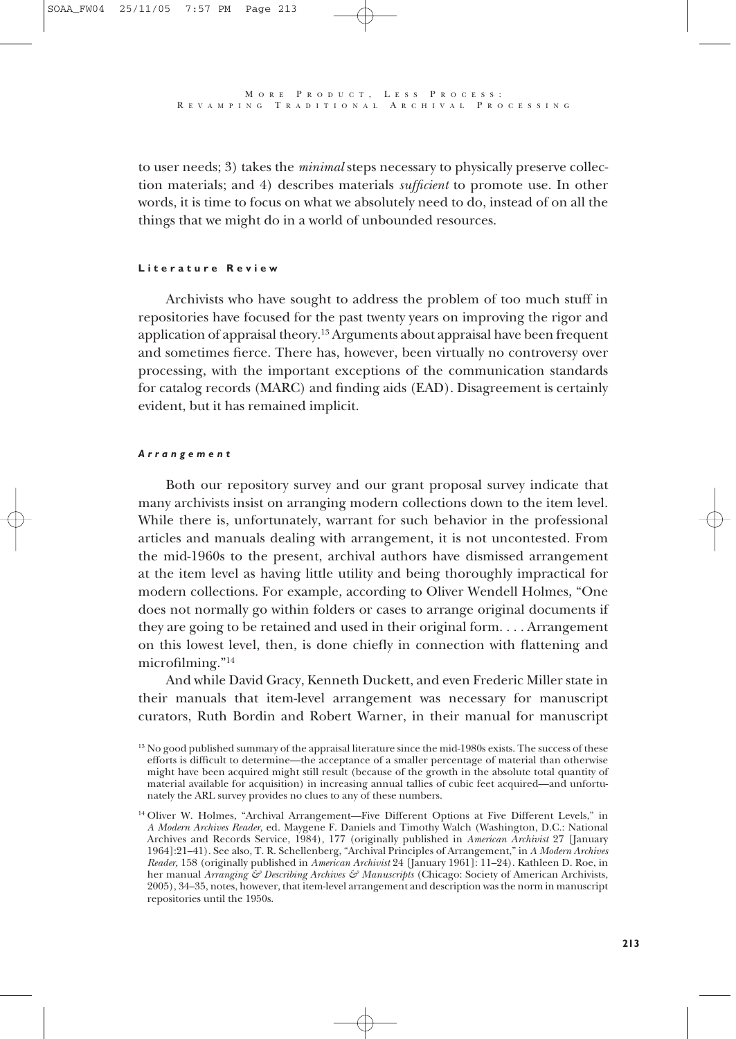to user needs; 3) takes the *minimal* steps necessary to physically preserve collection materials; and 4) describes materials *sufficient* to promote use. In other words, it is time to focus on what we absolutely need to do, instead of on all the things that we might do in a world of unbounded resources.

#### Literature Review

Archivists who have sought to address the problem of too much stuff in repositories have focused for the past twenty years on improving the rigor and application of appraisal theory.[13] Arguments about appraisal have been frequent and sometimes fierce. There has, however, been virtually no controversy over processing, with the important exceptions of the communication standards for catalog records (MARC) and finding aids (EAD). Disagreement is certainly evident, but it has remained implicit.

##### *Arrangement*

Both our repository survey and our grant proposal survey indicate that many archivists insist on arranging modern collections down to the item level. While there is, unfortunately, warrant for such behavior in the professional articles and manuals dealing with arrangement, it is not uncontested. From the mid-1960s to the present, archival authors have dismissed arrangement at the item level as having little utility and being thoroughly impractical for modern collections. For example, according to Oliver Wendell Holmes, "One does not normally go within folders or cases to arrange original documents if they are going to be retained and used in their original form. . . . Arrangement on this lowest level, then, is done chiefly in connection with flattening and microfilming."[14]

And while David Gracy, Kenneth Duckett, and even Frederic Miller state in their manuals that item-level arrangement was necessary for manuscript curators, Ruth Bordin and Robert Warner, in their manual for manuscript

[13] No good published summary of the appraisal literature since the mid-1980s exists. The success of these efforts is difficult to determine—the acceptance of a smaller percentage of material than otherwise might have been acquired might still result (because of the growth in the absolute total quantity of material available for acquisition) in increasing annual tallies of cubic feet acquired—and unfortunately the ARL survey provides no clues to any of these numbers.

[14] Oliver W. Holmes, "Archival Arrangement—Five Different Options at Five Different Levels," in *A Modern Archives Reader,* ed. Maygene F. Daniels and Timothy Walch (Washington, D.C.: National Archives and Records Service, 1984), 177 (originally published in *American Archivist* 27 [January 1964]:21–41). See also, T. R. Schellenberg, "Archival Principles of Arrangement," in *A Modern Archives Reader,* 158 (originally published in *American Archivist* 24 [January 1961]: 11–24). Kathleen D. Roe, in her manual *Arranging & Describing Archives & Manuscripts* (Chicago: Society of American Archivists, 2005), 34–35, notes, however, that item-level arrangement and description was the norm in manuscript repositories until the 1950s.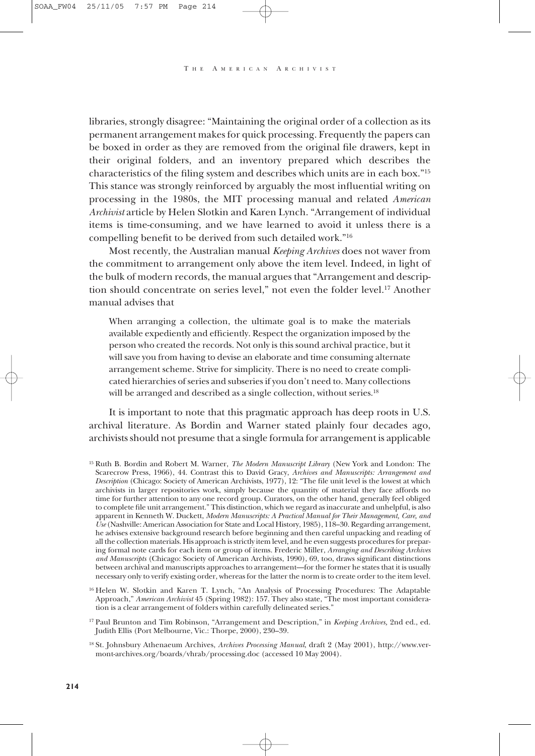libraries, strongly disagree: "Maintaining the original order of a collection as its permanent arrangement makes for quick processing. Frequently the papers can be boxed in order as they are removed from the original file drawers, kept in their original folders, and an inventory prepared which describes the characteristics of the filing system and describes which units are in each box."[15] This stance was strongly reinforced by arguably the most influential writing on processing in the 1980s, the MIT processing manual and related *American Archivist* article by Helen Slotkin and Karen Lynch. "Arrangement of individual items is time-consuming, and we have learned to avoid it unless there is a compelling benefit to be derived from such detailed work."[16]

Most recently, the Australian manual *Keeping Archives* does not waver from the commitment to arrangement only above the item level. Indeed, in light of the bulk of modern records, the manual argues that "Arrangement and description should concentrate on series level," not even the folder level.[17] Another manual advises that

> When arranging a collection, the ultimate goal is to make the materials available expediently and efficiently. Respect the organization imposed by the person who created the records. Not only is this sound archival practice, but it will save you from having to devise an elaborate and time consuming alternate arrangement scheme. Strive for simplicity. There is no need to create complicated hierarchies of series and subseries if you don't need to. Many collections will be arranged and described as a single collection, without series.[18]

It is important to note that this pragmatic approach has deep roots in U.S. archival literature. As Bordin and Warner stated plainly four decades ago, archivists should not presume that a single formula for arrangement is applicable

---

[15] Ruth B. Bordin and Robert M. Warner, *The Modern Manuscript Library* (New York and London: The Scarecrow Press, 1966), 44. Contrast this to David Gracy, *Archives and Manuscripts: Arrangement and Description* (Chicago: Society of American Archivists, 1977), 12: "The file unit level is the lowest at which archivists in larger repositories work, simply because the quantity of material they face affords no time for further attention to any one record group. Curators, on the other hand, generally feel obliged to complete file unit arrangement." This distinction, which we regard as inaccurate and unhelpful, is also apparent in Kenneth W. Duckett, *Modern Manuscripts: A Practical Manual for Their Management, Care, and Use* (Nashville: American Association for State and Local History, 1985), 118–30. Regarding arrangement, he advises extensive background research before beginning and then careful unpacking and reading of all the collection materials. His approach is strictly item level, and he even suggests procedures for preparing formal note cards for each item or group of items. Frederic Miller, *Arranging and Describing Archives and Manuscripts* (Chicago: Society of American Archivists, 1990), 69, too, draws significant distinctions between archival and manuscripts approaches to arrangement—for the former he states that it is usually necessary only to verify existing order, whereas for the latter the norm is to create order to the item level.

[16] Helen W. Slotkin and Karen T. Lynch, "An Analysis of Processing Procedures: The Adaptable Approach," *American Archivist* 45 (Spring 1982): 157. They also state, "The most important consideration is a clear arrangement of folders within carefully delineated series."

[17] Paul Brunton and Tim Robinson, "Arrangement and Description," in *Keeping Archives,* 2nd ed., ed. Judith Ellis (Port Melbourne, Vic.: Thorpe, 2000), 230–39.

[18] St. Johnsbury Athenaeum Archives, *Archives Processing Manual*, draft 2 (May 2001), http://www.vermont-archives.org/boards/vhrab/processing.doc (accessed 10 May 2004).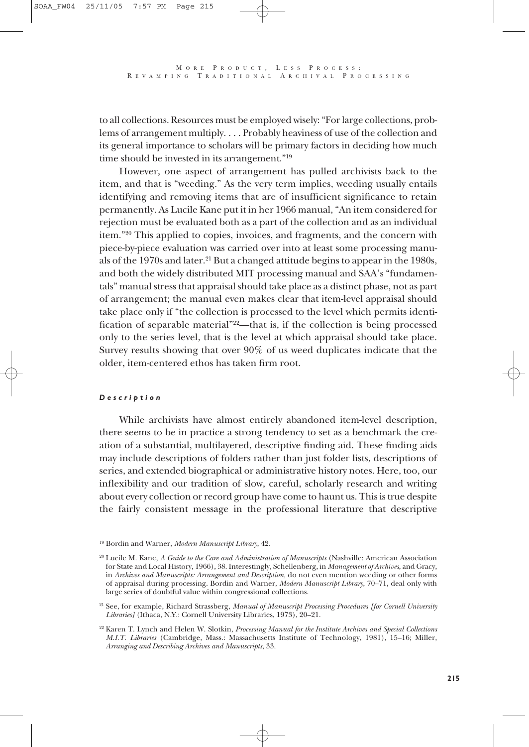to all collections. Resources must be employed wisely: "For large collections, problems of arrangement multiply. . . . Probably heaviness of use of the collection and its general importance to scholars will be primary factors in deciding how much time should be invested in its arrangement."[19]

However, one aspect of arrangement has pulled archivists back to the item, and that is "weeding." As the very term implies, weeding usually entails identifying and removing items that are of insufficient significance to retain permanently. As Lucile Kane put it in her 1966 manual, "An item considered for rejection must be evaluated both as a part of the collection and as an individual item."[20] This applied to copies, invoices, and fragments, and the concern with piece-by-piece evaluation was carried over into at least some processing manuals of the 1970s and later.[21] But a changed attitude begins to appear in the 1980s, and both the widely distributed MIT processing manual and SAA's "fundamentals" manual stress that appraisal should take place as a distinct phase, not as part of arrangement; the manual even makes clear that item-level appraisal should take place only if "the collection is processed to the level which permits identification of separable material"[22]—that is, if the collection is being processed only to the series level, that is the level at which appraisal should take place. Survey results showing that over 90% of us weed duplicates indicate that the older, item-centered ethos has taken firm root.

#### *Description*

While archivists have almost entirely abandoned item-level description, there seems to be in practice a strong tendency to set as a benchmark the creation of a substantial, multilayered, descriptive finding aid. These finding aids may include descriptions of folders rather than just folder lists, descriptions of series, and extended biographical or administrative history notes. Here, too, our inflexibility and our tradition of slow, careful, scholarly research and writing about every collection or record group have come to haunt us. This is true despite the fairly consistent message in the professional literature that descriptive

---

[19] Bordin and Warner, *Modern Manuscript Library*, 42.

[20] Lucile M. Kane, *A Guide to the Care and Administration of Manuscripts* (Nashville: American Association for State and Local History, 1966), 38. Interestingly, Schellenberg, in *Management of Archives*, and Gracy, in *Archives and Manuscripts: Arrangement and Description,* do not even mention weeding or other forms of appraisal during processing. Bordin and Warner, *Modern Manuscript Library*, 70–71, deal only with large series of doubtful value within congressional collections.

[21] See, for example, Richard Strassberg, *Manual of Manuscript Processing Procedures [for Cornell University Libraries]* (Ithaca, N.Y.: Cornell University Libraries, 1973), 20–21.

[22] Karen T. Lynch and Helen W. Slotkin, *Processing Manual for the Institute Archives and Special Collections M.I.T. Libraries* (Cambridge, Mass.: Massachusetts Institute of Technology, 1981), 15–16; Miller, *Arranging and Describing Archives and Manuscripts*, 33.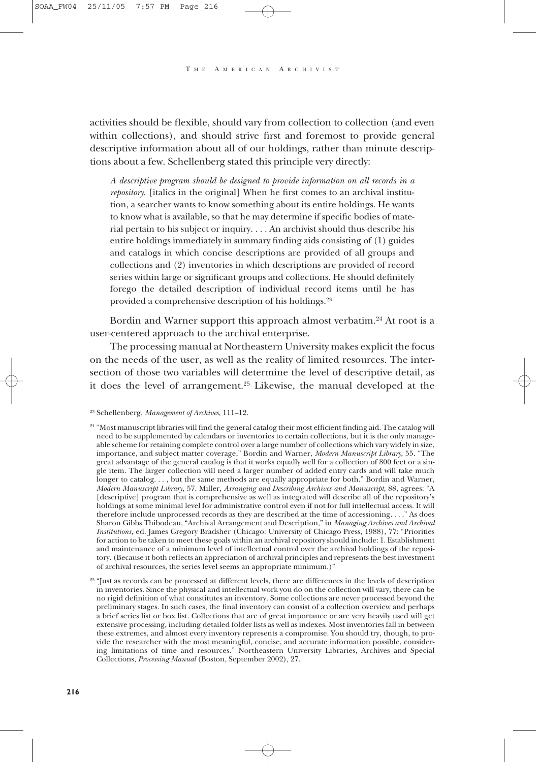activities should be flexible, should vary from collection to collection (and even within collections), and should strive first and foremost to provide general descriptive information about all of our holdings, rather than minute descriptions about a few. Schellenberg stated this principle very directly:

> *A descriptive program should be designed to provide information on all records in a repository.* [italics in the original] When he first comes to an archival institution, a searcher wants to know something about its entire holdings. He wants to know what is available, so that he may determine if specific bodies of material pertain to his subject or inquiry. . . . An archivist should thus describe his entire holdings immediately in summary finding aids consisting of (1) guides and catalogs in which concise descriptions are provided of all groups and collections and (2) inventories in which descriptions are provided of record series within large or significant groups and collections. He should definitely forego the detailed description of individual record items until he has provided a comprehensive description of his holdings.[23]

Bordin and Warner support this approach almost verbatim.[24] At root is a user-centered approach to the archival enterprise.

The processing manual at Northeastern University makes explicit the focus on the needs of the user, as well as the reality of limited resources. The intersection of those two variables will determine the level of descriptive detail, as it does the level of arrangement.[25] Likewise, the manual developed at the

---

[23] Schellenberg, *Management of Archives*, 111–12.

[24] "Most manuscript libraries will find the general catalog their most efficient finding aid. The catalog will need to be supplemented by calendars or inventories to certain collections, but it is the only manageable scheme for retaining complete control over a large number of collections which vary widely in size, importance, and subject matter coverage," Bordin and Warner, *Modern Manuscript Library*, 55. "The great advantage of the general catalog is that it works equally well for a collection of 800 feet or a single item. The larger collection will need a larger number of added entry cards and will take much longer to catalog. . . , but the same methods are equally appropriate for both." Bordin and Warner, *Modern Manuscript Library*, 57. Miller, *Arranging and Describing Archives and Manuscripts*, 88, agrees: "A [descriptive] program that is comprehensive as well as integrated will describe all of the repository's holdings at some minimal level for administrative control even if not for full intellectual access. It will therefore include unprocessed records as they are described at the time of accessioning. . . ." As does Sharon Gibbs Thibodeau, "Archival Arrangement and Description," in *Managing Archives and Archival Institutions*, ed. James Gregory Bradsher (Chicago: University of Chicago Press, 1988), 77: "Priorities for action to be taken to meet these goals within an archival repository should include: 1. Establishment and maintenance of a minimum level of intellectual control over the archival holdings of the repository. (Because it both reflects an appreciation of archival principles and represents the best investment of archival resources, the series level seems an appropriate minimum.)"

[25] "Just as records can be processed at different levels, there are differences in the levels of description in inventories. Since the physical and intellectual work you do on the collection will vary, there can be no rigid definition of what constitutes an inventory. Some collections are never processed beyond the preliminary stages. In such cases, the final inventory can consist of a collection overview and perhaps a brief series list or box list. Collections that are of great importance or are very heavily used will get extensive processing, including detailed folder lists as well as indexes. Most inventories fall in between these extremes, and almost every inventory represents a compromise. You should try, though, to provide the researcher with the most meaningful, concise, and accurate information possible, considering limitations of time and resources." Northeastern University Libraries, Archives and Special Collections, *Processing Manual* (Boston, September 2002), 27.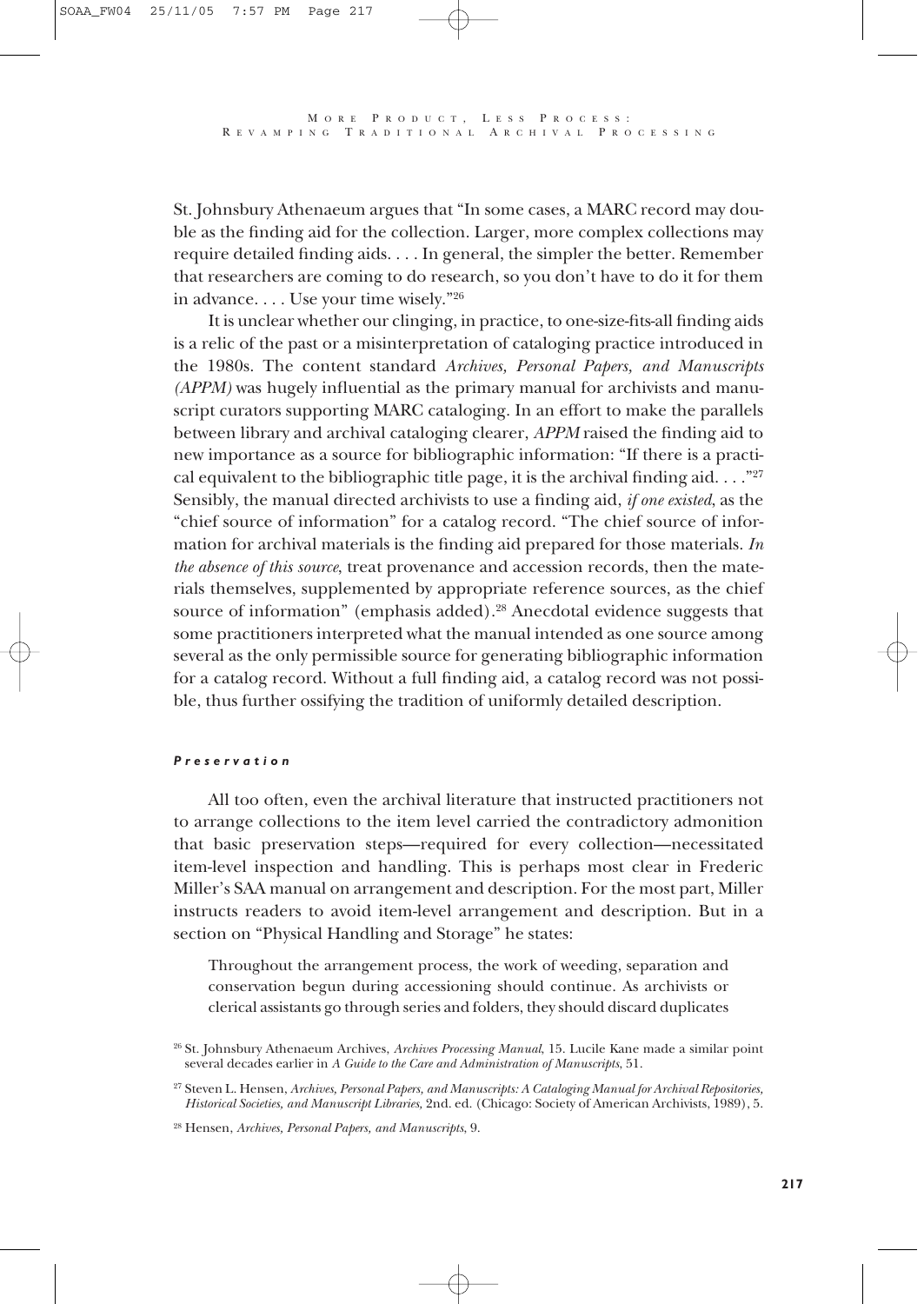St. Johnsbury Athenaeum argues that "In some cases, a MARC record may double as the finding aid for the collection. Larger, more complex collections may require detailed finding aids. . . . In general, the simpler the better. Remember that researchers are coming to do research, so you don't have to do it for them in advance. . . . Use your time wisely."[26]

It is unclear whether our clinging, in practice, to one-size-fits-all finding aids is a relic of the past or a misinterpretation of cataloging practice introduced in the 1980s. The content standard *Archives, Personal Papers, and Manuscripts (APPM)* was hugely influential as the primary manual for archivists and manuscript curators supporting MARC cataloging. In an effort to make the parallels between library and archival cataloging clearer, *APPM* raised the finding aid to new importance as a source for bibliographic information: "If there is a practical equivalent to the bibliographic title page, it is the archival finding aid. . . ."[27] Sensibly, the manual directed archivists to use a finding aid, *if one existed*, as the "chief source of information" for a catalog record. "The chief source of information for archival materials is the finding aid prepared for those materials. *In the absence of this source*, treat provenance and accession records, then the materials themselves, supplemented by appropriate reference sources, as the chief source of information" (emphasis added).[28] Anecdotal evidence suggests that some practitioners interpreted what the manual intended as one source among several as the only permissible source for generating bibliographic information for a catalog record. Without a full finding aid, a catalog record was not possible, thus further ossifying the tradition of uniformly detailed description.

#### *Preservation*

All too often, even the archival literature that instructed practitioners not to arrange collections to the item level carried the contradictory admonition that basic preservation steps—required for every collection—necessitated item-level inspection and handling. This is perhaps most clear in Frederic Miller's SAA manual on arrangement and description. For the most part, Miller instructs readers to avoid item-level arrangement and description. But in a section on "Physical Handling and Storage" he states:

> Throughout the arrangement process, the work of weeding, separation and conservation begun during accessioning should continue. As archivists or clerical assistants go through series and folders, they should discard duplicates

[26] St. Johnsbury Athenaeum Archives, *Archives Processing Manual*, 15. Lucile Kane made a similar point several decades earlier in *A Guide to the Care and Administration of Manuscripts*, 51.

[27] Steven L. Hensen, *Archives, Personal Papers, and Manuscripts: A Cataloging Manual for Archival Repositories, Historical Societies, and Manuscript Libraries*, 2nd. ed. (Chicago: Society of American Archivists, 1989), 5.

[28] Hensen, *Archives, Personal Papers, and Manuscripts*, 9.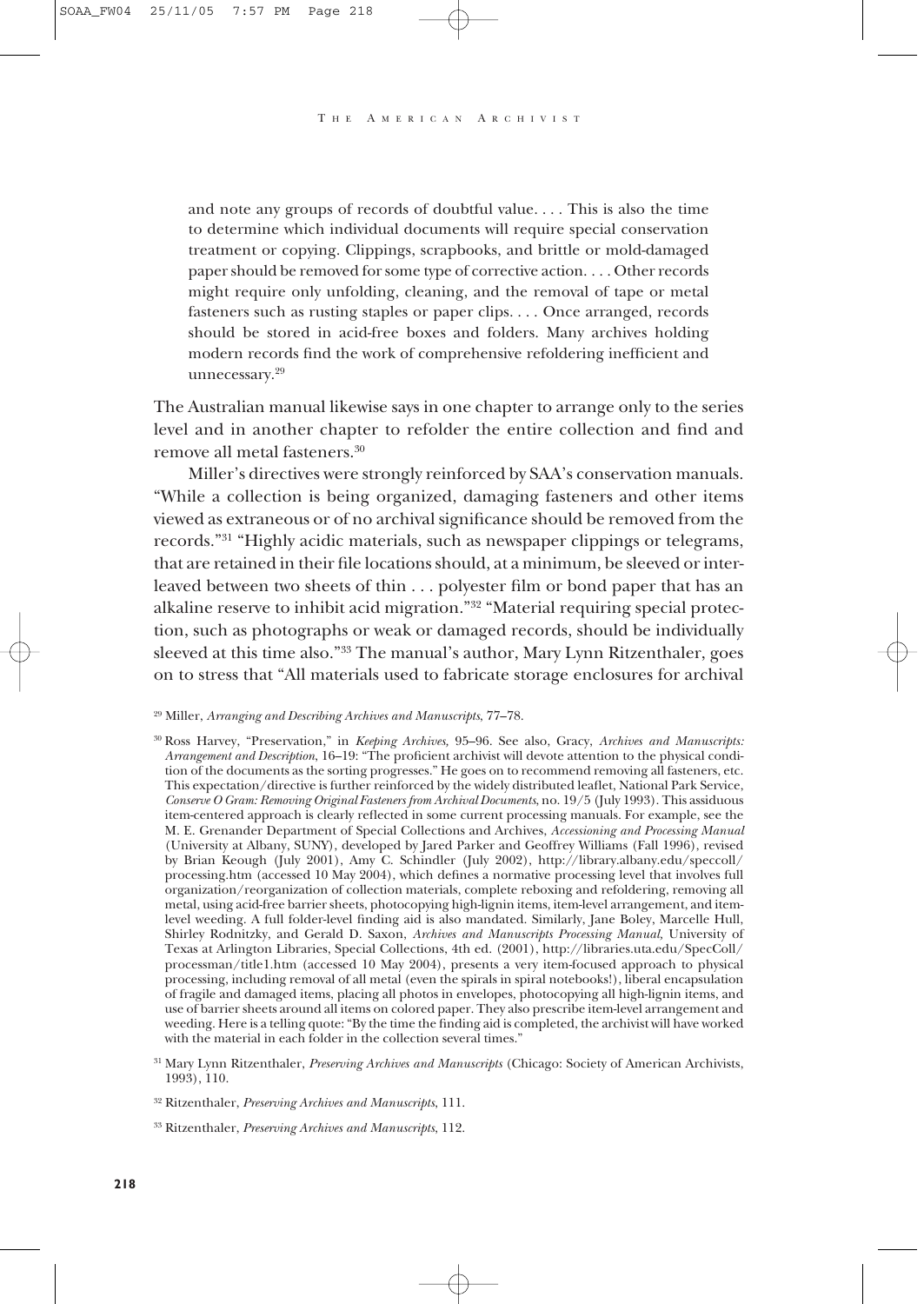> and note any groups of records of doubtful value. . . . This is also the time to determine which individual documents will require special conservation treatment or copying. Clippings, scrapbooks, and brittle or mold-damaged paper should be removed for some type of corrective action. . . . Other records might require only unfolding, cleaning, and the removal of tape or metal fasteners such as rusting staples or paper clips. . . . Once arranged, records should be stored in acid-free boxes and folders. Many archives holding modern records find the work of comprehensive refoldering inefficient and unnecessary.[29]

The Australian manual likewise says in one chapter to arrange only to the series level and in another chapter to refolder the entire collection and find and remove all metal fasteners.[30]

Miller's directives were strongly reinforced by SAA's conservation manuals. "While a collection is being organized, damaging fasteners and other items viewed as extraneous or of no archival significance should be removed from the records."[31] "Highly acidic materials, such as newspaper clippings or telegrams, that are retained in their file locations should, at a minimum, be sleeved or interleaved between two sheets of thin . . . polyester film or bond paper that has an alkaline reserve to inhibit acid migration."[32] "Material requiring special protection, such as photographs or weak or damaged records, should be individually sleeved at this time also."[33] The manual's author, Mary Lynn Ritzenthaler, goes on to stress that "All materials used to fabricate storage enclosures for archival

---

[29] Miller, *Arranging and Describing Archives and Manuscripts*, 77–78.

[30] Ross Harvey, "Preservation," in *Keeping Archives,* 95–96. See also, Gracy, *Archives and Manuscripts: Arrangement and Description*, 16–19: "The proficient archivist will devote attention to the physical condition of the documents as the sorting progresses." He goes on to recommend removing all fasteners, etc. This expectation/directive is further reinforced by the widely distributed leaflet, National Park Service, *Conserve O Gram: Removing Original Fasteners from Archival Documents*, no. 19/5 (July 1993). This assiduous item-centered approach is clearly reflected in some current processing manuals. For example, see the M. E. Grenander Department of Special Collections and Archives, *Accessioning and Processing Manual* (University at Albany, SUNY), developed by Jared Parker and Geoffrey Williams (Fall 1996), revised by Brian Keough (July 2001), Amy C. Schindler (July 2002), http://library.albany.edu/speccoll/processing.htm (accessed 10 May 2004), which defines a normative processing level that involves full organization/reorganization of collection materials, complete reboxing and refoldering, removing all metal, using acid-free barrier sheets, photocopying high-lignin items, item-level arrangement, and item-level weeding. A full folder-level finding aid is also mandated. Similarly, Jane Boley, Marcelle Hull, Shirley Rodnitzky, and Gerald D. Saxon, *Archives and Manuscripts Processing Manual*, University of Texas at Arlington Libraries, Special Collections, 4th ed. (2001), http://libraries.uta.edu/SpecColl/processman/title1.htm (accessed 10 May 2004), presents a very item-focused approach to physical processing, including removal of all metal (even the spirals in spiral notebooks!), liberal encapsulation of fragile and damaged items, placing all photos in envelopes, photocopying all high-lignin items, and use of barrier sheets around all items on colored paper. They also prescribe item-level arrangement and weeding. Here is a telling quote: "By the time the finding aid is completed, the archivist will have worked with the material in each folder in the collection several times."

[31] Mary Lynn Ritzenthaler, *Preserving Archives and Manuscripts* (Chicago: Society of American Archivists, 1993), 110.

[32] Ritzenthaler, *Preserving Archives and Manuscripts*, 111.

[33] Ritzenthaler, *Preserving Archives and Manuscripts*, 112.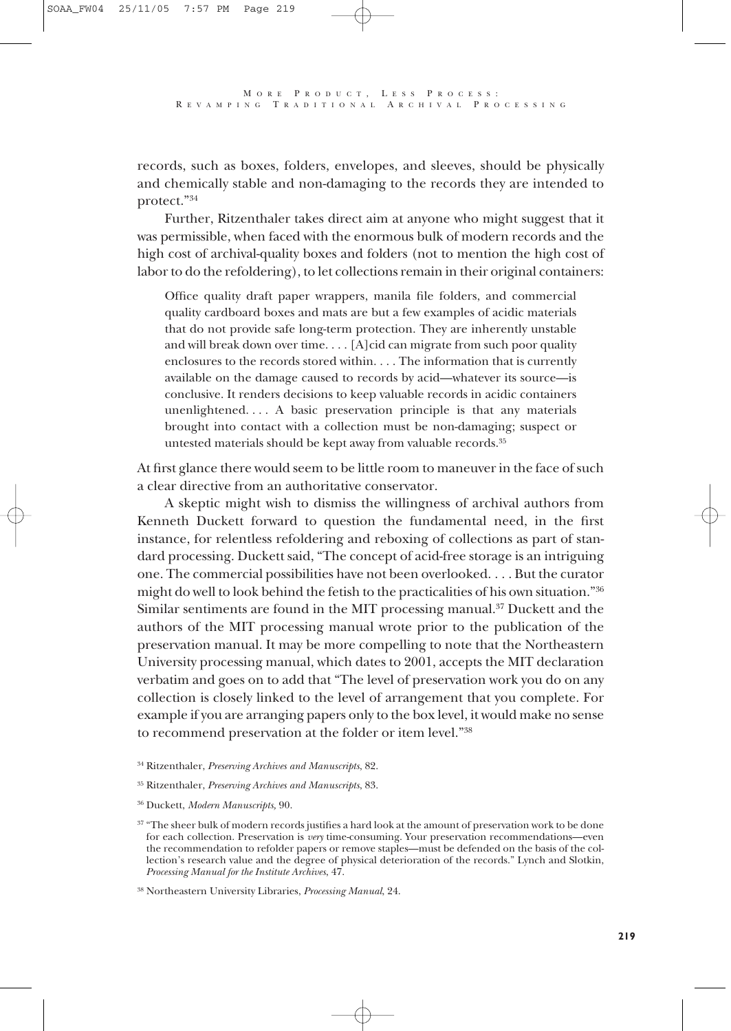records, such as boxes, folders, envelopes, and sleeves, should be physically and chemically stable and non-damaging to the records they are intended to protect."[34]

Further, Ritzenthaler takes direct aim at anyone who might suggest that it was permissible, when faced with the enormous bulk of modern records and the high cost of archival-quality boxes and folders (not to mention the high cost of labor to do the refoldering), to let collections remain in their original containers:

> Office quality draft paper wrappers, manila file folders, and commercial quality cardboard boxes and mats are but a few examples of acidic materials that do not provide safe long-term protection. They are inherently unstable and will break down over time. . . . [A]cid can migrate from such poor quality enclosures to the records stored within. . . . The information that is currently available on the damage caused to records by acid—whatever its source—is conclusive. It renders decisions to keep valuable records in acidic containers unenlightened. . . . A basic preservation principle is that any materials brought into contact with a collection must be non-damaging; suspect or untested materials should be kept away from valuable records.[35]

At first glance there would seem to be little room to maneuver in the face of such a clear directive from an authoritative conservator.

A skeptic might wish to dismiss the willingness of archival authors from Kenneth Duckett forward to question the fundamental need, in the first instance, for relentless refoldering and reboxing of collections as part of standard processing. Duckett said, "The concept of acid-free storage is an intriguing one. The commercial possibilities have not been overlooked. . . . But the curator might do well to look behind the fetish to the practicalities of his own situation."[36] Similar sentiments are found in the MIT processing manual.[37] Duckett and the authors of the MIT processing manual wrote prior to the publication of the preservation manual. It may be more compelling to note that the Northeastern University processing manual, which dates to 2001, accepts the MIT declaration verbatim and goes on to add that "The level of preservation work you do on any collection is closely linked to the level of arrangement that you complete. For example if you are arranging papers only to the box level, it would make no sense to recommend preservation at the folder or item level."[38]

---

[34] Ritzenthaler, *Preserving Archives and Manuscripts*, 82.

[35] Ritzenthaler, *Preserving Archives and Manuscripts*, 83.

[36] Duckett, *Modern Manuscripts*, 90.

[37] "The sheer bulk of modern records justifies a hard look at the amount of preservation work to be done for each collection. Preservation is *very* time-consuming. Your preservation recommendations—even the recommendation to refolder papers or remove staples—must be defended on the basis of the collection's research value and the degree of physical deterioration of the records." Lynch and Slotkin, *Processing Manual for the Institute Archives*, 47.

[38] Northeastern University Libraries, *Processing Manual*, 24.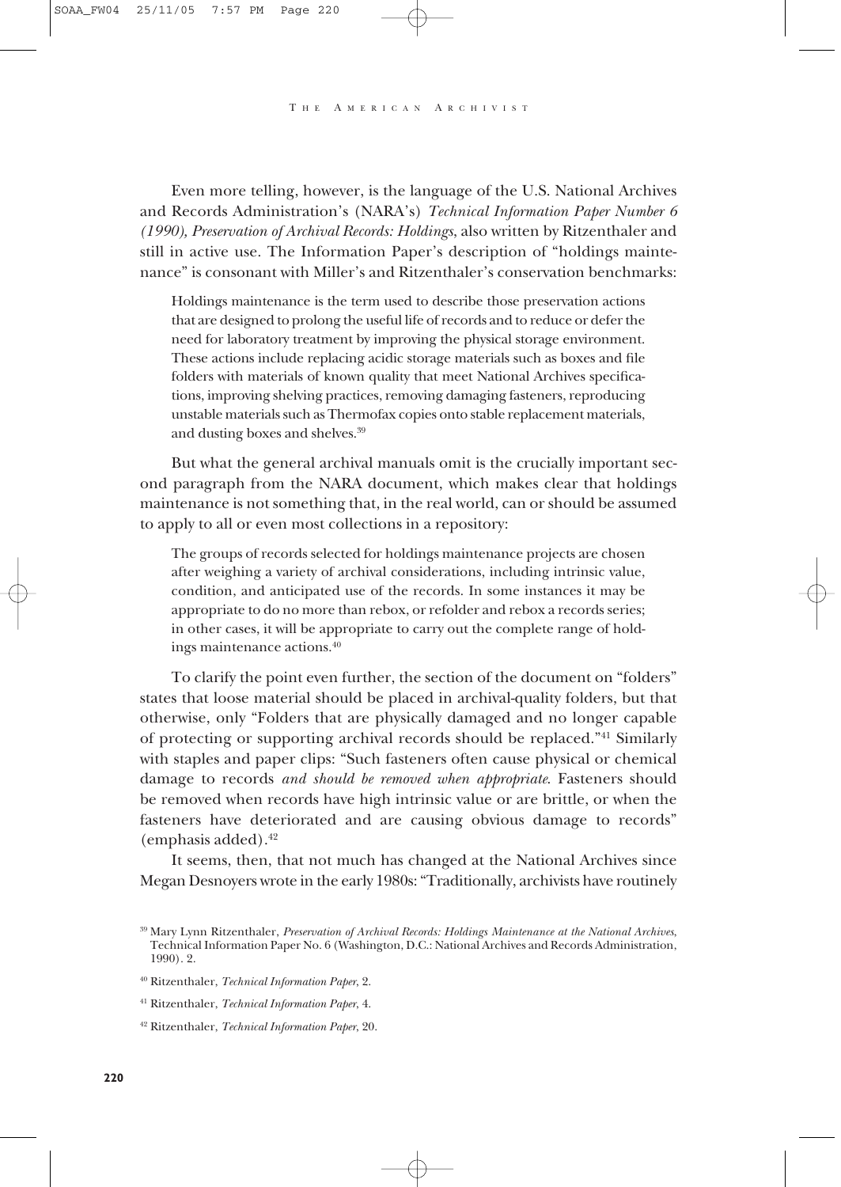Even more telling, however, is the language of the U.S. National Archives and Records Administration's (NARA's) *Technical Information Paper Number 6 (1990), Preservation of Archival Records: Holdings,* also written by Ritzenthaler and still in active use. The Information Paper's description of "holdings maintenance" is consonant with Miller's and Ritzenthaler's conservation benchmarks:

> Holdings maintenance is the term used to describe those preservation actions that are designed to prolong the useful life of records and to reduce or defer the need for laboratory treatment by improving the physical storage environment. These actions include replacing acidic storage materials such as boxes and file folders with materials of known quality that meet National Archives specifications, improving shelving practices, removing damaging fasteners, reproducing unstable materials such as Thermofax copies onto stable replacement materials, and dusting boxes and shelves.[39]

But what the general archival manuals omit is the crucially important second paragraph from the NARA document, which makes clear that holdings maintenance is not something that, in the real world, can or should be assumed to apply to all or even most collections in a repository:

> The groups of records selected for holdings maintenance projects are chosen after weighing a variety of archival considerations, including intrinsic value, condition, and anticipated use of the records. In some instances it may be appropriate to do no more than rebox, or refolder and rebox a records series; in other cases, it will be appropriate to carry out the complete range of holdings maintenance actions.[40]

To clarify the point even further, the section of the document on "folders" states that loose material should be placed in archival-quality folders, but that otherwise, only "Folders that are physically damaged and no longer capable of protecting or supporting archival records should be replaced."[41] Similarly with staples and paper clips: "Such fasteners often cause physical or chemical damage to records *and should be removed when appropriate.* Fasteners should be removed when records have high intrinsic value or are brittle, or when the fasteners have deteriorated and are causing obvious damage to records" (emphasis added).[42]

It seems, then, that not much has changed at the National Archives since Megan Desnoyers wrote in the early 1980s: "Traditionally, archivists have routinely

---

[39] Mary Lynn Ritzenthaler, *Preservation of Archival Records: Holdings Maintenance at the National Archives*, Technical Information Paper No. 6 (Washington, D.C.: National Archives and Records Administration, 1990). 2.

[40] Ritzenthaler, *Technical Information Paper*, 2.

[41] Ritzenthaler, *Technical Information Paper*, 4.

[42] Ritzenthaler, *Technical Information Paper*, 20.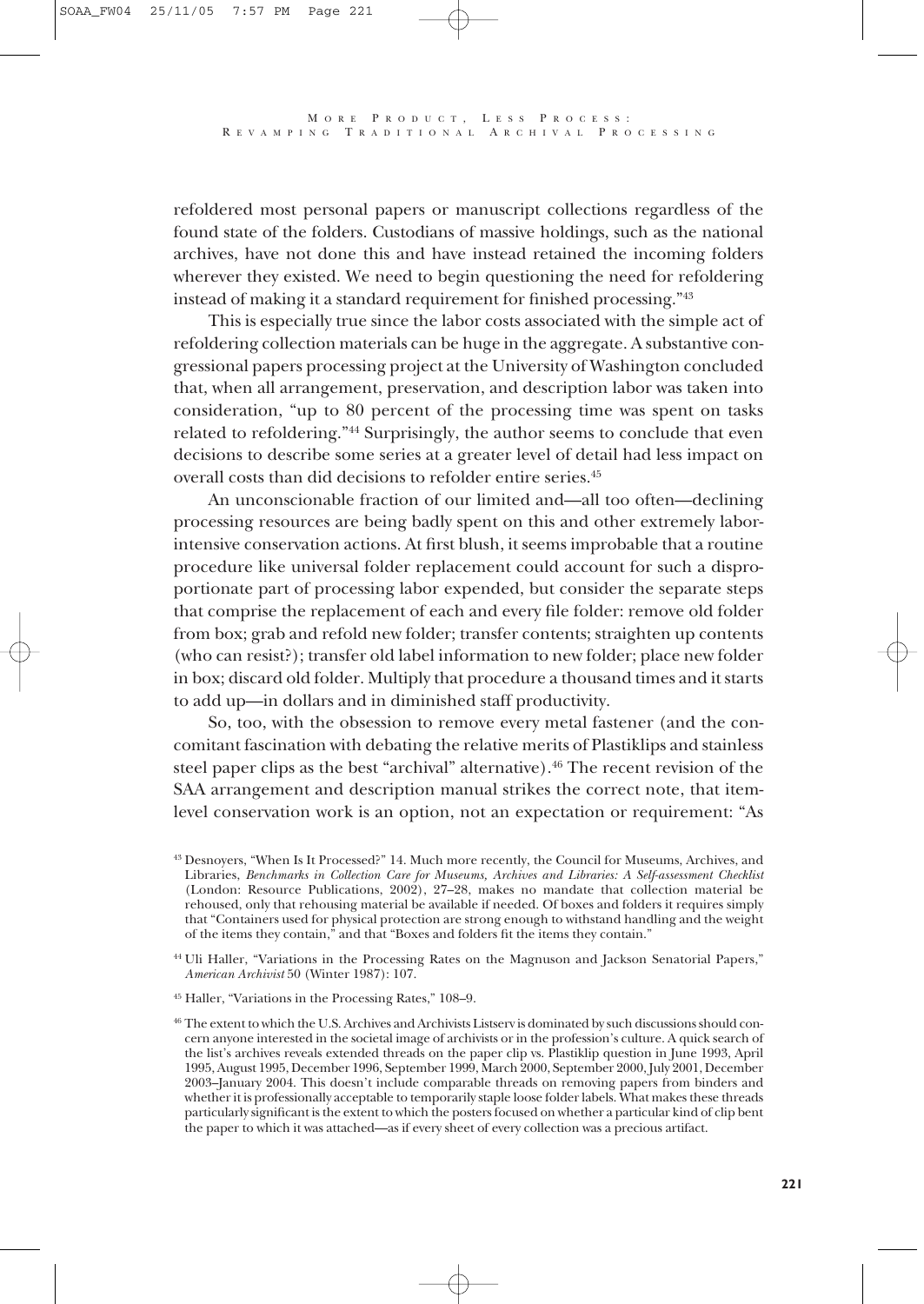refoldered most personal papers or manuscript collections regardless of the found state of the folders. Custodians of massive holdings, such as the national archives, have not done this and have instead retained the incoming folders wherever they existed. We need to begin questioning the need for refoldering instead of making it a standard requirement for finished processing."[43]

This is especially true since the labor costs associated with the simple act of refoldering collection materials can be huge in the aggregate. A substantive congressional papers processing project at the University of Washington concluded that, when all arrangement, preservation, and description labor was taken into consideration, "up to 80 percent of the processing time was spent on tasks related to refoldering."[44] Surprisingly, the author seems to conclude that even decisions to describe some series at a greater level of detail had less impact on overall costs than did decisions to refolder entire series.[45]

An unconscionable fraction of our limited and—all too often—declining processing resources are being badly spent on this and other extremely labor-intensive conservation actions. At first blush, it seems improbable that a routine procedure like universal folder replacement could account for such a disproportionate part of processing labor expended, but consider the separate steps that comprise the replacement of each and every file folder: remove old folder from box; grab and refold new folder; transfer contents; straighten up contents (who can resist?); transfer old label information to new folder; place new folder in box; discard old folder. Multiply that procedure a thousand times and it starts to add up—in dollars and in diminished staff productivity.

So, too, with the obsession to remove every metal fastener (and the concomitant fascination with debating the relative merits of Plastiklips and stainless steel paper clips as the best "archival" alternative).[46] The recent revision of the SAA arrangement and description manual strikes the correct note, that item-level conservation work is an option, not an expectation or requirement: "As

[43] Desnoyers, "When Is It Processed?" 14. Much more recently, the Council for Museums, Archives, and Libraries, *Benchmarks in Collection Care for Museums, Archives and Libraries: A Self-assessment Checklist* (London: Resource Publications, 2002), 27–28, makes no mandate that collection material be rehoused, only that rehousing material be available if needed. Of boxes and folders it requires simply that "Containers used for physical protection are strong enough to withstand handling and the weight of the items they contain," and that "Boxes and folders fit the items they contain."

[44] Uli Haller, "Variations in the Processing Rates on the Magnuson and Jackson Senatorial Papers," *American Archivist* 50 (Winter 1987): 107.

[45] Haller, "Variations in the Processing Rates," 108–9.

[46] The extent to which the U.S. Archives and Archivists Listserv is dominated by such discussions should concern anyone interested in the societal image of archivists or in the profession's culture. A quick search of the list's archives reveals extended threads on the paper clip vs. Plastiklip question in June 1993, April 1995, August 1995, December 1996, September 1999, March 2000, September 2000, July 2001, December 2003–January 2004. This doesn't include comparable threads on removing papers from binders and whether it is professionally acceptable to temporarily staple loose folder labels. What makes these threads particularly significant is the extent to which the posters focused on whether a particular kind of clip bent the paper to which it was attached—as if every sheet of every collection was a precious artifact.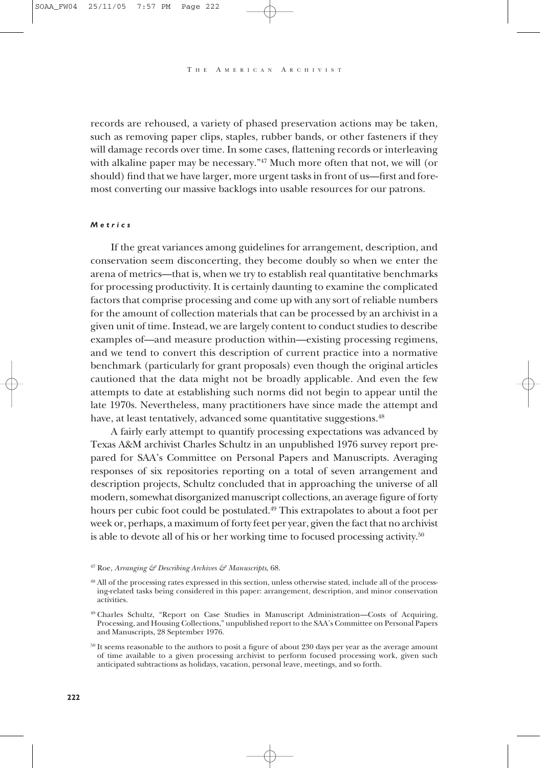records are rehoused, a variety of phased preservation actions may be taken, such as removing paper clips, staples, rubber bands, or other fasteners if they will damage records over time. In some cases, flattening records or interleaving with alkaline paper may be necessary."[47] Much more often that not, we will (or should) find that we have larger, more urgent tasks in front of us—first and foremost converting our massive backlogs into usable resources for our patrons.

#### *Metrics*

If the great variances among guidelines for arrangement, description, and conservation seem disconcerting, they become doubly so when we enter the arena of metrics—that is, when we try to establish real quantitative benchmarks for processing productivity. It is certainly daunting to examine the complicated factors that comprise processing and come up with any sort of reliable numbers for the amount of collection materials that can be processed by an archivist in a given unit of time. Instead, we are largely content to conduct studies to describe examples of—and measure production within—existing processing regimens, and we tend to convert this description of current practice into a normative benchmark (particularly for grant proposals) even though the original articles cautioned that the data might not be broadly applicable. And even the few attempts to date at establishing such norms did not begin to appear until the late 1970s. Nevertheless, many practitioners have since made the attempt and have, at least tentatively, advanced some quantitative suggestions.[48]

A fairly early attempt to quantify processing expectations was advanced by Texas A&M archivist Charles Schultz in an unpublished 1976 survey report prepared for SAA's Committee on Personal Papers and Manuscripts. Averaging responses of six repositories reporting on a total of seven arrangement and description projects, Schultz concluded that in approaching the universe of all modern, somewhat disorganized manuscript collections, an average figure of forty hours per cubic foot could be postulated.[49] This extrapolates to about a foot per week or, perhaps, a maximum of forty feet per year, given the fact that no archivist is able to devote all of his or her working time to focused processing activity.[50]

---

[47] Roe, *Arranging & Describing Archives & Manuscripts*, 68.

[48] All of the processing rates expressed in this section, unless otherwise stated, include all of the processing-related tasks being considered in this paper: arrangement, description, and minor conservation activities.

[49] Charles Schultz, "Report on Case Studies in Manuscript Administration—Costs of Acquiring, Processing, and Housing Collections," unpublished report to the SAA's Committee on Personal Papers and Manuscripts, 28 September 1976.

[50] It seems reasonable to the authors to posit a figure of about 230 days per year as the average amount of time available to a given processing archivist to perform focused processing work, given such anticipated subtractions as holidays, vacation, personal leave, meetings, and so forth.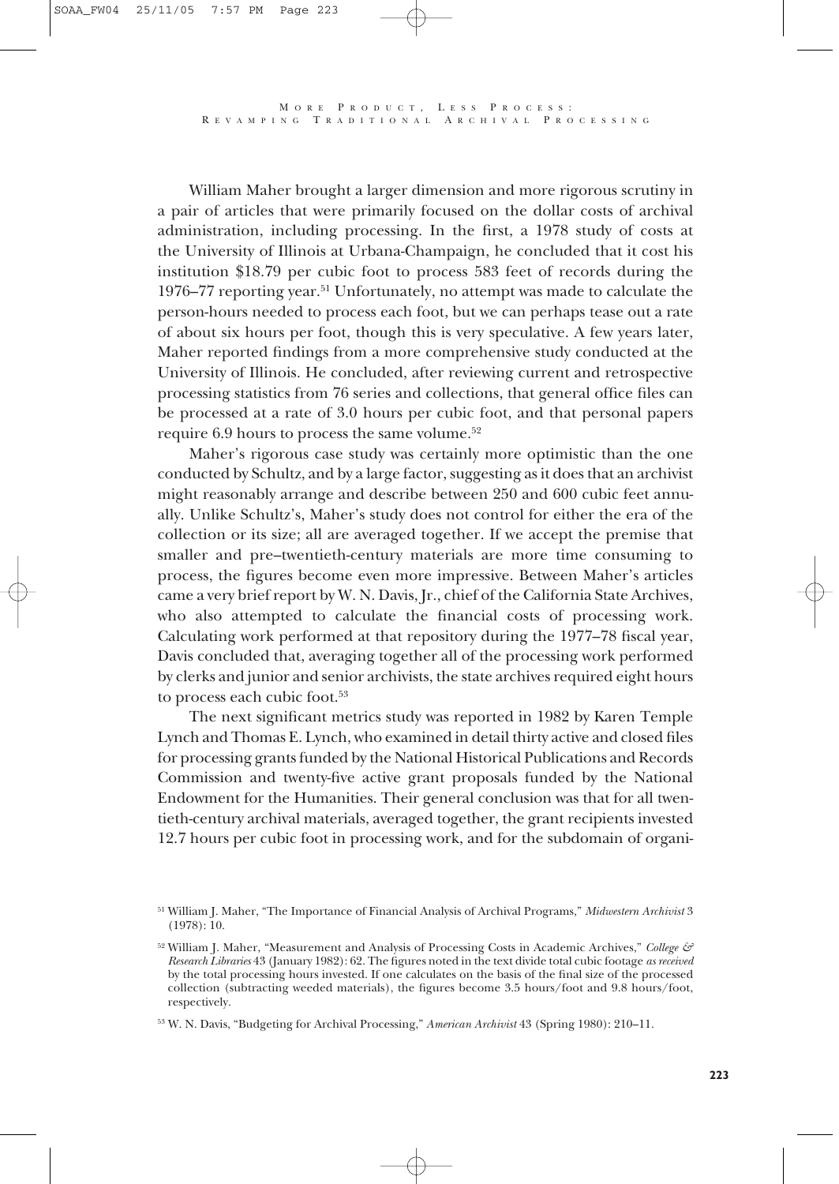William Maher brought a larger dimension and more rigorous scrutiny in a pair of articles that were primarily focused on the dollar costs of archival administration, including processing. In the first, a 1978 study of costs at the University of Illinois at Urbana-Champaign, he concluded that it cost his institution $18.79 per cubic foot to process 583 feet of records during the 1976–77 reporting year.[51] Unfortunately, no attempt was made to calculate the person-hours needed to process each foot, but we can perhaps tease out a rate of about six hours per foot, though this is very speculative. A few years later, Maher reported findings from a more comprehensive study conducted at the University of Illinois. He concluded, after reviewing current and retrospective processing statistics from 76 series and collections, that general office files can be processed at a rate of 3.0 hours per cubic foot, and that personal papers require 6.9 hours to process the same volume.[52]

Maher's rigorous case study was certainly more optimistic than the one conducted by Schultz, and by a large factor, suggesting as it does that an archivist might reasonably arrange and describe between 250 and 600 cubic feet annually. Unlike Schultz's, Maher's study does not control for either the era of the collection or its size; all are averaged together. If we accept the premise that smaller and pre–twentieth-century materials are more time consuming to process, the figures become even more impressive. Between Maher's articles came a very brief report by W. N. Davis, Jr., chief of the California State Archives, who also attempted to calculate the financial costs of processing work. Calculating work performed at that repository during the 1977–78 fiscal year, Davis concluded that, averaging together all of the processing work performed by clerks and junior and senior archivists, the state archives required eight hours to process each cubic foot.[53]

The next significant metrics study was reported in 1982 by Karen Temple Lynch and Thomas E. Lynch, who examined in detail thirty active and closed files for processing grants funded by the National Historical Publications and Records Commission and twenty-five active grant proposals funded by the National Endowment for the Humanities. Their general conclusion was that for all twentieth-century archival materials, averaged together, the grant recipients invested 12.7 hours per cubic foot in processing work, and for the subdomain of organi-

---

[51] William J. Maher, "The Importance of Financial Analysis of Archival Programs," *Midwestern Archivist* 3 (1978): 10.

[52] William J. Maher, "Measurement and Analysis of Processing Costs in Academic Archives," *College & Research Libraries* 43 (January 1982): 62. The figures noted in the text divide total cubic footage *as received* by the total processing hours invested. If one calculates on the basis of the final size of the processed collection (subtracting weeded materials), the figures become 3.5 hours/foot and 9.8 hours/foot, respectively.

[53] W. N. Davis, "Budgeting for Archival Processing," *American Archivist* 43 (Spring 1980): 210–11.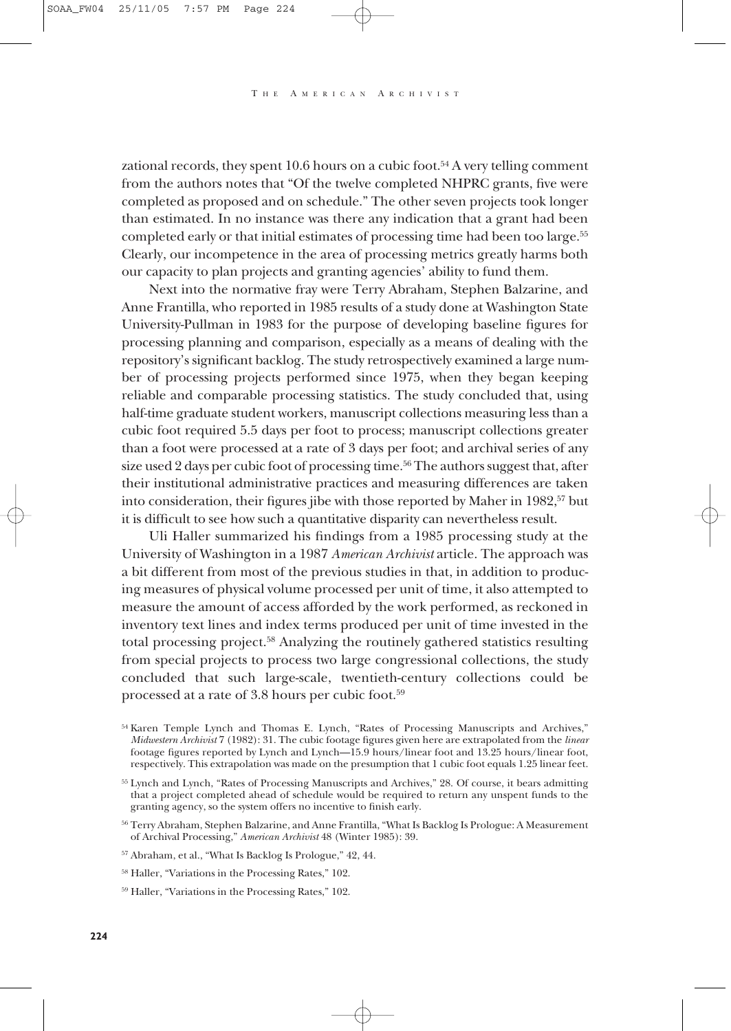zational records, they spent 10.6 hours on a cubic foot.[54] A very telling comment from the authors notes that "Of the twelve completed NHPRC grants, five were completed as proposed and on schedule." The other seven projects took longer than estimated. In no instance was there any indication that a grant had been completed early or that initial estimates of processing time had been too large.[55] Clearly, our incompetence in the area of processing metrics greatly harms both our capacity to plan projects and granting agencies' ability to fund them.

Next into the normative fray were Terry Abraham, Stephen Balzarine, and Anne Frantilla, who reported in 1985 results of a study done at Washington State University-Pullman in 1983 for the purpose of developing baseline figures for processing planning and comparison, especially as a means of dealing with the repository's significant backlog. The study retrospectively examined a large number of processing projects performed since 1975, when they began keeping reliable and comparable processing statistics. The study concluded that, using half-time graduate student workers, manuscript collections measuring less than a cubic foot required 5.5 days per foot to process; manuscript collections greater than a foot were processed at a rate of 3 days per foot; and archival series of any size used 2 days per cubic foot of processing time.[56] The authors suggest that, after their institutional administrative practices and measuring differences are taken into consideration, their figures jibe with those reported by Maher in 1982,[57] but it is difficult to see how such a quantitative disparity can nevertheless result.

Uli Haller summarized his findings from a 1985 processing study at the University of Washington in a 1987 *American Archivist* article. The approach was a bit different from most of the previous studies in that, in addition to producing measures of physical volume processed per unit of time, it also attempted to measure the amount of access afforded by the work performed, as reckoned in inventory text lines and index terms produced per unit of time invested in the total processing project.[58] Analyzing the routinely gathered statistics resulting from special projects to process two large congressional collections, the study concluded that such large-scale, twentieth-century collections could be processed at a rate of 3.8 hours per cubic foot.[59]

[54] Karen Temple Lynch and Thomas E. Lynch, "Rates of Processing Manuscripts and Archives," *Midwestern Archivist* 7 (1982): 31. The cubic footage figures given here are extrapolated from the *linear* footage figures reported by Lynch and Lynch—15.9 hours/linear foot and 13.25 hours/linear foot, respectively. This extrapolation was made on the presumption that 1 cubic foot equals 1.25 linear feet.

[55] Lynch and Lynch, "Rates of Processing Manuscripts and Archives," 28. Of course, it bears admitting that a project completed ahead of schedule would be required to return any unspent funds to the granting agency, so the system offers no incentive to finish early.

[56] Terry Abraham, Stephen Balzarine, and Anne Frantilla, "What Is Backlog Is Prologue: A Measurement of Archival Processing," *American Archivist* 48 (Winter 1985): 39.

[57] Abraham, et al., "What Is Backlog Is Prologue," 42, 44.

[58] Haller, "Variations in the Processing Rates," 102.

[59] Haller, "Variations in the Processing Rates," 102.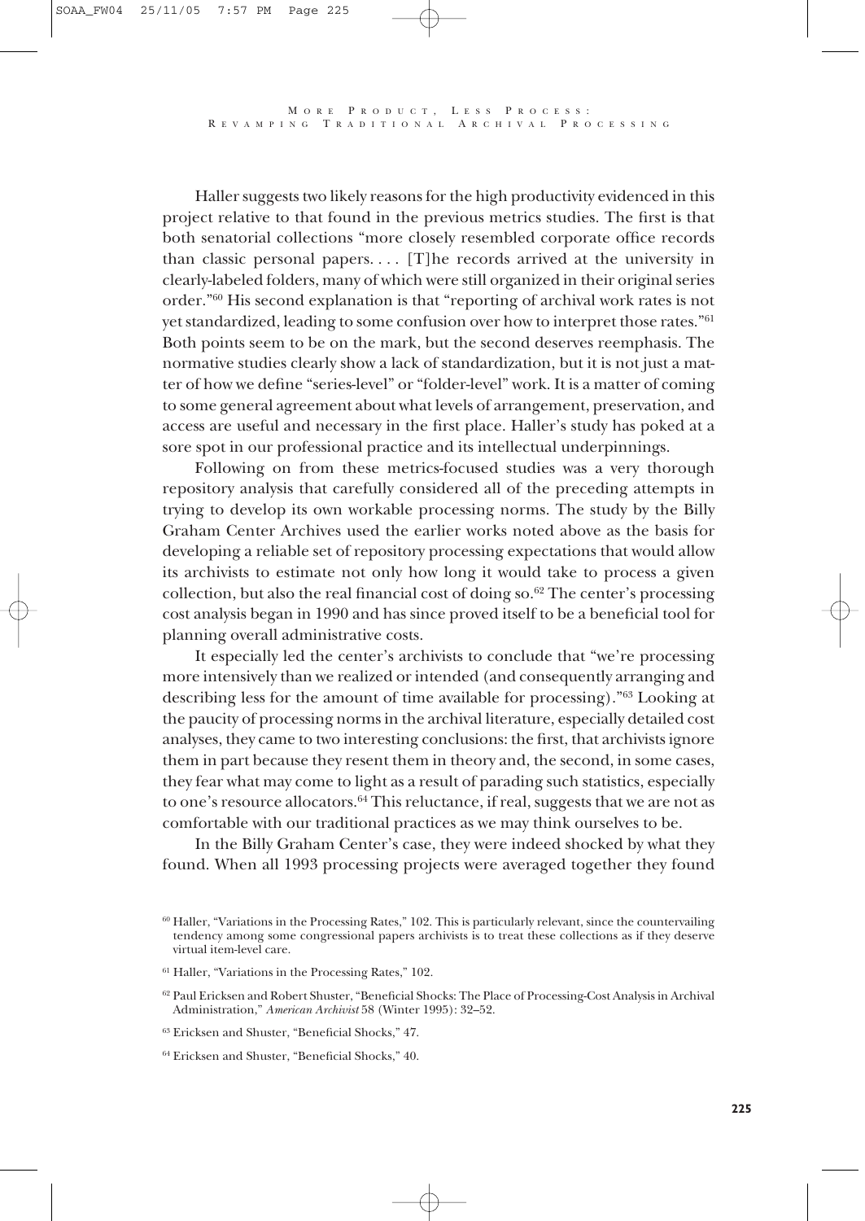Haller suggests two likely reasons for the high productivity evidenced in this project relative to that found in the previous metrics studies. The first is that both senatorial collections "more closely resembled corporate office records than classic personal papers. . . . [T]he records arrived at the university in clearly-labeled folders, many of which were still organized in their original series order."[60] His second explanation is that "reporting of archival work rates is not yet standardized, leading to some confusion over how to interpret those rates."[61] Both points seem to be on the mark, but the second deserves reemphasis. The normative studies clearly show a lack of standardization, but it is not just a matter of how we define "series-level" or "folder-level" work. It is a matter of coming to some general agreement about what levels of arrangement, preservation, and access are useful and necessary in the first place. Haller's study has poked at a sore spot in our professional practice and its intellectual underpinnings.

Following on from these metrics-focused studies was a very thorough repository analysis that carefully considered all of the preceding attempts in trying to develop its own workable processing norms. The study by the Billy Graham Center Archives used the earlier works noted above as the basis for developing a reliable set of repository processing expectations that would allow its archivists to estimate not only how long it would take to process a given collection, but also the real financial cost of doing so.[62] The center's processing cost analysis began in 1990 and has since proved itself to be a beneficial tool for planning overall administrative costs.

It especially led the center's archivists to conclude that "we're processing more intensively than we realized or intended (and consequently arranging and describing less for the amount of time available for processing)."[63] Looking at the paucity of processing norms in the archival literature, especially detailed cost analyses, they came to two interesting conclusions: the first, that archivists ignore them in part because they resent them in theory and, the second, in some cases, they fear what may come to light as a result of parading such statistics, especially to one's resource allocators.[64] This reluctance, if real, suggests that we are not as comfortable with our traditional practices as we may think ourselves to be.

In the Billy Graham Center's case, they were indeed shocked by what they found. When all 1993 processing projects were averaged together they found

[60] Haller, "Variations in the Processing Rates," 102. This is particularly relevant, since the countervailing tendency among some congressional papers archivists is to treat these collections as if they deserve virtual item-level care.

[61] Haller, "Variations in the Processing Rates," 102.

[62] Paul Ericksen and Robert Shuster, "Beneficial Shocks: The Place of Processing-Cost Analysis in Archival Administration," *American Archivist* 58 (Winter 1995): 32–52.

[63] Ericksen and Shuster, "Beneficial Shocks," 47.

[64] Ericksen and Shuster, "Beneficial Shocks," 40.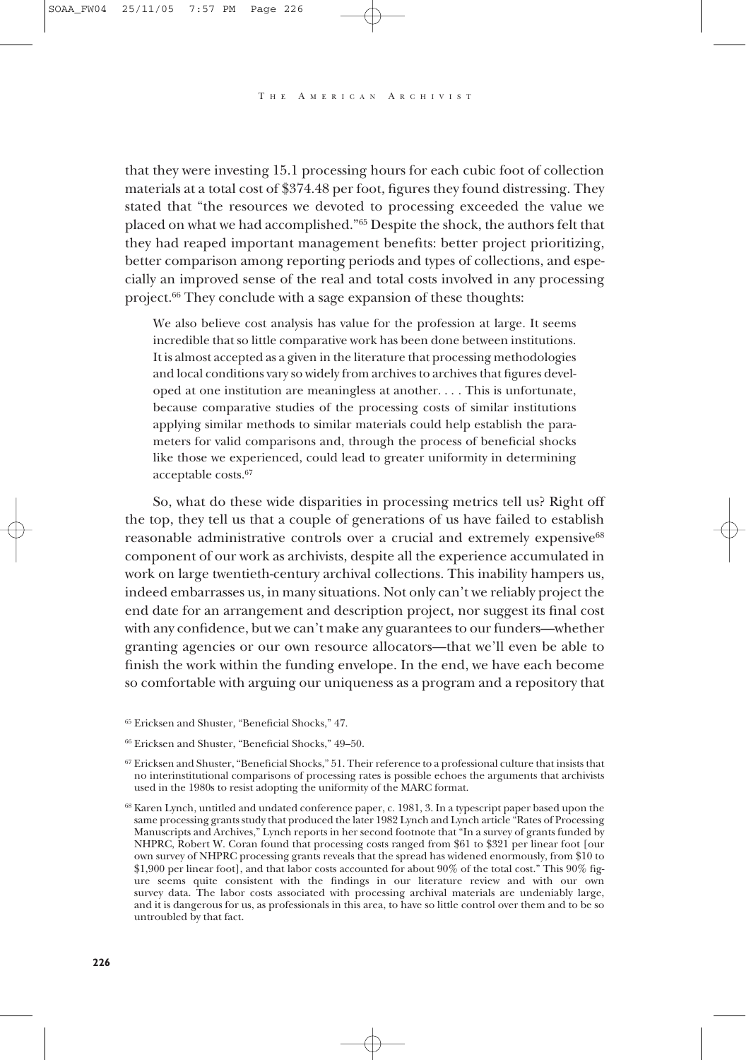that they were investing 15.1 processing hours for each cubic foot of collection materials at a total cost of $374.48 per foot, figures they found distressing. They stated that "the resources we devoted to processing exceeded the value we placed on what we had accomplished."[65] Despite the shock, the authors felt that they had reaped important management benefits: better project prioritizing, better comparison among reporting periods and types of collections, and especially an improved sense of the real and total costs involved in any processing project.[66] They conclude with a sage expansion of these thoughts:

> We also believe cost analysis has value for the profession at large. It seems incredible that so little comparative work has been done between institutions. It is almost accepted as a given in the literature that processing methodologies and local conditions vary so widely from archives to archives that figures developed at one institution are meaningless at another. . . . This is unfortunate, because comparative studies of the processing costs of similar institutions applying similar methods to similar materials could help establish the parameters for valid comparisons and, through the process of beneficial shocks like those we experienced, could lead to greater uniformity in determining acceptable costs.[67]

So, what do these wide disparities in processing metrics tell us? Right off the top, they tell us that a couple of generations of us have failed to establish reasonable administrative controls over a crucial and extremely expensive[68] component of our work as archivists, despite all the experience accumulated in work on large twentieth-century archival collections. This inability hampers us, indeed embarrasses us, in many situations. Not only can't we reliably project the end date for an arrangement and description project, nor suggest its final cost with any confidence, but we can't make any guarantees to our funders—whether granting agencies or our own resource allocators—that we'll even be able to finish the work within the funding envelope. In the end, we have each become so comfortable with arguing our uniqueness as a program and a repository that

[65] Ericksen and Shuster, "Beneficial Shocks," 47.

[66] Ericksen and Shuster, "Beneficial Shocks," 49–50.

[67] Ericksen and Shuster, "Beneficial Shocks," 51. Their reference to a professional culture that insists that no interinstitutional comparisons of processing rates is possible echoes the arguments that archivists used in the 1980s to resist adopting the uniformity of the MARC format.

[68] Karen Lynch, untitled and undated conference paper, c. 1981, 3. In a typescript paper based upon the same processing grants study that produced the later 1982 Lynch and Lynch article "Rates of Processing Manuscripts and Archives," Lynch reports in her second footnote that "In a survey of grants funded by NHPRC, Robert W. Coran found that processing costs ranged from $61 to $321 per linear foot [our own survey of NHPRC processing grants reveals that the spread has widened enormously, from $10 to $1,900 per linear foot], and that labor costs accounted for about 90% of the total cost." This 90% figure seems quite consistent with the findings in our literature review and with our own survey data. The labor costs associated with processing archival materials are undeniably large, and it is dangerous for us, as professionals in this area, to have so little control over them and to be so untroubled by that fact.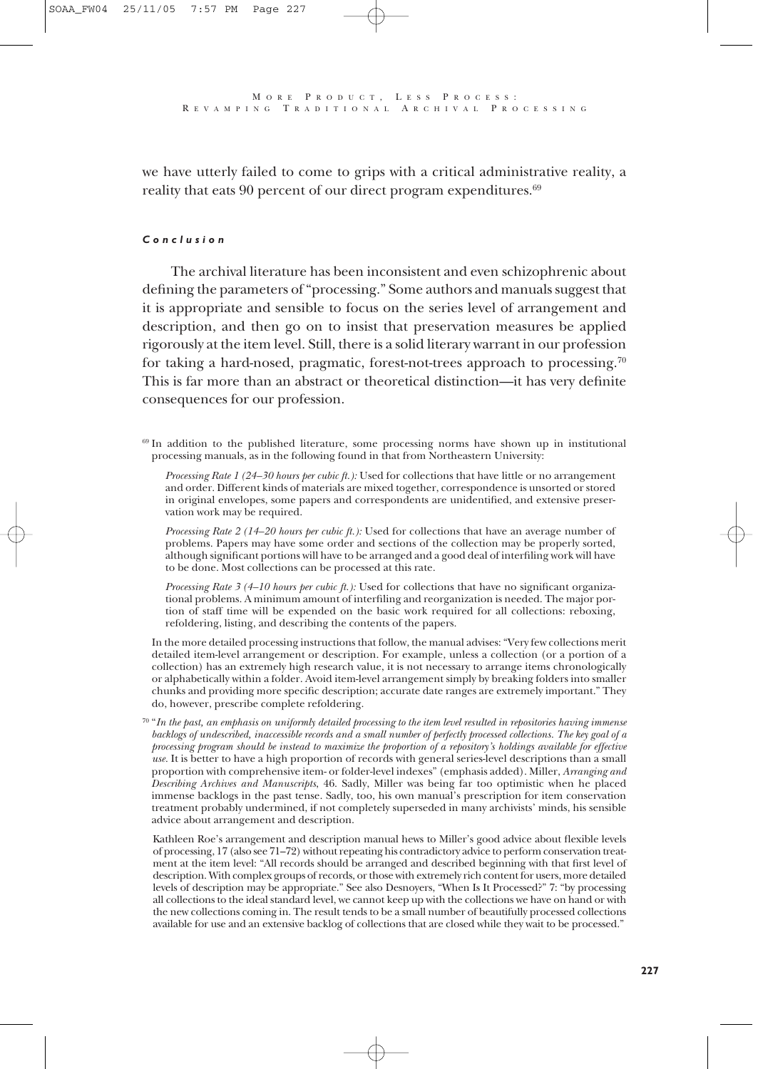we have utterly failed to come to grips with a critical administrative reality, a reality that eats 90 percent of our direct program expenditures.[69]

### *Conclusion*

The archival literature has been inconsistent and even schizophrenic about defining the parameters of "processing." Some authors and manuals suggest that it is appropriate and sensible to focus on the series level of arrangement and description, and then go on to insist that preservation measures be applied rigorously at the item level. Still, there is a solid literary warrant in our profession for taking a hard-nosed, pragmatic, forest-not-trees approach to processing.[70] This is far more than an abstract or theoretical distinction—it has very definite consequences for our profession.

---

[69] In addition to the published literature, some processing norms have shown up in institutional processing manuals, as in the following found in that from Northeastern University:

> *Processing Rate 1 (24–30 hours per cubic ft.):* Used for collections that have little or no arrangement and order. Different kinds of materials are mixed together, correspondence is unsorted or stored in original envelopes, some papers and correspondents are unidentified, and extensive preservation work may be required.
>
> *Processing Rate 2 (14–20 hours per cubic ft.):* Used for collections that have an average number of problems. Papers may have some order and sections of the collection may be properly sorted, although significant portions will have to be arranged and a good deal of interfiling work will have to be done. Most collections can be processed at this rate.
>
> *Processing Rate 3 (4–10 hours per cubic ft.):* Used for collections that have no significant organizational problems. A minimum amount of interfiling and reorganization is needed. The major portion of staff time will be expended on the basic work required for all collections: reboxing, refoldering, listing, and describing the contents of the papers.

In the more detailed processing instructions that follow, the manual advises: "Very few collections merit detailed item-level arrangement or description. For example, unless a collection (or a portion of a collection) has an extremely high research value, it is not necessary to arrange items chronologically or alphabetically within a folder. Avoid item-level arrangement simply by breaking folders into smaller chunks and providing more specific description; accurate date ranges are extremely important." They do, however, prescribe complete refoldering.

[70] "*In the past, an emphasis on uniformly detailed processing to the item level resulted in repositories having immense backlogs of undescribed, inaccessible records and a small number of perfectly processed collections. The key goal of a processing program should be instead to maximize the proportion of a repository's holdings available for effective use.* It is better to have a high proportion of records with general series-level descriptions than a small proportion with comprehensive item- or folder-level indexes" (emphasis added). Miller, *Arranging and Describing Archives and Manuscripts*, 46. Sadly, Miller was being far too optimistic when he placed immense backlogs in the past tense. Sadly, too, his own manual's prescription for item conservation treatment probably undermined, if not completely superseded in many archivists' minds, his sensible advice about arrangement and description.

Kathleen Roe's arrangement and description manual hews to Miller's good advice about flexible levels of processing, 17 (also see 71–72) without repeating his contradictory advice to perform conservation treatment at the item level: "All records should be arranged and described beginning with that first level of description. With complex groups of records, or those with extremely rich content for users, more detailed levels of description may be appropriate." See also Desnoyers, "When Is It Processed?" 7: "by processing all collections to the ideal standard level, we cannot keep up with the collections we have on hand or with the new collections coming in. The result tends to be a small number of beautifully processed collections available for use and an extensive backlog of collections that are closed while they wait to be processed."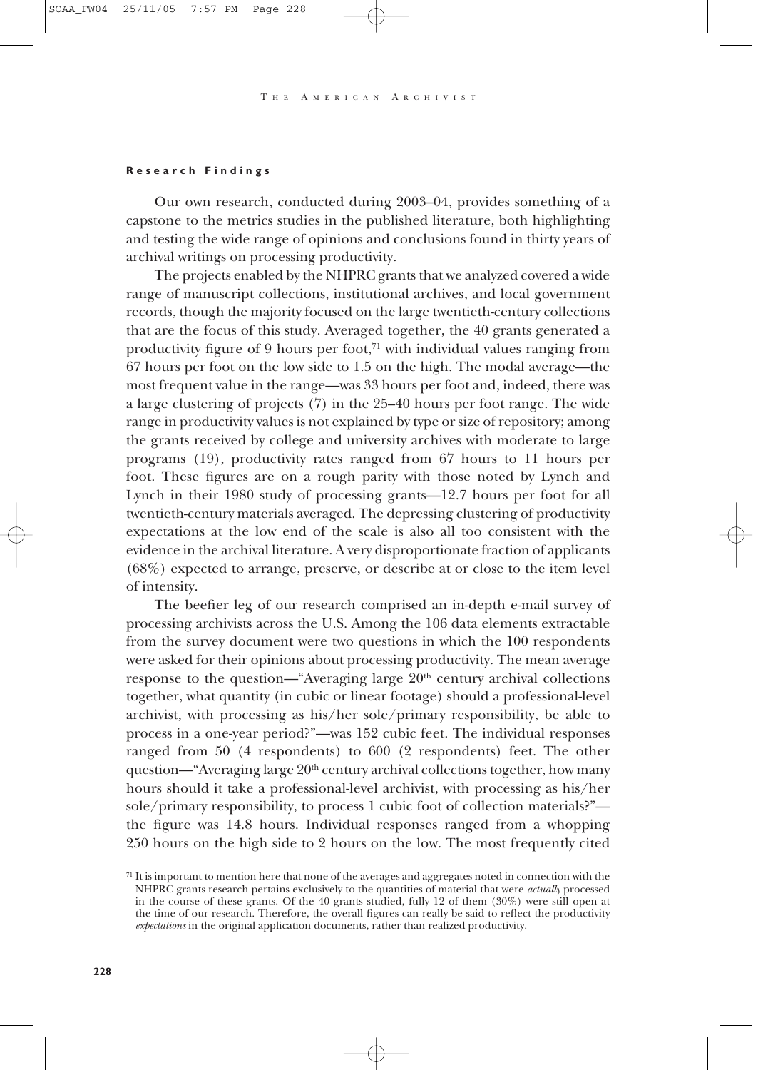#### Research Findings

Our own research, conducted during 2003–04, provides something of a capstone to the metrics studies in the published literature, both highlighting and testing the wide range of opinions and conclusions found in thirty years of archival writings on processing productivity.

The projects enabled by the NHPRC grants that we analyzed covered a wide range of manuscript collections, institutional archives, and local government records, though the majority focused on the large twentieth-century collections that are the focus of this study. Averaged together, the 40 grants generated a productivity figure of 9 hours per foot,[71] with individual values ranging from 67 hours per foot on the low side to 1.5 on the high. The modal average—the most frequent value in the range—was 33 hours per foot and, indeed, there was a large clustering of projects (7) in the 25–40 hours per foot range. The wide range in productivity values is not explained by type or size of repository; among the grants received by college and university archives with moderate to large programs (19), productivity rates ranged from 67 hours to 11 hours per foot. These figures are on a rough parity with those noted by Lynch and Lynch in their 1980 study of processing grants—12.7 hours per foot for all twentieth-century materials averaged. The depressing clustering of productivity expectations at the low end of the scale is also all too consistent with the evidence in the archival literature. A very disproportionate fraction of applicants (68%) expected to arrange, preserve, or describe at or close to the item level of intensity.

The beefier leg of our research comprised an in-depth e-mail survey of processing archivists across the U.S. Among the 106 data elements extractable from the survey document were two questions in which the 100 respondents were asked for their opinions about processing productivity. The mean average response to the question—"Averaging large 20th century archival collections together, what quantity (in cubic or linear footage) should a professional-level archivist, with processing as his/her sole/primary responsibility, be able to process in a one-year period?"—was 152 cubic feet. The individual responses ranged from 50 (4 respondents) to 600 (2 respondents) feet. The other question—"Averaging large 20th century archival collections together, how many hours should it take a professional-level archivist, with processing as his/her sole/primary responsibility, to process 1 cubic foot of collection materials?"—the figure was 14.8 hours. Individual responses ranged from a whopping 250 hours on the high side to 2 hours on the low. The most frequently cited

[71] It is important to mention here that none of the averages and aggregates noted in connection with the NHPRC grants research pertains exclusively to the quantities of material that were *actually* processed in the course of these grants. Of the 40 grants studied, fully 12 of them (30%) were still open at the time of our research. Therefore, the overall figures can really be said to reflect the productivity *expectations* in the original application documents, rather than realized productivity.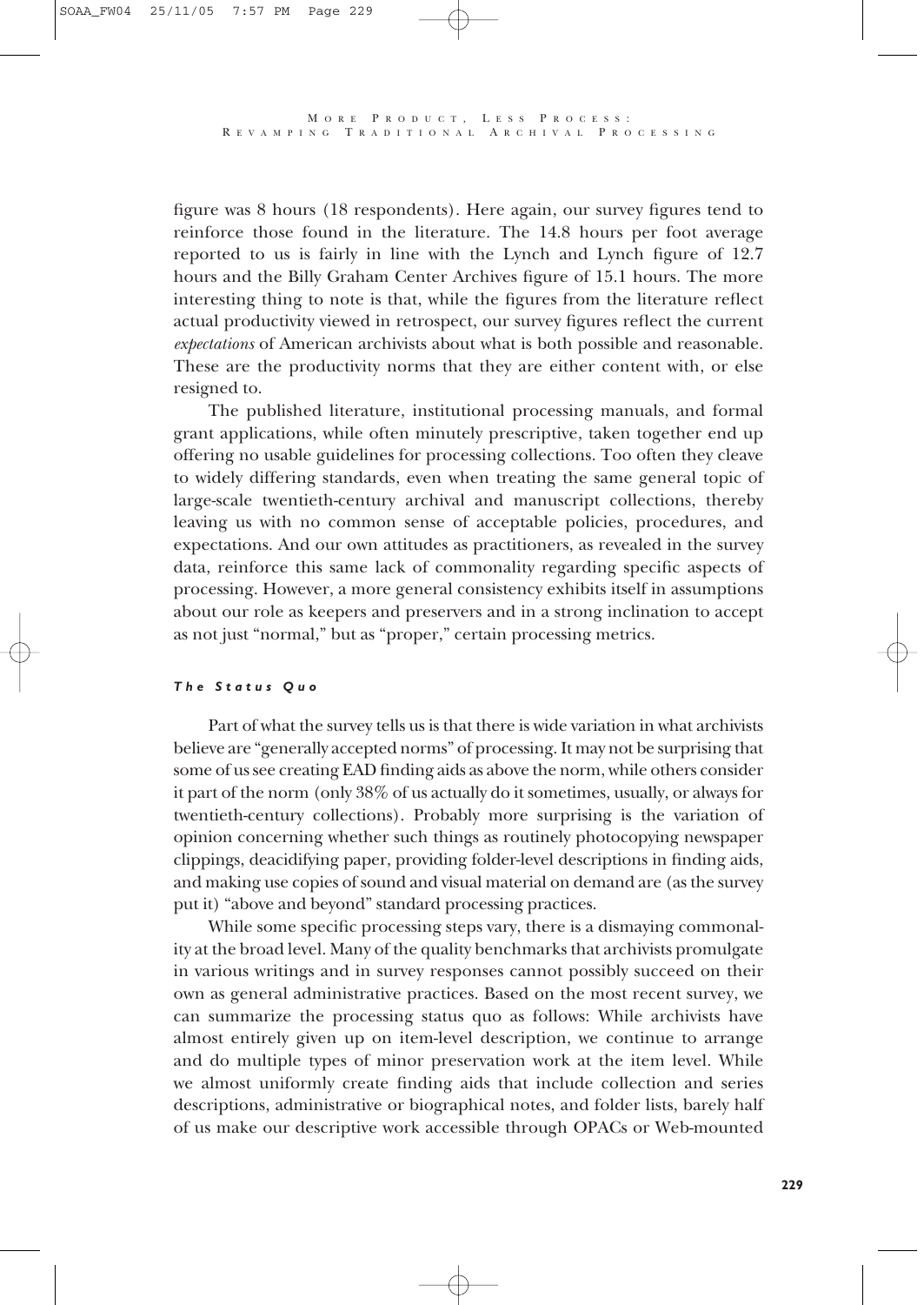figure was 8 hours (18 respondents). Here again, our survey figures tend to reinforce those found in the literature. The 14.8 hours per foot average reported to us is fairly in line with the Lynch and Lynch figure of 12.7 hours and the Billy Graham Center Archives figure of 15.1 hours. The more interesting thing to note is that, while the figures from the literature reflect actual productivity viewed in retrospect, our survey figures reflect the current *expectations* of American archivists about what is both possible and reasonable. These are the productivity norms that they are either content with, or else resigned to.

The published literature, institutional processing manuals, and formal grant applications, while often minutely prescriptive, taken together end up offering no usable guidelines for processing collections. Too often they cleave to widely differing standards, even when treating the same general topic of large-scale twentieth-century archival and manuscript collections, thereby leaving us with no common sense of acceptable policies, procedures, and expectations. And our own attitudes as practitioners, as revealed in the survey data, reinforce this same lack of commonality regarding specific aspects of processing. However, a more general consistency exhibits itself in assumptions about our role as keepers and preservers and in a strong inclination to accept as not just "normal," but as "proper," certain processing metrics.

#### *The Status Quo*

Part of what the survey tells us is that there is wide variation in what archivists believe are "generally accepted norms" of processing. It may not be surprising that some of us see creating EAD finding aids as above the norm, while others consider it part of the norm (only 38% of us actually do it sometimes, usually, or always for twentieth-century collections). Probably more surprising is the variation of opinion concerning whether such things as routinely photocopying newspaper clippings, deacidifying paper, providing folder-level descriptions in finding aids, and making use copies of sound and visual material on demand are (as the survey put it) "above and beyond" standard processing practices.

While some specific processing steps vary, there is a dismaying commonality at the broad level. Many of the quality benchmarks that archivists promulgate in various writings and in survey responses cannot possibly succeed on their own as general administrative practices. Based on the most recent survey, we can summarize the processing status quo as follows: While archivists have almost entirely given up on item-level description, we continue to arrange and do multiple types of minor preservation work at the item level. While we almost uniformly create finding aids that include collection and series descriptions, administrative or biographical notes, and folder lists, barely half of us make our descriptive work accessible through OPACs or Web-mounted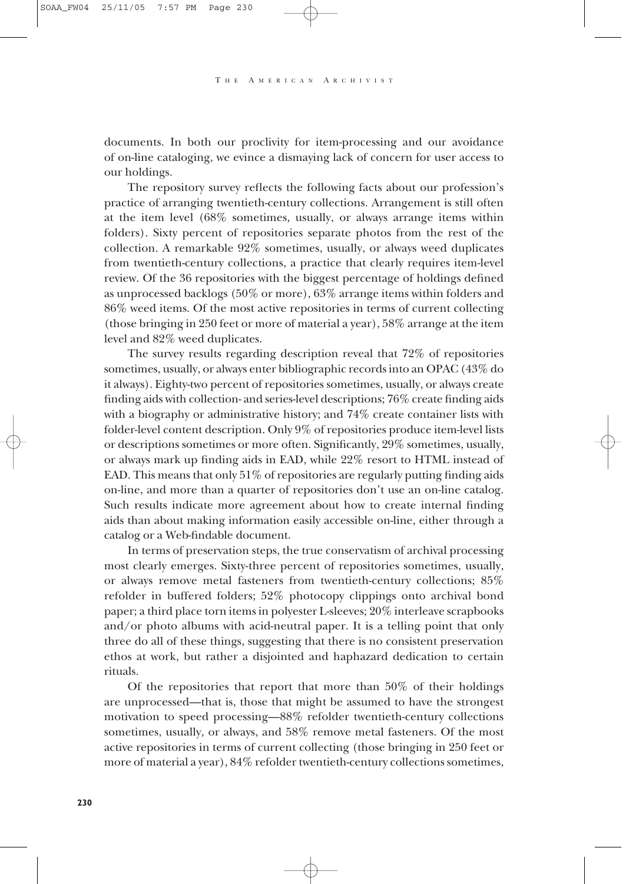documents. In both our proclivity for item-processing and our avoidance of on-line cataloging, we evince a dismaying lack of concern for user access to our holdings.

The repository survey reflects the following facts about our profession's practice of arranging twentieth-century collections. Arrangement is still often at the item level (68% sometimes, usually, or always arrange items within folders). Sixty percent of repositories separate photos from the rest of the collection. A remarkable 92% sometimes, usually, or always weed duplicates from twentieth-century collections, a practice that clearly requires item-level review. Of the 36 repositories with the biggest percentage of holdings defined as unprocessed backlogs (50% or more), 63% arrange items within folders and 86% weed items. Of the most active repositories in terms of current collecting (those bringing in 250 feet or more of material a year), 58% arrange at the item level and 82% weed duplicates.

The survey results regarding description reveal that 72% of repositories sometimes, usually, or always enter bibliographic records into an OPAC (43% do it always). Eighty-two percent of repositories sometimes, usually, or always create finding aids with collection- and series-level descriptions; 76% create finding aids with a biography or administrative history; and 74% create container lists with folder-level content description. Only 9% of repositories produce item-level lists or descriptions sometimes or more often. Significantly, 29% sometimes, usually, or always mark up finding aids in EAD, while 22% resort to HTML instead of EAD. This means that only 51% of repositories are regularly putting finding aids on-line, and more than a quarter of repositories don't use an on-line catalog. Such results indicate more agreement about how to create internal finding aids than about making information easily accessible on-line, either through a catalog or a Web-findable document.

In terms of preservation steps, the true conservatism of archival processing most clearly emerges. Sixty-three percent of repositories sometimes, usually, or always remove metal fasteners from twentieth-century collections; 85% refolder in buffered folders; 52% photocopy clippings onto archival bond paper; a third place torn items in polyester L-sleeves; 20% interleave scrapbooks and/or photo albums with acid-neutral paper. It is a telling point that only three do all of these things, suggesting that there is no consistent preservation ethos at work, but rather a disjointed and haphazard dedication to certain rituals.

Of the repositories that report that more than 50% of their holdings are unprocessed—that is, those that might be assumed to have the strongest motivation to speed processing—88% refolder twentieth-century collections sometimes, usually, or always, and 58% remove metal fasteners. Of the most active repositories in terms of current collecting (those bringing in 250 feet or more of material a year), 84% refolder twentieth-century collections sometimes,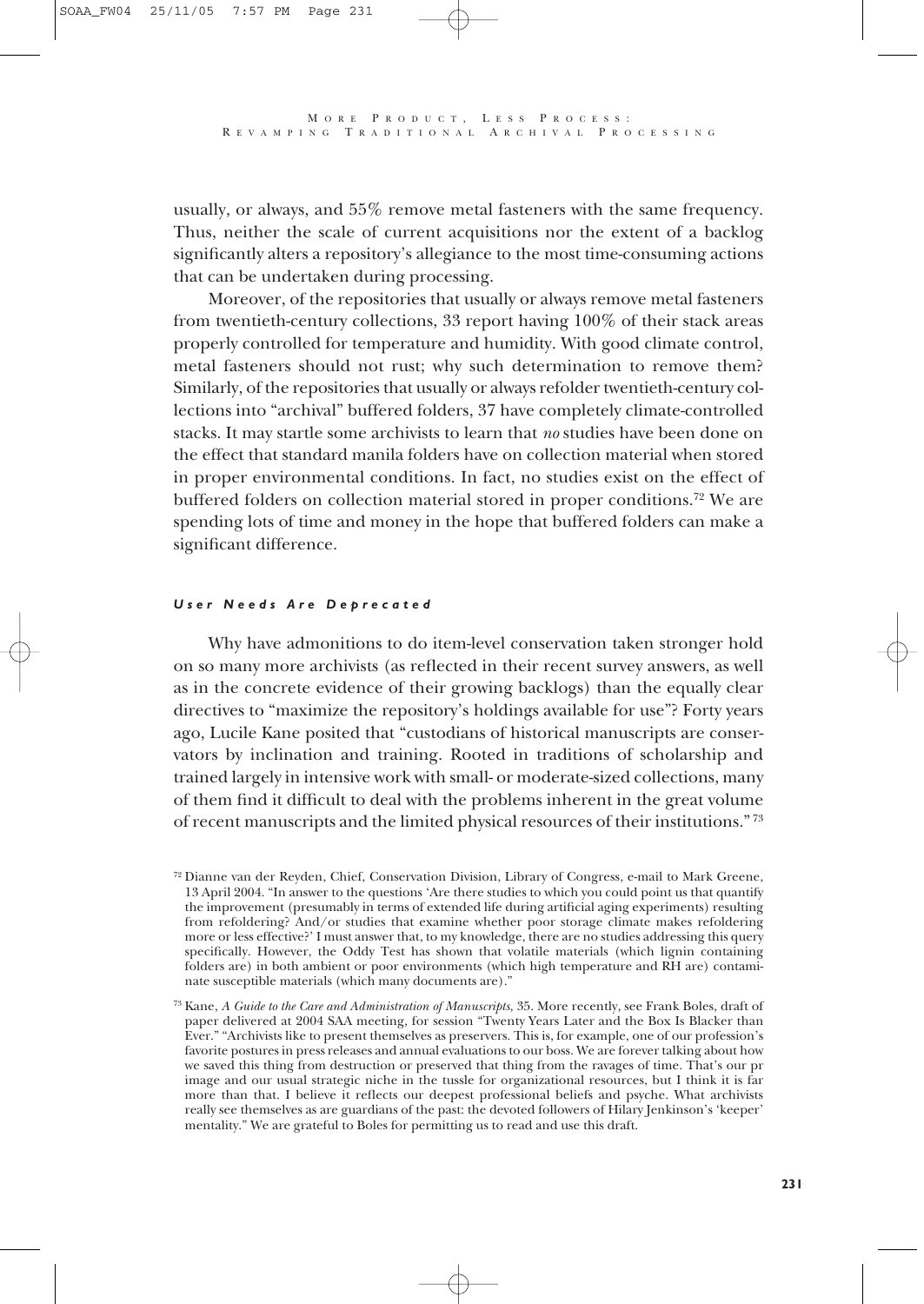usually, or always, and 55% remove metal fasteners with the same frequency. Thus, neither the scale of current acquisitions nor the extent of a backlog significantly alters a repository's allegiance to the most time-consuming actions that can be undertaken during processing.

Moreover, of the repositories that usually or always remove metal fasteners from twentieth-century collections, 33 report having 100% of their stack areas properly controlled for temperature and humidity. With good climate control, metal fasteners should not rust; why such determination to remove them? Similarly, of the repositories that usually or always refolder twentieth-century collections into "archival" buffered folders, 37 have completely climate-controlled stacks. It may startle some archivists to learn that *no* studies have been done on the effect that standard manila folders have on collection material when stored in proper environmental conditions. In fact, no studies exist on the effect of buffered folders on collection material stored in proper conditions.[72] We are spending lots of time and money in the hope that buffered folders can make a significant difference.

#### *User Needs Are Deprecated*

Why have admonitions to do item-level conservation taken stronger hold on so many more archivists (as reflected in their recent survey answers, as well as in the concrete evidence of their growing backlogs) than the equally clear directives to "maximize the repository's holdings available for use"? Forty years ago, Lucile Kane posited that "custodians of historical manuscripts are conservators by inclination and training. Rooted in traditions of scholarship and trained largely in intensive work with small- or moderate-sized collections, many of them find it difficult to deal with the problems inherent in the great volume of recent manuscripts and the limited physical resources of their institutions."[73]

[72] Dianne van der Reyden, Chief, Conservation Division, Library of Congress, e-mail to Mark Greene, 13 April 2004. "In answer to the questions 'Are there studies to which you could point us that quantify the improvement (presumably in terms of extended life during artificial aging experiments) resulting from refoldering? And/or studies that examine whether poor storage climate makes refoldering more or less effective?' I must answer that, to my knowledge, there are no studies addressing this query specifically. However, the Oddy Test has shown that volatile materials (which lignin containing folders are) in both ambient or poor environments (which high temperature and RH are) contaminate susceptible materials (which many documents are)."

[73] Kane, *A Guide to the Care and Administration of Manuscripts*, 35. More recently, see Frank Boles, draft of paper delivered at 2004 SAA meeting, for session "Twenty Years Later and the Box Is Blacker than Ever." "Archivists like to present themselves as preservers. This is, for example, one of our profession's favorite postures in press releases and annual evaluations to our boss. We are forever talking about how we saved this thing from destruction or preserved that thing from the ravages of time. That's our pr image and our usual strategic niche in the tussle for organizational resources, but I think it is far more than that. I believe it reflects our deepest professional beliefs and psyche. What archivists really see themselves as are guardians of the past: the devoted followers of Hilary Jenkinson's 'keeper' mentality." We are grateful to Boles for permitting us to read and use this draft.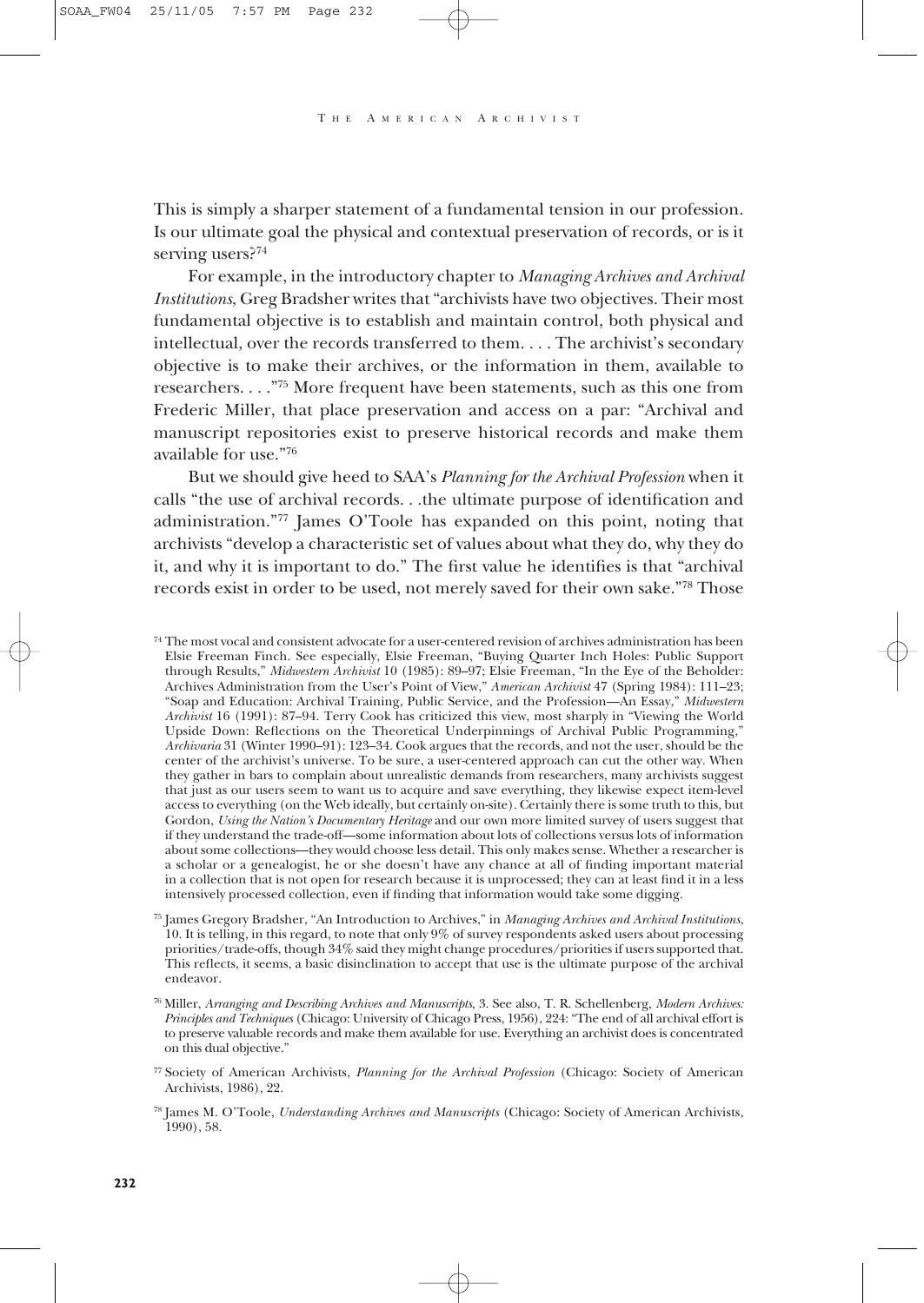This is simply a sharper statement of a fundamental tension in our profession. Is our ultimate goal the physical and contextual preservation of records, or is it serving users?[74]

For example, in the introductory chapter to *Managing Archives and Archival Institutions*, Greg Bradsher writes that "archivists have two objectives. Their most fundamental objective is to establish and maintain control, both physical and intellectual, over the records transferred to them. . . . The archivist's secondary objective is to make their archives, or the information in them, available to researchers. . . ."[75] More frequent have been statements, such as this one from Frederic Miller, that place preservation and access on a par: "Archival and manuscript repositories exist to preserve historical records and make them available for use."[76]

But we should give heed to SAA's *Planning for the Archival Profession* when it calls "the use of archival records. . .the ultimate purpose of identification and administration."[77] James O'Toole has expanded on this point, noting that archivists "develop a characteristic set of values about what they do, why they do it, and why it is important to do." The first value he identifies is that "archival records exist in order to be used, not merely saved for their own sake."[78] Those

[74] The most vocal and consistent advocate for a user-centered revision of archives administration has been Elsie Freeman Finch. See especially, Elsie Freeman, "Buying Quarter Inch Holes: Public Support through Results," *Midwestern Archivist* 10 (1985): 89–97; Elsie Freeman, "In the Eye of the Beholder: Archives Administration from the User's Point of View," *American Archivist* 47 (Spring 1984): 111–23; "Soap and Education: Archival Training, Public Service, and the Profession—An Essay," *Midwestern Archivist* 16 (1991): 87–94. Terry Cook has criticized this view, most sharply in "Viewing the World Upside Down: Reflections on the Theoretical Underpinnings of Archival Public Programming," *Archivaria* 31 (Winter 1990–91): 123–34. Cook argues that the records, and not the user, should be the center of the archivist's universe. To be sure, a user-centered approach can cut the other way. When they gather in bars to complain about unrealistic demands from researchers, many archivists suggest that just as our users seem to want us to acquire and save everything, they likewise expect item-level access to everything (on the Web ideally, but certainly on-site). Certainly there is some truth to this, but Gordon, *Using the Nation's Documentary Heritage* and our own more limited survey of users suggest that if they understand the trade-off—some information about lots of collections versus lots of information about some collections—they would choose less detail. This only makes sense. Whether a researcher is a scholar or a genealogist, he or she doesn't have any chance at all of finding important material in a collection that is not open for research because it is unprocessed; they can at least find it in a less intensively processed collection, even if finding that information would take some digging.

[75] James Gregory Bradsher, "An Introduction to Archives," in *Managing Archives and Archival Institutions*, 10. It is telling, in this regard, to note that only 9% of survey respondents asked users about processing priorities/trade-offs, though 34% said they might change procedures/priorities if users supported that. This reflects, it seems, a basic disinclination to accept that use is the ultimate purpose of the archival endeavor.

[76] Miller, *Arranging and Describing Archives and Manuscripts*, 3. See also, T. R. Schellenberg, *Modern Archives: Principles and Techniques* (Chicago: University of Chicago Press, 1956), 224: "The end of all archival effort is to preserve valuable records and make them available for use. Everything an archivist does is concentrated on this dual objective."

[77] Society of American Archivists, *Planning for the Archival Profession* (Chicago: Society of American Archivists, 1986), 22.

[78] James M. O'Toole, *Understanding Archives and Manuscripts* (Chicago: Society of American Archivists, 1990), 58.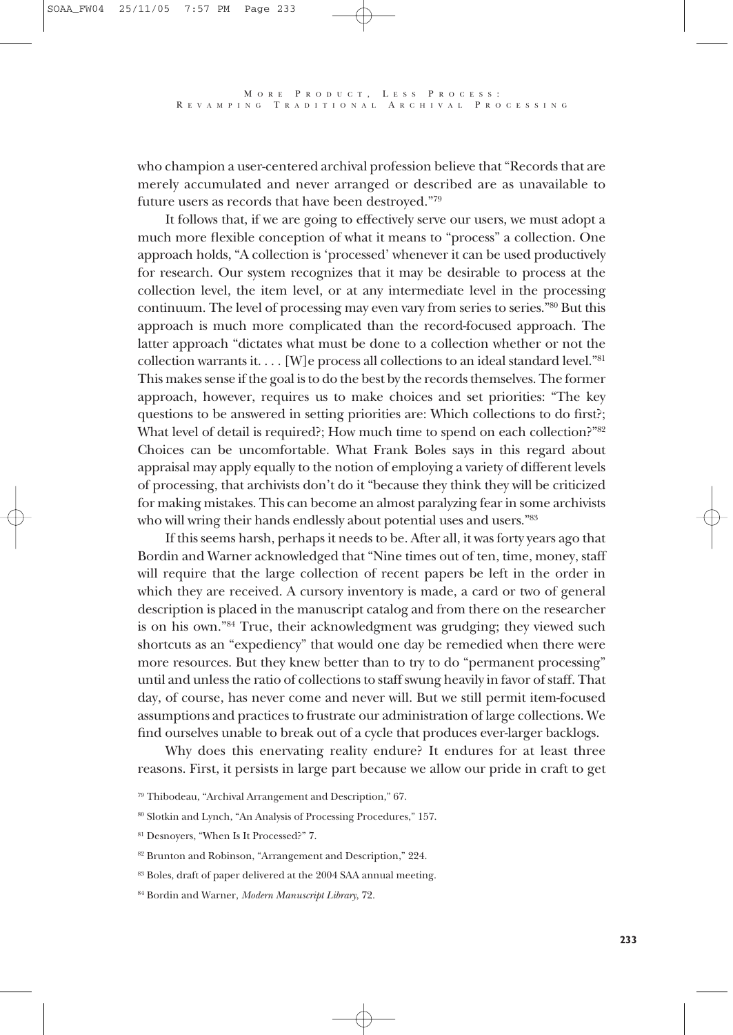who champion a user-centered archival profession believe that "Records that are merely accumulated and never arranged or described are as unavailable to future users as records that have been destroyed."[79]

It follows that, if we are going to effectively serve our users, we must adopt a much more flexible conception of what it means to "process" a collection. One approach holds, "A collection is 'processed' whenever it can be used productively for research. Our system recognizes that it may be desirable to process at the collection level, the item level, or at any intermediate level in the processing continuum. The level of processing may even vary from series to series."[80] But this approach is much more complicated than the record-focused approach. The latter approach "dictates what must be done to a collection whether or not the collection warrants it. . . . [W]e process all collections to an ideal standard level."[81] This makes sense if the goal is to do the best by the records themselves. The former approach, however, requires us to make choices and set priorities: "The key questions to be answered in setting priorities are: Which collections to do first?; What level of detail is required?; How much time to spend on each collection?"[82] Choices can be uncomfortable. What Frank Boles says in this regard about appraisal may apply equally to the notion of employing a variety of different levels of processing, that archivists don't do it "because they think they will be criticized for making mistakes. This can become an almost paralyzing fear in some archivists who will wring their hands endlessly about potential uses and users."[83]

If this seems harsh, perhaps it needs to be. After all, it was forty years ago that Bordin and Warner acknowledged that "Nine times out of ten, time, money, staff will require that the large collection of recent papers be left in the order in which they are received. A cursory inventory is made, a card or two of general description is placed in the manuscript catalog and from there on the researcher is on his own."[84] True, their acknowledgment was grudging; they viewed such shortcuts as an "expediency" that would one day be remedied when there were more resources. But they knew better than to try to do "permanent processing" until and unless the ratio of collections to staff swung heavily in favor of staff. That day, of course, has never come and never will. But we still permit item-focused assumptions and practices to frustrate our administration of large collections. We find ourselves unable to break out of a cycle that produces ever-larger backlogs.

Why does this enervating reality endure? It endures for at least three reasons. First, it persists in large part because we allow our pride in craft to get

[79] Thibodeau, "Archival Arrangement and Description," 67.

[80] Slotkin and Lynch, "An Analysis of Processing Procedures," 157.

[81] Desnoyers, "When Is It Processed?" 7.

[82] Brunton and Robinson, "Arrangement and Description," 224.

[83] Boles, draft of paper delivered at the 2004 SAA annual meeting.

[84] Bordin and Warner, *Modern Manuscript Library*, 72.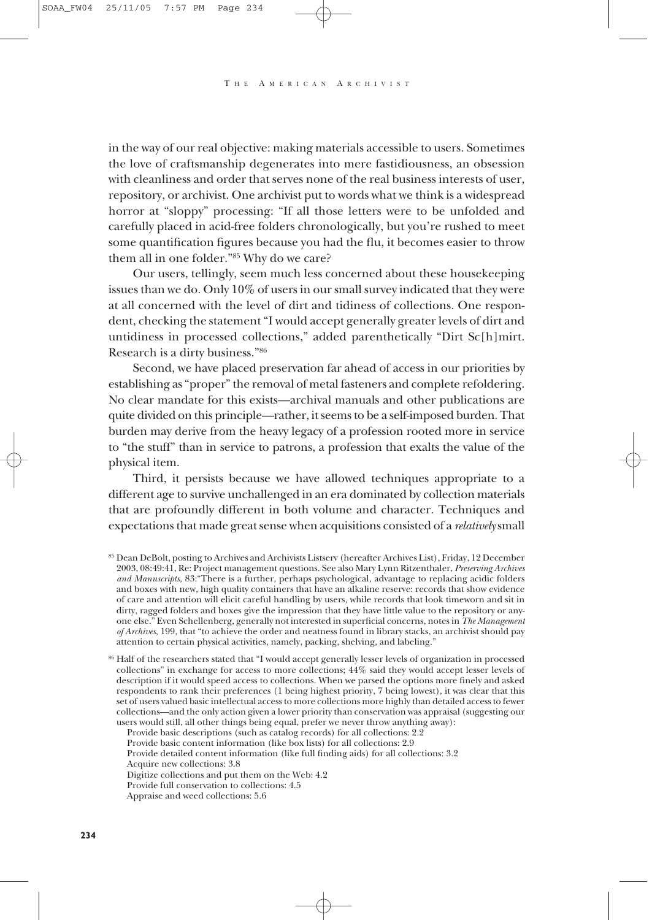in the way of our real objective: making materials accessible to users. Sometimes the love of craftsmanship degenerates into mere fastidiousness, an obsession with cleanliness and order that serves none of the real business interests of user, repository, or archivist. One archivist put to words what we think is a widespread horror at "sloppy" processing: "If all those letters were to be unfolded and carefully placed in acid-free folders chronologically, but you're rushed to meet some quantification figures because you had the flu, it becomes easier to throw them all in one folder."[85] Why do we care?

Our users, tellingly, seem much less concerned about these housekeeping issues than we do. Only 10% of users in our small survey indicated that they were at all concerned with the level of dirt and tidiness of collections. One respondent, checking the statement "I would accept generally greater levels of dirt and untidiness in processed collections," added parenthetically "Dirt Sc[h]mirt. Research is a dirty business."[86]

Second, we have placed preservation far ahead of access in our priorities by establishing as "proper" the removal of metal fasteners and complete refoldering. No clear mandate for this exists—archival manuals and other publications are quite divided on this principle—rather, it seems to be a self-imposed burden. That burden may derive from the heavy legacy of a profession rooted more in service to "the stuff" than in service to patrons, a profession that exalts the value of the physical item.

Third, it persists because we have allowed techniques appropriate to a different age to survive unchallenged in an era dominated by collection materials that are profoundly different in both volume and character. Techniques and expectations that made great sense when acquisitions consisted of a *relatively* small

[85] Dean DeBolt, posting to Archives and Archivists Listserv (hereafter Archives List), Friday, 12 December 2003, 08:49:41, Re: Project management questions. See also Mary Lynn Ritzenthaler, *Preserving Archives and Manuscripts*, 83:"There is a further, perhaps psychological, advantage to replacing acidic folders and boxes with new, high quality containers that have an alkaline reserve: records that show evidence of care and attention will elicit careful handling by users, while records that look timeworn and sit in dirty, ragged folders and boxes give the impression that they have little value to the repository or anyone else." Even Schellenberg, generally not interested in superficial concerns, notes in *The Management of Archives*, 199, that "to achieve the order and neatness found in library stacks, an archivist should pay attention to certain physical activities, namely, packing, shelving, and labeling."

[86] Half of the researchers stated that "I would accept generally lesser levels of organization in processed collections" in exchange for access to more collections; 44% said they would accept lesser levels of description if it would speed access to collections. When we parsed the options more finely and asked respondents to rank their preferences (1 being highest priority, 7 being lowest), it was clear that this set of users valued basic intellectual access to more collections more highly than detailed access to fewer collections—and the only action given a lower priority than conservation was appraisal (suggesting our users would still, all other things being equal, prefer we never throw anything away):

Provide basic descriptions (such as catalog records) for all collections: 2.2
Provide basic content information (like box lists) for all collections: 2.9
Provide detailed content information (like full finding aids) for all collections: 3.2
Acquire new collections: 3.8
Digitize collections and put them on the Web: 4.2
Provide full conservation to collections: 4.5
Appraise and weed collections: 5.6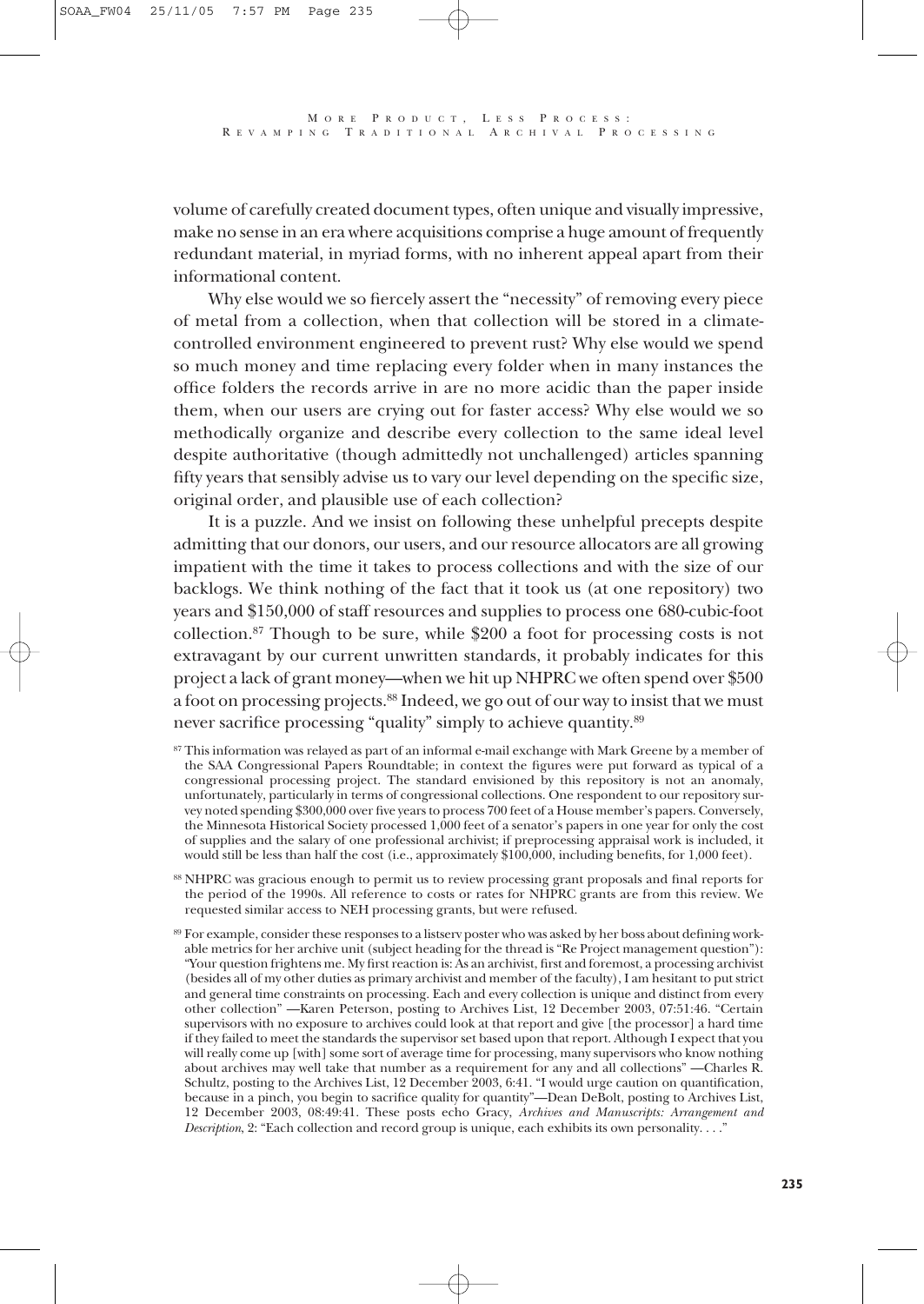volume of carefully created document types, often unique and visually impressive, make no sense in an era where acquisitions comprise a huge amount of frequently redundant material, in myriad forms, with no inherent appeal apart from their informational content.

Why else would we so fiercely assert the "necessity" of removing every piece of metal from a collection, when that collection will be stored in a climate-controlled environment engineered to prevent rust? Why else would we spend so much money and time replacing every folder when in many instances the office folders the records arrive in are no more acidic than the paper inside them, when our users are crying out for faster access? Why else would we so methodically organize and describe every collection to the same ideal level despite authoritative (though admittedly not unchallenged) articles spanning fifty years that sensibly advise us to vary our level depending on the specific size, original order, and plausible use of each collection?

It is a puzzle. And we insist on following these unhelpful precepts despite admitting that our donors, our users, and our resource allocators are all growing impatient with the time it takes to process collections and with the size of our backlogs. We think nothing of the fact that it took us (at one repository) two years and $150,000 of staff resources and supplies to process one 680-cubic-foot collection.[87] Though to be sure, while $200 a foot for processing costs is not extravagant by our current unwritten standards, it probably indicates for this project a lack of grant money—when we hit up NHPRC we often spend over $500 a foot on processing projects.[88] Indeed, we go out of our way to insist that we must never sacrifice processing "quality" simply to achieve quantity.[89]

[87] This information was relayed as part of an informal e-mail exchange with Mark Greene by a member of the SAA Congressional Papers Roundtable; in context the figures were put forward as typical of a congressional processing project. The standard envisioned by this repository is not an anomaly, unfortunately, particularly in terms of congressional collections. One respondent to our repository survey noted spending $300,000 over five years to process 700 feet of a House member's papers. Conversely, the Minnesota Historical Society processed 1,000 feet of a senator's papers in one year for only the cost of supplies and the salary of one professional archivist; if preprocessing appraisal work is included, it would still be less than half the cost (i.e., approximately $100,000, including benefits, for 1,000 feet).

[88] NHPRC was gracious enough to permit us to review processing grant proposals and final reports for the period of the 1990s. All reference to costs or rates for NHPRC grants are from this review. We requested similar access to NEH processing grants, but were refused.

[89] For example, consider these responses to a listserv poster who was asked by her boss about defining workable metrics for her archive unit (subject heading for the thread is "Re Project management question"): "Your question frightens me. My first reaction is: As an archivist, first and foremost, a processing archivist (besides all of my other duties as primary archivist and member of the faculty), I am hesitant to put strict and general time constraints on processing. Each and every collection is unique and distinct from every other collection" —Karen Peterson, posting to Archives List, 12 December 2003, 07:51:46. "Certain supervisors with no exposure to archives could look at that report and give [the processor] a hard time if they failed to meet the standards the supervisor set based upon that report. Although I expect that you will really come up [with] some sort of average time for processing, many supervisors who know nothing about archives may well take that number as a requirement for any and all collections" —Charles R. Schultz, posting to the Archives List, 12 December 2003, 6:41. "I would urge caution on quantification, because in a pinch, you begin to sacrifice quality for quantity"—Dean DeBolt, posting to Archives List, 12 December 2003, 08:49:41. These posts echo Gracy, *Archives and Manuscripts: Arrangement and Description*, 2: "Each collection and record group is unique, each exhibits its own personality. . . ."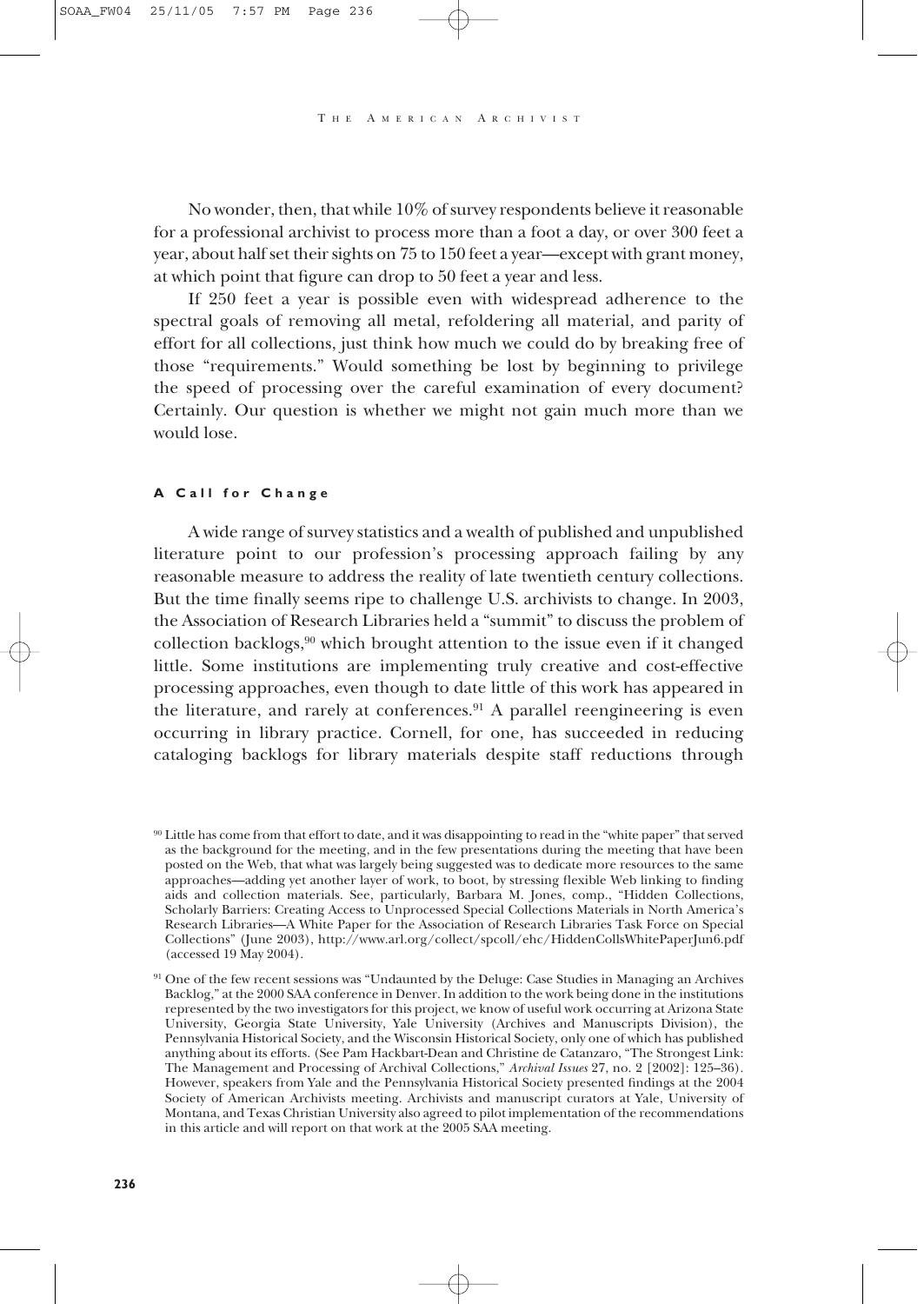No wonder, then, that while 10% of survey respondents believe it reasonable for a professional archivist to process more than a foot a day, or over 300 feet a year, about half set their sights on 75 to 150 feet a year—except with grant money, at which point that figure can drop to 50 feet a year and less.

If 250 feet a year is possible even with widespread adherence to the spectral goals of removing all metal, refoldering all material, and parity of effort for all collections, just think how much we could do by breaking free of those "requirements." Would something be lost by beginning to privilege the speed of processing over the careful examination of every document? Certainly. Our question is whether we might not gain much more than we would lose.

#### A Call for Change

A wide range of survey statistics and a wealth of published and unpublished literature point to our profession's processing approach failing by any reasonable measure to address the reality of late twentieth century collections. But the time finally seems ripe to challenge U.S. archivists to change. In 2003, the Association of Research Libraries held a "summit" to discuss the problem of collection backlogs,[90] which brought attention to the issue even if it changed little. Some institutions are implementing truly creative and cost-effective processing approaches, even though to date little of this work has appeared in the literature, and rarely at conferences.[91] A parallel reengineering is even occurring in library practice. Cornell, for one, has succeeded in reducing cataloging backlogs for library materials despite staff reductions through

---

[90] Little has come from that effort to date, and it was disappointing to read in the "white paper" that served as the background for the meeting, and in the few presentations during the meeting that have been posted on the Web, that what was largely being suggested was to dedicate more resources to the same approaches—adding yet another layer of work, to boot, by stressing flexible Web linking to finding aids and collection materials. See, particularly, Barbara M. Jones, comp., "Hidden Collections, Scholarly Barriers: Creating Access to Unprocessed Special Collections Materials in North America's Research Libraries—A White Paper for the Association of Research Libraries Task Force on Special Collections" (June 2003), http://www.arl.org/collect/spcoll/ehc/HiddenCollsWhitePaperJun6.pdf (accessed 19 May 2004).

[91] One of the few recent sessions was "Undaunted by the Deluge: Case Studies in Managing an Archives Backlog," at the 2000 SAA conference in Denver. In addition to the work being done in the institutions represented by the two investigators for this project, we know of useful work occurring at Arizona State University, Georgia State University, Yale University (Archives and Manuscripts Division), the Pennsylvania Historical Society, and the Wisconsin Historical Society, only one of which has published anything about its efforts. (See Pam Hackbart-Dean and Christine de Catanzaro, "The Strongest Link: The Management and Processing of Archival Collections," *Archival Issues* 27, no. 2 [2002]: 125–36). However, speakers from Yale and the Pennsylvania Historical Society presented findings at the 2004 Society of American Archivists meeting. Archivists and manuscript curators at Yale, University of Montana, and Texas Christian University also agreed to pilot implementation of the recommendations in this article and will report on that work at the 2005 SAA meeting.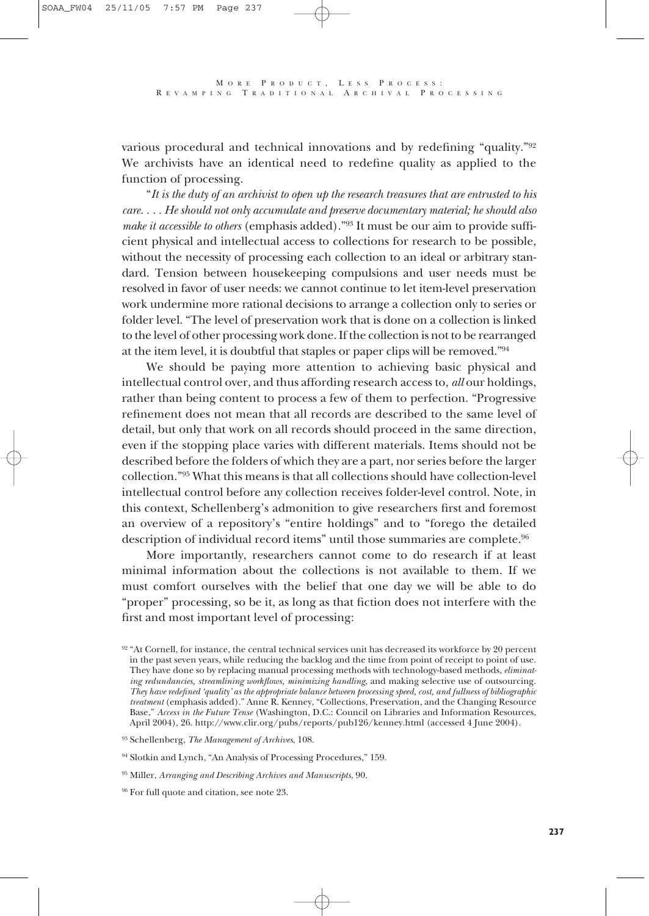various procedural and technical innovations and by redefining "quality."[92] We archivists have an identical need to redefine quality as applied to the function of processing.

"*It is the duty of an archivist to open up the research treasures that are entrusted to his care. . . . He should not only accumulate and preserve documentary material; he should also make it accessible to others* (emphasis added)."[93] It must be our aim to provide sufficient physical and intellectual access to collections for research to be possible, without the necessity of processing each collection to an ideal or arbitrary standard. Tension between housekeeping compulsions and user needs must be resolved in favor of user needs: we cannot continue to let item-level preservation work undermine more rational decisions to arrange a collection only to series or folder level. "The level of preservation work that is done on a collection is linked to the level of other processing work done. If the collection is not to be rearranged at the item level, it is doubtful that staples or paper clips will be removed."[94]

We should be paying more attention to achieving basic physical and intellectual control over, and thus affording research access to, *all* our holdings, rather than being content to process a few of them to perfection. "Progressive refinement does not mean that all records are described to the same level of detail, but only that work on all records should proceed in the same direction, even if the stopping place varies with different materials. Items should not be described before the folders of which they are a part, nor series before the larger collection."[95] What this means is that all collections should have collection-level intellectual control before any collection receives folder-level control. Note, in this context, Schellenberg's admonition to give researchers first and foremost an overview of a repository's "entire holdings" and to "forego the detailed description of individual record items" until those summaries are complete.[96]

More importantly, researchers cannot come to do research if at least minimal information about the collections is not available to them. If we must comfort ourselves with the belief that one day we will be able to do "proper" processing, so be it, as long as that fiction does not interfere with the first and most important level of processing:

---

[92] "At Cornell, for instance, the central technical services unit has decreased its workforce by 20 percent in the past seven years, while reducing the backlog and the time from point of receipt to point of use. They have done so by replacing manual processing methods with technology-based methods, *eliminating redundancies, streamlining workflows, minimizing handling*, and making selective use of outsourcing. *They have redefined 'quality' as the appropriate balance between processing speed, cost, and fullness of bibliographic treatment* (emphasis added)." Anne R. Kenney, "Collections, Preservation, and the Changing Resource Base," *Access in the Future Tense* (Washington, D.C.: Council on Libraries and Information Resources, April 2004), 26. http://www.clir.org/pubs/reports/pub126/kenney.html (accessed 4 June 2004).

[93] Schellenberg, *The Management of Archives*, 108.

[94] Slotkin and Lynch, "An Analysis of Processing Procedures," 159.

[95] Miller, *Arranging and Describing Archives and Manuscripts*, 90.

[96] For full quote and citation, see note 23.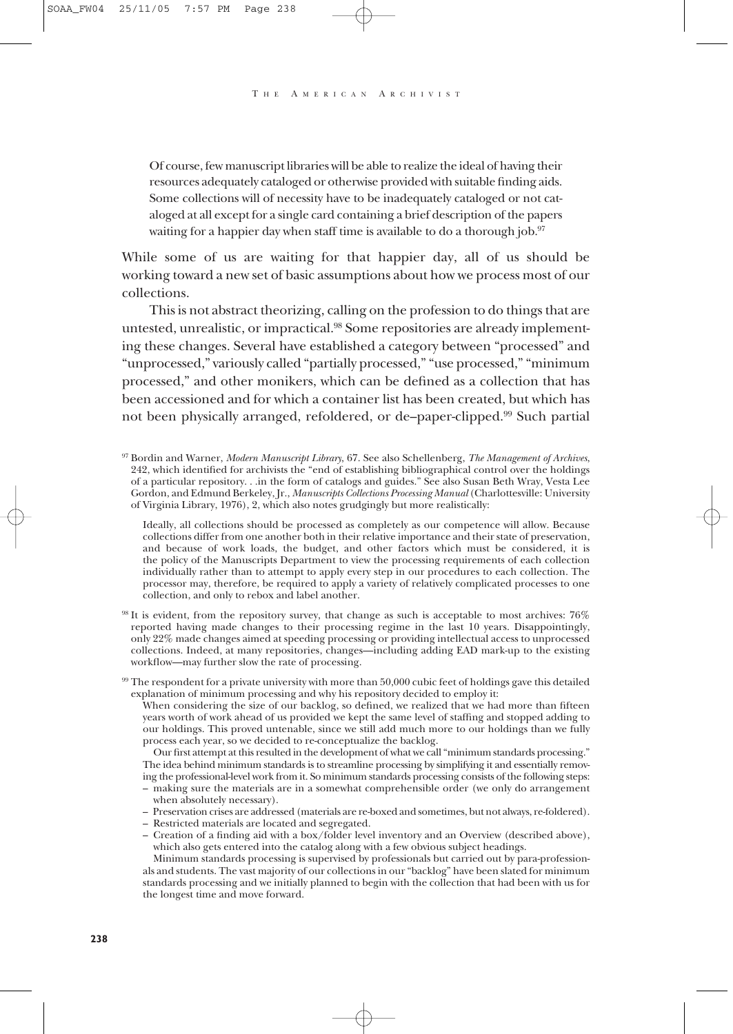> Of course, few manuscript libraries will be able to realize the ideal of having their resources adequately cataloged or otherwise provided with suitable finding aids. Some collections will of necessity have to be inadequately cataloged or not cataloged at all except for a single card containing a brief description of the papers waiting for a happier day when staff time is available to do a thorough job.[97]

While some of us are waiting for that happier day, all of us should be working toward a new set of basic assumptions about how we process most of our collections.

This is not abstract theorizing, calling on the profession to do things that are untested, unrealistic, or impractical.[98] Some repositories are already implementing these changes. Several have established a category between "processed" and "unprocessed," variously called "partially processed," "use processed," "minimum processed," and other monikers, which can be defined as a collection that has been accessioned and for which a container list has been created, but which has not been physically arranged, refoldered, or de–paper-clipped.[99] Such partial

---

[97] Bordin and Warner, *Modern Manuscript Library*, 67. See also Schellenberg, *The Management of Archives*, 242, which identified for archivists the "end of establishing bibliographical control over the holdings of a particular repository. . .in the form of catalogs and guides." See also Susan Beth Wray, Vesta Lee Gordon, and Edmund Berkeley, Jr., *Manuscripts Collections Processing Manual* (Charlottesville: University of Virginia Library, 1976), 2, which also notes grudgingly but more realistically:

> Ideally, all collections should be processed as completely as our competence will allow. Because collections differ from one another both in their relative importance and their state of preservation, and because of work loads, the budget, and other factors which must be considered, it is the policy of the Manuscripts Department to view the processing requirements of each collection individually rather than to attempt to apply every step in our procedures to each collection. The processor may, therefore, be required to apply a variety of relatively complicated processes to one collection, and only to rebox and label another.

[98] It is evident, from the repository survey, that change as such is acceptable to most archives: 76% reported having made changes to their processing regime in the last 10 years. Disappointingly, only 22% made changes aimed at speeding processing or providing intellectual access to unprocessed collections. Indeed, at many repositories, changes—including adding EAD mark-up to the existing workflow—may further slow the rate of processing.

[99] The respondent for a private university with more than 50,000 cubic feet of holdings gave this detailed explanation of minimum processing and why his repository decided to employ it:

> When considering the size of our backlog, so defined, we realized that we had more than fifteen years worth of work ahead of us provided we kept the same level of staffing and stopped adding to our holdings. This proved untenable, since we still add much more to our holdings than we fully process each year, so we decided to re-conceptualize the backlog.
>
> Our first attempt at this resulted in the development of what we call "minimum standards processing." The idea behind minimum standards is to streamline processing by simplifying it and essentially removing the professional-level work from it. So minimum standards processing consists of the following steps:
>
> – making sure the materials are in a somewhat comprehensible order (we only do arrangement when absolutely necessary).
> – Preservation crises are addressed (materials are re-boxed and sometimes, but not always, re-foldered).
> – Restricted materials are located and segregated.
> – Creation of a finding aid with a box/folder level inventory and an Overview (described above), which also gets entered into the catalog along with a few obvious subject headings.
>
> Minimum standards processing is supervised by professionals but carried out by para-professionals and students. The vast majority of our collections in our "backlog" have been slated for minimum standards processing and we initially planned to begin with the collection that had been with us for the longest time and move forward.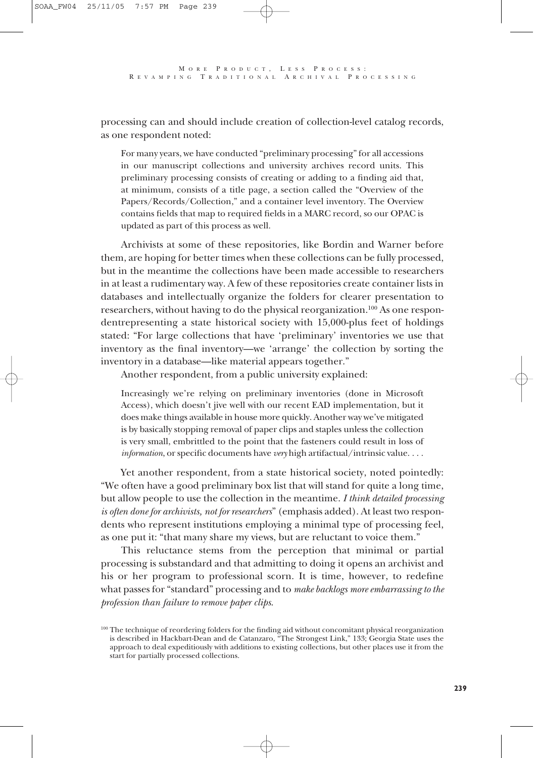processing can and should include creation of collection-level catalog records, as one respondent noted:

> For many years, we have conducted "preliminary processing" for all accessions in our manuscript collections and university archives record units. This preliminary processing consists of creating or adding to a finding aid that, at minimum, consists of a title page, a section called the "Overview of the Papers/Records/Collection," and a container level inventory. The Overview contains fields that map to required fields in a MARC record, so our OPAC is updated as part of this process as well.

Archivists at some of these repositories, like Bordin and Warner before them, are hoping for better times when these collections can be fully processed, but in the meantime the collections have been made accessible to researchers in at least a rudimentary way. A few of these repositories create container lists in databases and intellectually organize the folders for clearer presentation to researchers, without having to do the physical reorganization.[100] As one respondentrepresenting a state historical society with 15,000-plus feet of holdings stated: "For large collections that have 'preliminary' inventories we use that inventory as the final inventory—we 'arrange' the collection by sorting the inventory in a database—like material appears together."

Another respondent, from a public university explained:

> Increasingly we're relying on preliminary inventories (done in Microsoft Access), which doesn't jive well with our recent EAD implementation, but it does make things available in house more quickly. Another way we've mitigated is by basically stopping removal of paper clips and staples unless the collection is very small, embrittled to the point that the fasteners could result in loss of *information*, or specific documents have *very* high artifactual/intrinsic value. . . .

Yet another respondent, from a state historical society, noted pointedly: "We often have a good preliminary box list that will stand for quite a long time, but allow people to use the collection in the meantime. *I think detailed processing is often done for archivists, not for researchers*" (emphasis added). At least two respondents who represent institutions employing a minimal type of processing feel, as one put it: "that many share my views, but are reluctant to voice them."

This reluctance stems from the perception that minimal or partial processing is substandard and that admitting to doing it opens an archivist and his or her program to professional scorn. It is time, however, to redefine what passes for "standard" processing and to *make backlogs more embarrassing to the profession than failure to remove paper clips*.

[100] The technique of reordering folders for the finding aid without concomitant physical reorganization is described in Hackbart-Dean and de Catanzaro, "The Strongest Link," 133; Georgia State uses the approach to deal expeditiously with additions to existing collections, but other places use it from the start for partially processed collections.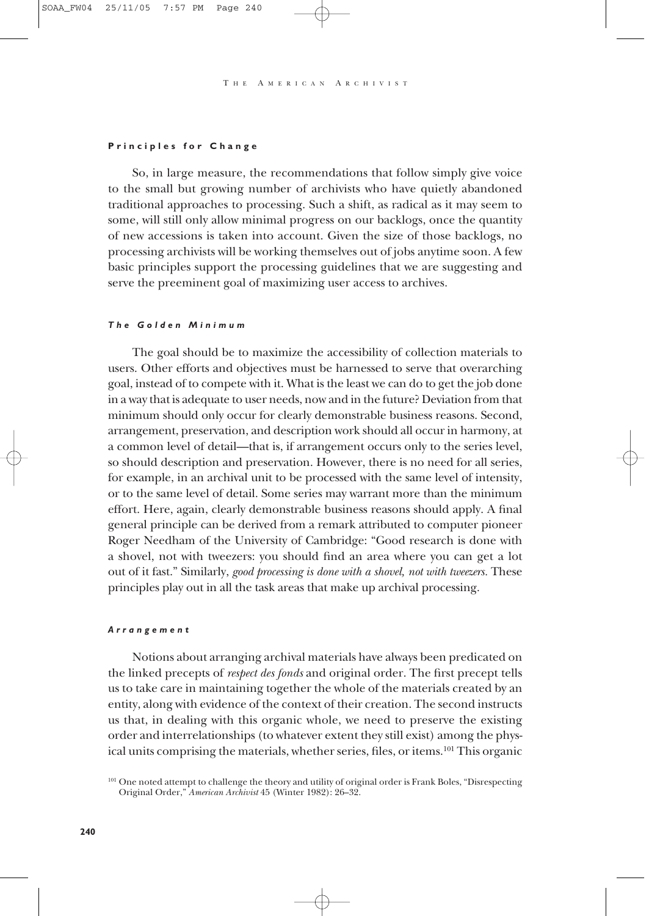#### Principles for Change

So, in large measure, the recommendations that follow simply give voice to the small but growing number of archivists who have quietly abandoned traditional approaches to processing. Such a shift, as radical as it may seem to some, will still only allow minimal progress on our backlogs, once the quantity of new accessions is taken into account. Given the size of those backlogs, no processing archivists will be working themselves out of jobs anytime soon. A few basic principles support the processing guidelines that we are suggesting and serve the preeminent goal of maximizing user access to archives.

##### *The Golden Minimum*

The goal should be to maximize the accessibility of collection materials to users. Other efforts and objectives must be harnessed to serve that overarching goal, instead of to compete with it. What is the least we can do to get the job done in a way that is adequate to user needs, now and in the future? Deviation from that minimum should only occur for clearly demonstrable business reasons. Second, arrangement, preservation, and description work should all occur in harmony, at a common level of detail—that is, if arrangement occurs only to the series level, so should description and preservation. However, there is no need for all series, for example, in an archival unit to be processed with the same level of intensity, or to the same level of detail. Some series may warrant more than the minimum effort. Here, again, clearly demonstrable business reasons should apply. A final general principle can be derived from a remark attributed to computer pioneer Roger Needham of the University of Cambridge: "Good research is done with a shovel, not with tweezers: you should find an area where you can get a lot out of it fast." Similarly, *good processing is done with a shovel, not with tweezers.* These principles play out in all the task areas that make up archival processing.

##### *Arrangement*

Notions about arranging archival materials have always been predicated on the linked precepts of *respect des fonds* and original order. The first precept tells us to take care in maintaining together the whole of the materials created by an entity, along with evidence of the context of their creation. The second instructs us that, in dealing with this organic whole, we need to preserve the existing order and interrelationships (to whatever extent they still exist) among the physical units comprising the materials, whether series, files, or items.[101] This organic

[101] One noted attempt to challenge the theory and utility of original order is Frank Boles, "Disrespecting Original Order," *American Archivist* 45 (Winter 1982): 26–32.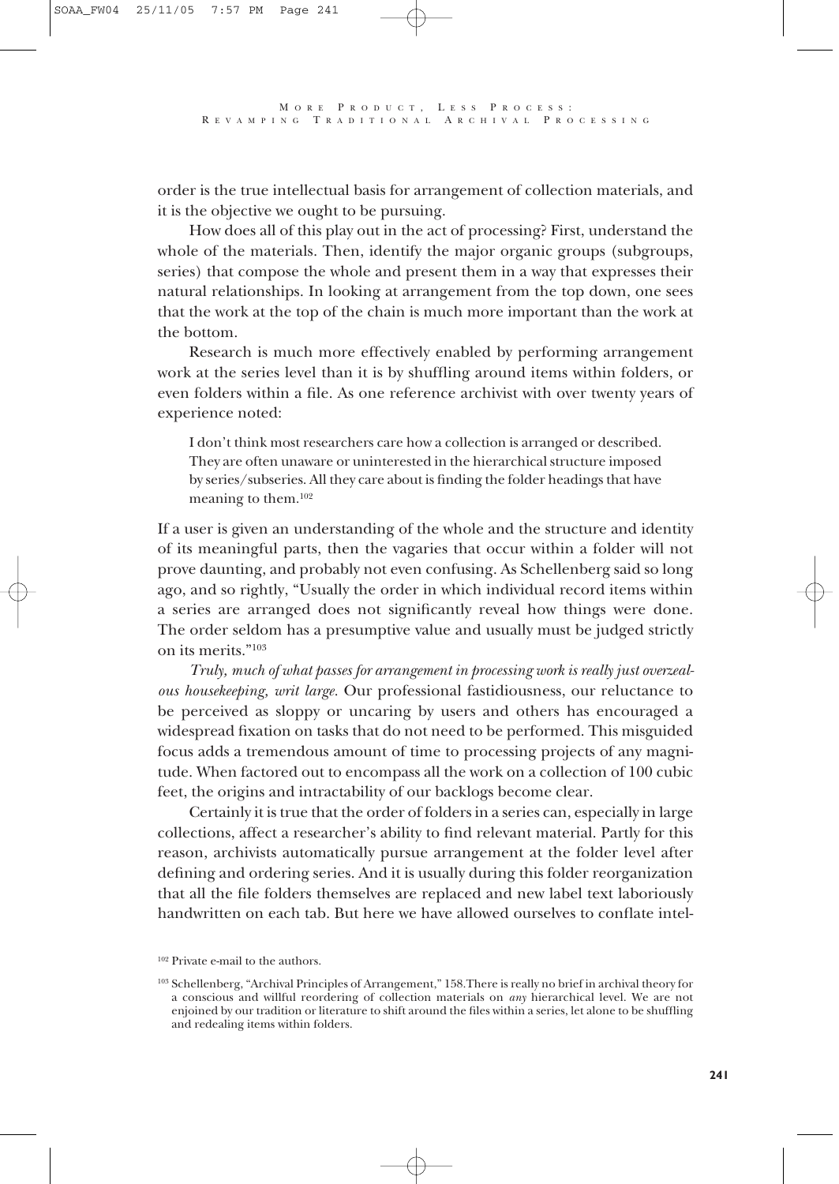order is the true intellectual basis for arrangement of collection materials, and it is the objective we ought to be pursuing.

How does all of this play out in the act of processing? First, understand the whole of the materials. Then, identify the major organic groups (subgroups, series) that compose the whole and present them in a way that expresses their natural relationships. In looking at arrangement from the top down, one sees that the work at the top of the chain is much more important than the work at the bottom.

Research is much more effectively enabled by performing arrangement work at the series level than it is by shuffling around items within folders, or even folders within a file. As one reference archivist with over twenty years of experience noted:

> I don't think most researchers care how a collection is arranged or described. They are often unaware or uninterested in the hierarchical structure imposed by series/subseries. All they care about is finding the folder headings that have meaning to them.[102]

If a user is given an understanding of the whole and the structure and identity of its meaningful parts, then the vagaries that occur within a folder will not prove daunting, and probably not even confusing. As Schellenberg said so long ago, and so rightly, "Usually the order in which individual record items within a series are arranged does not significantly reveal how things were done. The order seldom has a presumptive value and usually must be judged strictly on its merits."[103]

*Truly, much of what passes for arrangement in processing work is really just overzealous housekeeping, writ large.* Our professional fastidiousness, our reluctance to be perceived as sloppy or uncaring by users and others has encouraged a widespread fixation on tasks that do not need to be performed. This misguided focus adds a tremendous amount of time to processing projects of any magnitude. When factored out to encompass all the work on a collection of 100 cubic feet, the origins and intractability of our backlogs become clear.

Certainly it is true that the order of folders in a series can, especially in large collections, affect a researcher's ability to find relevant material. Partly for this reason, archivists automatically pursue arrangement at the folder level after defining and ordering series. And it is usually during this folder reorganization that all the file folders themselves are replaced and new label text laboriously handwritten on each tab. But here we have allowed ourselves to conflate intel-

---

[102] Private e-mail to the authors.

[103] Schellenberg, "Archival Principles of Arrangement," 158. There is really no brief in archival theory for a conscious and willful reordering of collection materials on *any* hierarchical level. We are not enjoined by our tradition or literature to shift around the files within a series, let alone to be shuffling and redealing items within folders.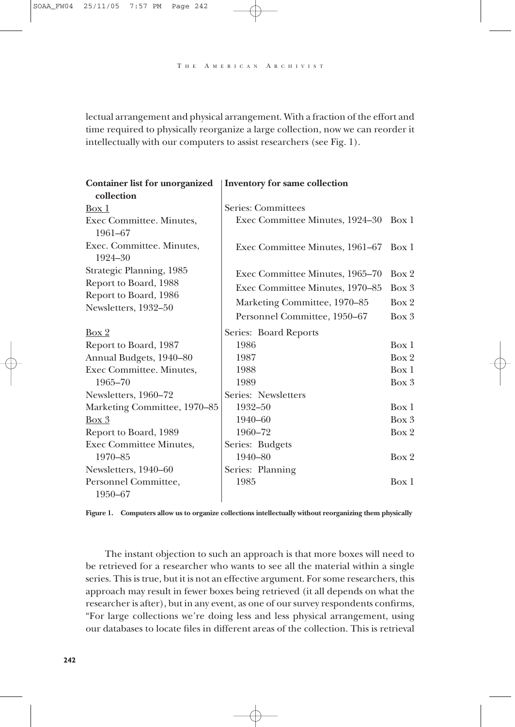lectual arrangement and physical arrangement. With a fraction of the effort and time required to physically reorganize a large collection, now we can reorder it intellectually with our computers to assist researchers (see Fig. 1).

| Container list for unorganized collection | Inventory for same collection | |
|---|---|---|
| Box 1 | Series: Committees | |
| Exec Committee. Minutes, 1961–67 | Exec Committee Minutes, 1924–30 | Box 1 |
| Exec. Committee. Minutes, 1924–30 | Exec Committee Minutes, 1961–67 | Box 1 |
| Strategic Planning, 1985 | Exec Committee Minutes, 1965–70 | Box 2 |
| Report to Board, 1988 | Exec Committee Minutes, 1970–85 | Box 3 |
| Report to Board, 1986 | Marketing Committee, 1970–85 | Box 2 |
| Newsletters, 1932–50 | Personnel Committee, 1950–67 | Box 3 |
| Box 2 | Series: Board Reports | |
| Report to Board, 1987 | 1986 | Box 1 |
| Annual Budgets, 1940–80 | 1987 | Box 2 |
| Exec Committee. Minutes, 1965–70 | 1988 | Box 1 |
| Newsletters, 1960–72 | 1989 | Box 3 |
| Marketing Committee, 1970–85 | Series: Newsletters | |
| Box 3 | 1932–50 | Box 1 |
| Report to Board, 1989 | 1940–60 | Box 3 |
| Exec Committee Minutes, 1970–85 | 1960–72 | Box 2 |
| Newsletters, 1940–60 | Series: Budgets | |
| Personnel Committee, 1950–67 | 1940–80 | Box 2 |
| | Series: Planning | |
| | 1985 | Box 1 |

**Figure 1. Computers allow us to organize collections intellectually without reorganizing them physically**

The instant objection to such an approach is that more boxes will need to be retrieved for a researcher who wants to see all the material within a single series. This is true, but it is not an effective argument. For some researchers, this approach may result in fewer boxes being retrieved (it all depends on what the researcher is after), but in any event, as one of our survey respondents confirms, "For large collections we're doing less and less physical arrangement, using our databases to locate files in different areas of the collection. This is retrieval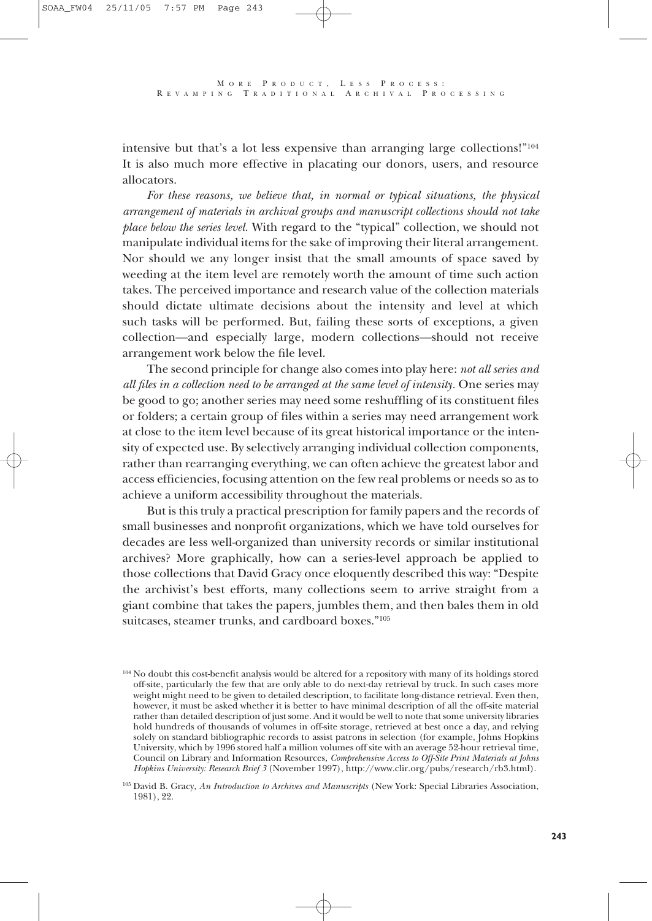intensive but that's a lot less expensive than arranging large collections!"[104] It is also much more effective in placating our donors, users, and resource allocators.

*For these reasons, we believe that, in normal or typical situations, the physical arrangement of materials in archival groups and manuscript collections should not take place below the series level.* With regard to the "typical" collection, we should not manipulate individual items for the sake of improving their literal arrangement. Nor should we any longer insist that the small amounts of space saved by weeding at the item level are remotely worth the amount of time such action takes. The perceived importance and research value of the collection materials should dictate ultimate decisions about the intensity and level at which such tasks will be performed. But, failing these sorts of exceptions, a given collection—and especially large, modern collections—should not receive arrangement work below the file level.

The second principle for change also comes into play here: *not all series and all files in a collection need to be arranged at the same level of intensity.* One series may be good to go; another series may need some reshuffling of its constituent files or folders; a certain group of files within a series may need arrangement work at close to the item level because of its great historical importance or the intensity of expected use. By selectively arranging individual collection components, rather than rearranging everything, we can often achieve the greatest labor and access efficiencies, focusing attention on the few real problems or needs so as to achieve a uniform accessibility throughout the materials.

But is this truly a practical prescription for family papers and the records of small businesses and nonprofit organizations, which we have told ourselves for decades are less well-organized than university records or similar institutional archives? More graphically, how can a series-level approach be applied to those collections that David Gracy once eloquently described this way: "Despite the archivist's best efforts, many collections seem to arrive straight from a giant combine that takes the papers, jumbles them, and then bales them in old suitcases, steamer trunks, and cardboard boxes."[105]

---

[104] No doubt this cost-benefit analysis would be altered for a repository with many of its holdings stored off-site, particularly the few that are only able to do next-day retrieval by truck. In such cases more weight might need to be given to detailed description, to facilitate long-distance retrieval. Even then, however, it must be asked whether it is better to have minimal description of all the off-site material rather than detailed description of just some. And it would be well to note that some university libraries hold hundreds of thousands of volumes in off-site storage, retrieved at best once a day, and relying solely on standard bibliographic records to assist patrons in selection (for example, Johns Hopkins University, which by 1996 stored half a million volumes off site with an average 52-hour retrieval time, Council on Library and Information Resources, *Comprehensive Access to Off-Site Print Materials at Johns Hopkins University: Research Brief 3* (November 1997), http://www.clir.org/pubs/research/rb3.html).

[105] David B. Gracy, *An Introduction to Archives and Manuscripts* (New York: Special Libraries Association, 1981), 22.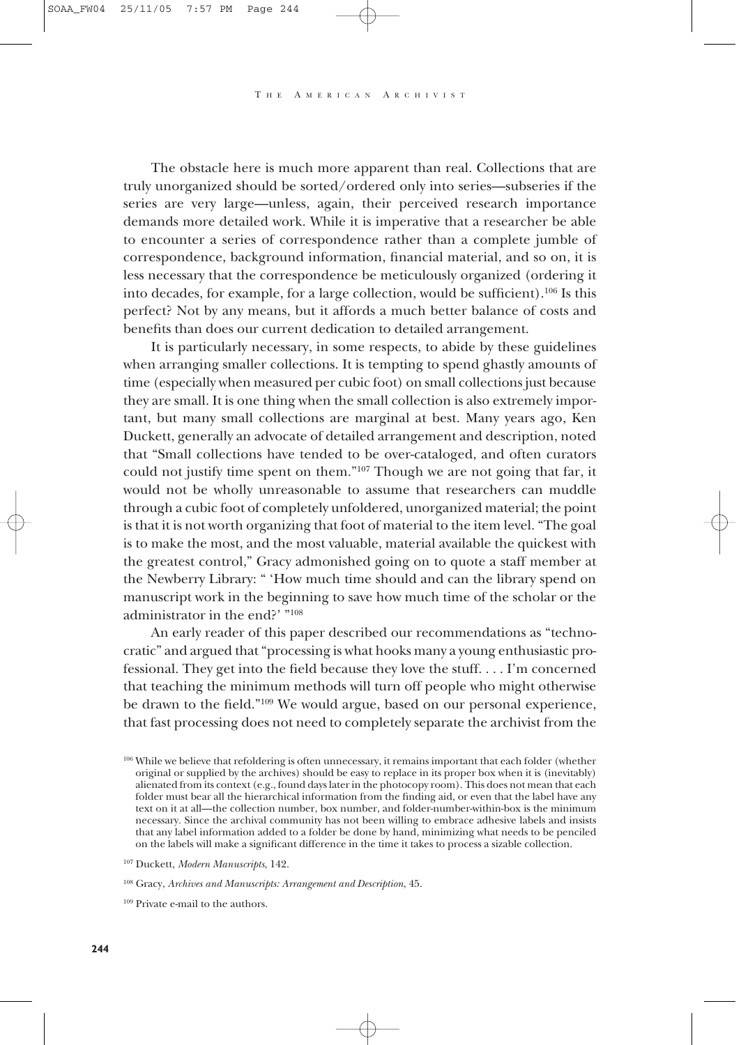The obstacle here is much more apparent than real. Collections that are truly unorganized should be sorted/ordered only into series—subseries if the series are very large—unless, again, their perceived research importance demands more detailed work. While it is imperative that a researcher be able to encounter a series of correspondence rather than a complete jumble of correspondence, background information, financial material, and so on, it is less necessary that the correspondence be meticulously organized (ordering it into decades, for example, for a large collection, would be sufficient).[106] Is this perfect? Not by any means, but it affords a much better balance of costs and benefits than does our current dedication to detailed arrangement.

It is particularly necessary, in some respects, to abide by these guidelines when arranging smaller collections. It is tempting to spend ghastly amounts of time (especially when measured per cubic foot) on small collections just because they are small. It is one thing when the small collection is also extremely important, but many small collections are marginal at best. Many years ago, Ken Duckett, generally an advocate of detailed arrangement and description, noted that "Small collections have tended to be over-cataloged, and often curators could not justify time spent on them."[107] Though we are not going that far, it would not be wholly unreasonable to assume that researchers can muddle through a cubic foot of completely unfoldered, unorganized material; the point is that it is not worth organizing that foot of material to the item level. "The goal is to make the most, and the most valuable, material available the quickest with the greatest control," Gracy admonished going on to quote a staff member at the Newberry Library: " 'How much time should and can the library spend on manuscript work in the beginning to save how much time of the scholar or the administrator in the end?' "[108]

An early reader of this paper described our recommendations as "technocratic" and argued that "processing is what hooks many a young enthusiastic professional. They get into the field because they love the stuff. . . . I'm concerned that teaching the minimum methods will turn off people who might otherwise be drawn to the field."[109] We would argue, based on our personal experience, that fast processing does not need to completely separate the archivist from the

[106] While we believe that refoldering is often unnecessary, it remains important that each folder (whether original or supplied by the archives) should be easy to replace in its proper box when it is (inevitably) alienated from its context (e.g., found days later in the photocopy room). This does not mean that each folder must bear all the hierarchical information from the finding aid, or even that the label have any text on it at all—the collection number, box number, and folder-number-within-box is the minimum necessary. Since the archival community has not been willing to embrace adhesive labels and insists that any label information added to a folder be done by hand, minimizing what needs to be penciled on the labels will make a significant difference in the time it takes to process a sizable collection.

[107] Duckett, *Modern Manuscripts*, 142.

[108] Gracy, *Archives and Manuscripts: Arrangement and Description*, 45.

[109] Private e-mail to the authors.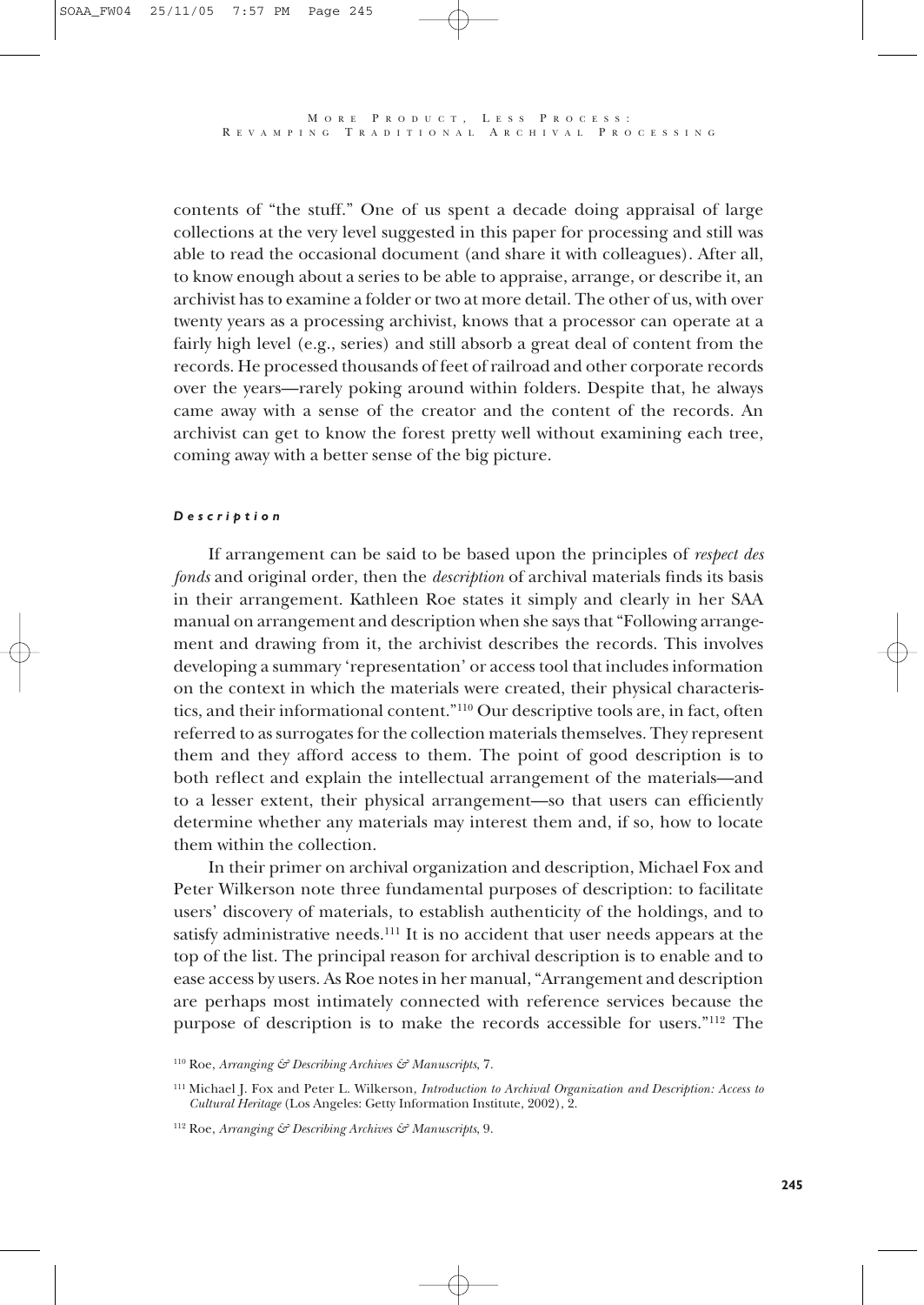contents of "the stuff." One of us spent a decade doing appraisal of large collections at the very level suggested in this paper for processing and still was able to read the occasional document (and share it with colleagues). After all, to know enough about a series to be able to appraise, arrange, or describe it, an archivist has to examine a folder or two at more detail. The other of us, with over twenty years as a processing archivist, knows that a processor can operate at a fairly high level (e.g., series) and still absorb a great deal of content from the records. He processed thousands of feet of railroad and other corporate records over the years—rarely poking around within folders. Despite that, he always came away with a sense of the creator and the content of the records. An archivist can get to know the forest pretty well without examining each tree, coming away with a better sense of the big picture.

#### *Description*

If arrangement can be said to be based upon the principles of *respect des fonds* and original order, then the *description* of archival materials finds its basis in their arrangement. Kathleen Roe states it simply and clearly in her SAA manual on arrangement and description when she says that "Following arrangement and drawing from it, the archivist describes the records. This involves developing a summary 'representation' or access tool that includes information on the context in which the materials were created, their physical characteristics, and their informational content."[110] Our descriptive tools are, in fact, often referred to as surrogates for the collection materials themselves. They represent them and they afford access to them. The point of good description is to both reflect and explain the intellectual arrangement of the materials—and to a lesser extent, their physical arrangement—so that users can efficiently determine whether any materials may interest them and, if so, how to locate them within the collection.

In their primer on archival organization and description, Michael Fox and Peter Wilkerson note three fundamental purposes of description: to facilitate users' discovery of materials, to establish authenticity of the holdings, and to satisfy administrative needs.[111] It is no accident that user needs appears at the top of the list. The principal reason for archival description is to enable and to ease access by users. As Roe notes in her manual, "Arrangement and description are perhaps most intimately connected with reference services because the purpose of description is to make the records accessible for users."[112] The

[110] Roe, *Arranging & Describing Archives & Manuscripts*, 7.

[111] Michael J. Fox and Peter L. Wilkerson, *Introduction to Archival Organization and Description: Access to Cultural Heritage* (Los Angeles: Getty Information Institute, 2002), 2.

[112] Roe, *Arranging & Describing Archives & Manuscripts*, 9.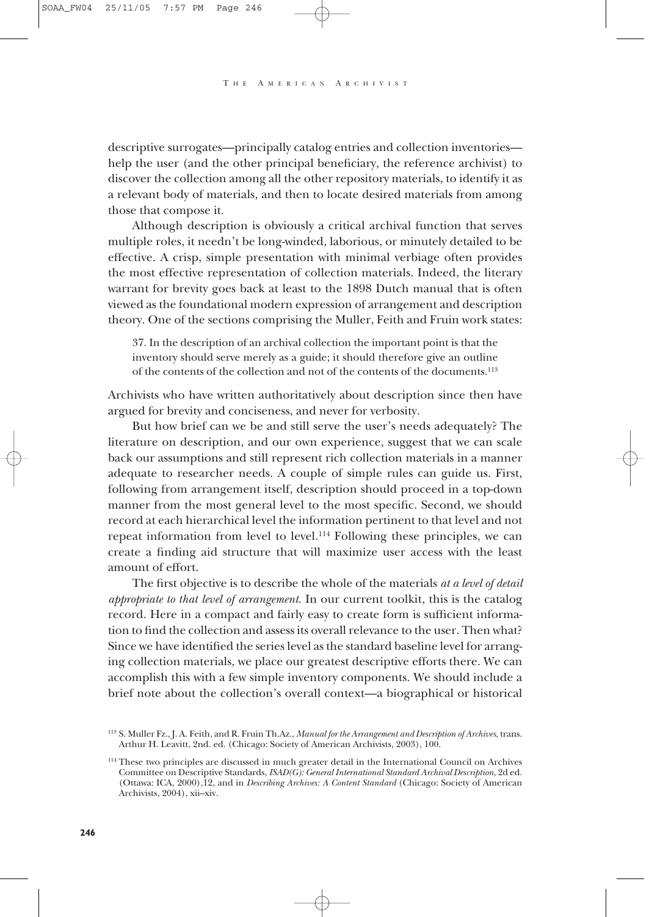descriptive surrogates—principally catalog entries and collection inventories—help the user (and the other principal beneficiary, the reference archivist) to discover the collection among all the other repository materials, to identify it as a relevant body of materials, and then to locate desired materials from among those that compose it.

Although description is obviously a critical archival function that serves multiple roles, it needn't be long-winded, laborious, or minutely detailed to be effective. A crisp, simple presentation with minimal verbiage often provides the most effective representation of collection materials. Indeed, the literary warrant for brevity goes back at least to the 1898 Dutch manual that is often viewed as the foundational modern expression of arrangement and description theory. One of the sections comprising the Muller, Feith and Fruin work states:

> 37. In the description of an archival collection the important point is that the inventory should serve merely as a guide; it should therefore give an outline of the contents of the collection and not of the contents of the documents.[113]

Archivists who have written authoritatively about description since then have argued for brevity and conciseness, and never for verbosity.

But how brief can we be and still serve the user's needs adequately? The literature on description, and our own experience, suggest that we can scale back our assumptions and still represent rich collection materials in a manner adequate to researcher needs. A couple of simple rules can guide us. First, following from arrangement itself, description should proceed in a top-down manner from the most general level to the most specific. Second, we should record at each hierarchical level the information pertinent to that level and not repeat information from level to level.[114] Following these principles, we can create a finding aid structure that will maximize user access with the least amount of effort.

The first objective is to describe the whole of the materials *at a level of detail appropriate to that level of arrangement*. In our current toolkit, this is the catalog record. Here in a compact and fairly easy to create form is sufficient information to find the collection and assess its overall relevance to the user. Then what? Since we have identified the series level as the standard baseline level for arranging collection materials, we place our greatest descriptive efforts there. We can accomplish this with a few simple inventory components. We should include a brief note about the collection's overall context—a biographical or historical

---

[113] S. Muller Fz., J. A. Feith, and R. Fruin Th.Az., *Manual for the Arrangement and Description of Archives*, trans. Arthur H. Leavitt, 2nd. ed. (Chicago: Society of American Archivists, 2003), 100.

[114] These two principles are discussed in much greater detail in the International Council on Archives Committee on Descriptive Standards, *ISAD(G): General International Standard Archival Description*, 2d ed. (Ottawa: ICA, 2000),12, and in *Describing Archives: A Content Standard* (Chicago: Society of American Archivists, 2004), xii–xiv.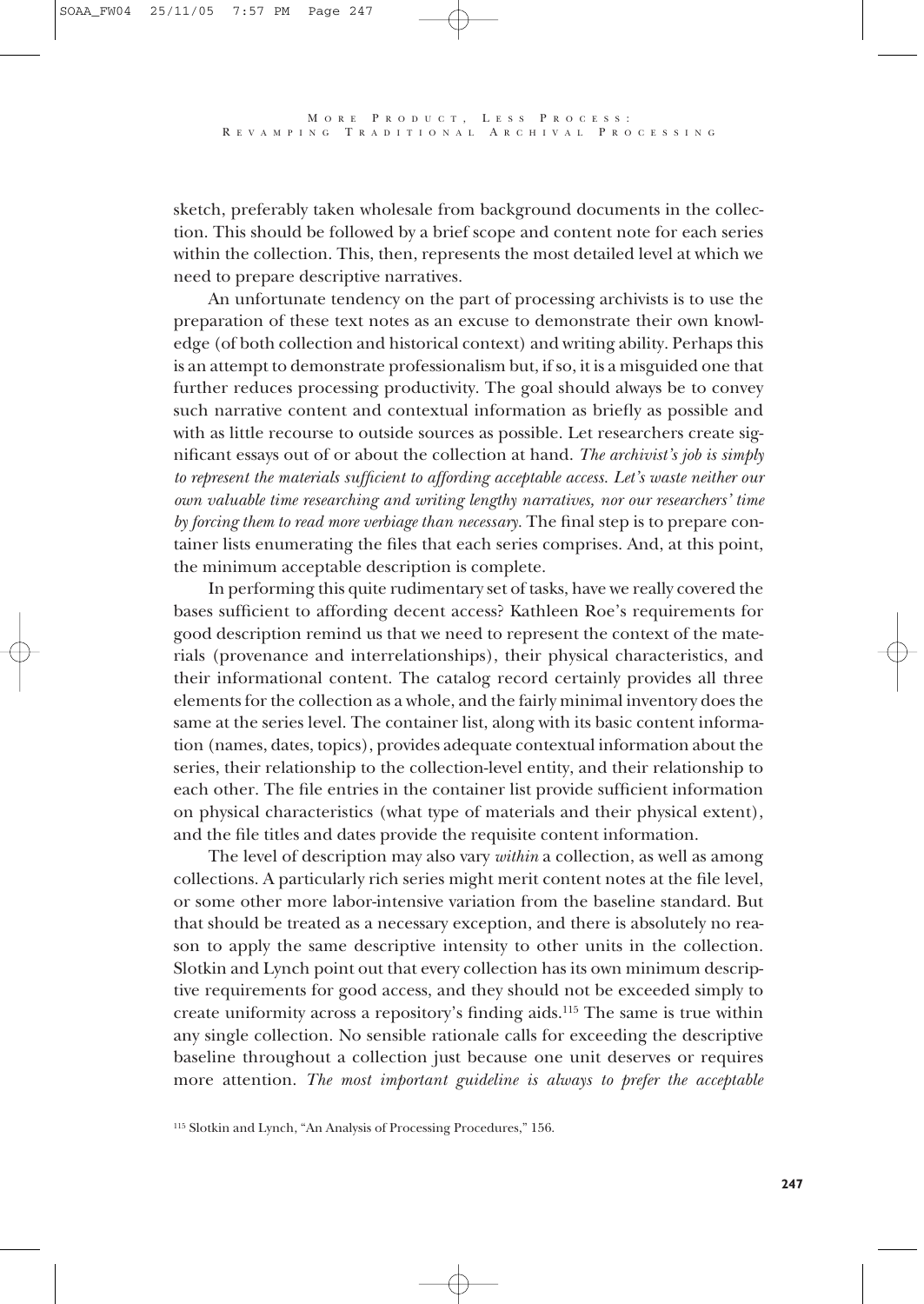sketch, preferably taken wholesale from background documents in the collection. This should be followed by a brief scope and content note for each series within the collection. This, then, represents the most detailed level at which we need to prepare descriptive narratives.

An unfortunate tendency on the part of processing archivists is to use the preparation of these text notes as an excuse to demonstrate their own knowledge (of both collection and historical context) and writing ability. Perhaps this is an attempt to demonstrate professionalism but, if so, it is a misguided one that further reduces processing productivity. The goal should always be to convey such narrative content and contextual information as briefly as possible and with as little recourse to outside sources as possible. Let researchers create significant essays out of or about the collection at hand. *The archivist's job is simply to represent the materials sufficient to affording acceptable access. Let's waste neither our own valuable time researching and writing lengthy narratives, nor our researchers' time by forcing them to read more verbiage than necessary.* The final step is to prepare container lists enumerating the files that each series comprises. And, at this point, the minimum acceptable description is complete.

In performing this quite rudimentary set of tasks, have we really covered the bases sufficient to affording decent access? Kathleen Roe's requirements for good description remind us that we need to represent the context of the materials (provenance and interrelationships), their physical characteristics, and their informational content. The catalog record certainly provides all three elements for the collection as a whole, and the fairly minimal inventory does the same at the series level. The container list, along with its basic content information (names, dates, topics), provides adequate contextual information about the series, their relationship to the collection-level entity, and their relationship to each other. The file entries in the container list provide sufficient information on physical characteristics (what type of materials and their physical extent), and the file titles and dates provide the requisite content information.

The level of description may also vary *within* a collection, as well as among collections. A particularly rich series might merit content notes at the file level, or some other more labor-intensive variation from the baseline standard. But that should be treated as a necessary exception, and there is absolutely no reason to apply the same descriptive intensity to other units in the collection. Slotkin and Lynch point out that every collection has its own minimum descriptive requirements for good access, and they should not be exceeded simply to create uniformity across a repository's finding aids.[115] The same is true within any single collection. No sensible rationale calls for exceeding the descriptive baseline throughout a collection just because one unit deserves or requires more attention. *The most important guideline is always to prefer the acceptable*

[115] Slotkin and Lynch, "An Analysis of Processing Procedures," 156.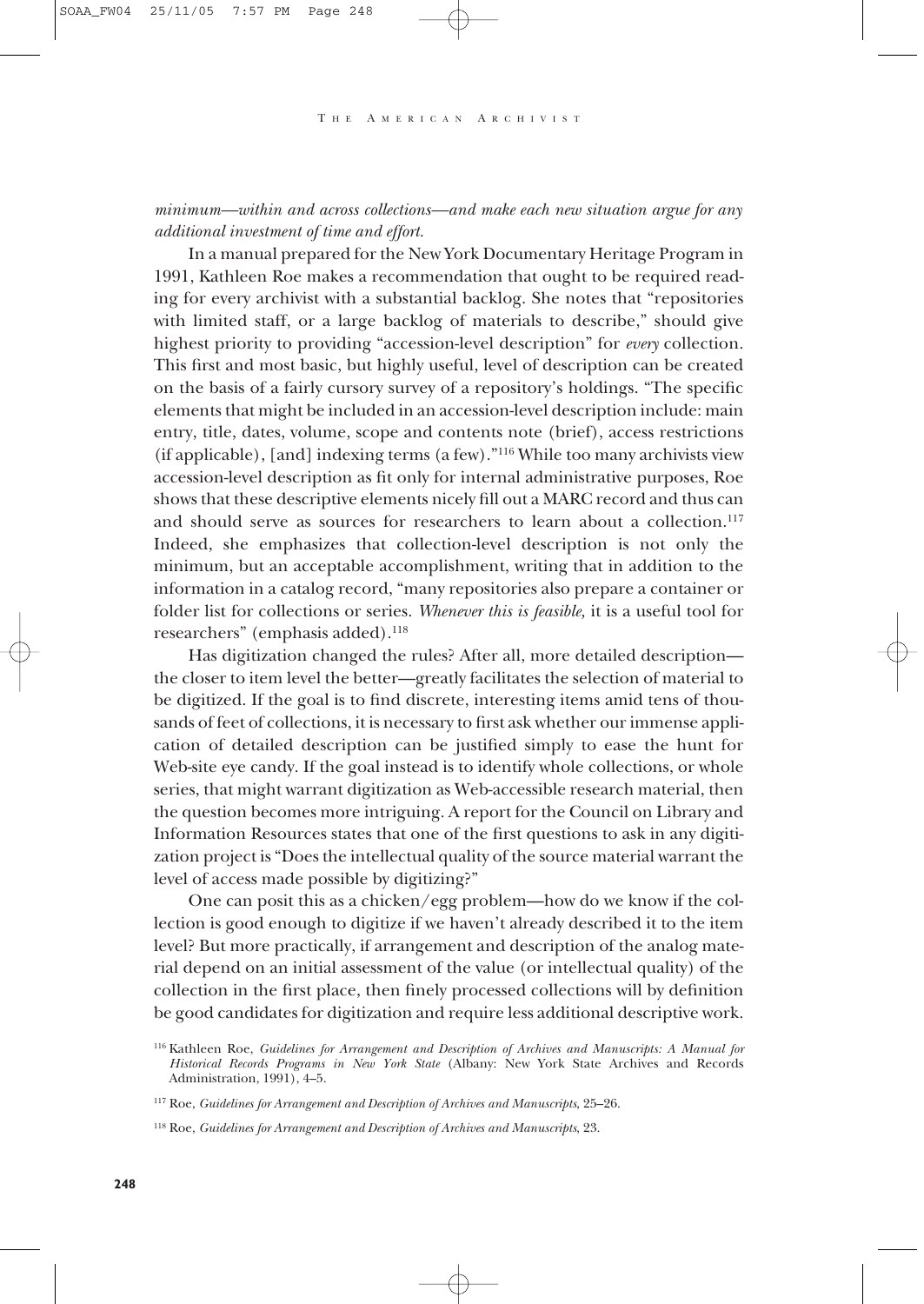*minimum—within and across collections—and make each new situation argue for any additional investment of time and effort.*

In a manual prepared for the New York Documentary Heritage Program in 1991, Kathleen Roe makes a recommendation that ought to be required reading for every archivist with a substantial backlog. She notes that "repositories with limited staff, or a large backlog of materials to describe," should give highest priority to providing "accession-level description" for *every* collection. This first and most basic, but highly useful, level of description can be created on the basis of a fairly cursory survey of a repository's holdings. "The specific elements that might be included in an accession-level description include: main entry, title, dates, volume, scope and contents note (brief), access restrictions (if applicable), [and] indexing terms (a few)."[116] While too many archivists view accession-level description as fit only for internal administrative purposes, Roe shows that these descriptive elements nicely fill out a MARC record and thus can and should serve as sources for researchers to learn about a collection.[117] Indeed, she emphasizes that collection-level description is not only the minimum, but an acceptable accomplishment, writing that in addition to the information in a catalog record, "many repositories also prepare a container or folder list for collections or series. *Whenever this is feasible,* it is a useful tool for researchers" (emphasis added).[118]

Has digitization changed the rules? After all, more detailed description—the closer to item level the better—greatly facilitates the selection of material to be digitized. If the goal is to find discrete, interesting items amid tens of thousands of feet of collections, it is necessary to first ask whether our immense application of detailed description can be justified simply to ease the hunt for Web-site eye candy. If the goal instead is to identify whole collections, or whole series, that might warrant digitization as Web-accessible research material, then the question becomes more intriguing. A report for the Council on Library and Information Resources states that one of the first questions to ask in any digitization project is "Does the intellectual quality of the source material warrant the level of access made possible by digitizing?"

One can posit this as a chicken/egg problem—how do we know if the collection is good enough to digitize if we haven't already described it to the item level? But more practically, if arrangement and description of the analog material depend on an initial assessment of the value (or intellectual quality) of the collection in the first place, then finely processed collections will by definition be good candidates for digitization and require less additional descriptive work.

[116] Kathleen Roe, *Guidelines for Arrangement and Description of Archives and Manuscripts: A Manual for Historical Records Programs in New York State* (Albany: New York State Archives and Records Administration, 1991), 4–5.

[117] Roe, *Guidelines for Arrangement and Description of Archives and Manuscripts*, 25–26.

[118] Roe, *Guidelines for Arrangement and Description of Archives and Manuscripts*, 23.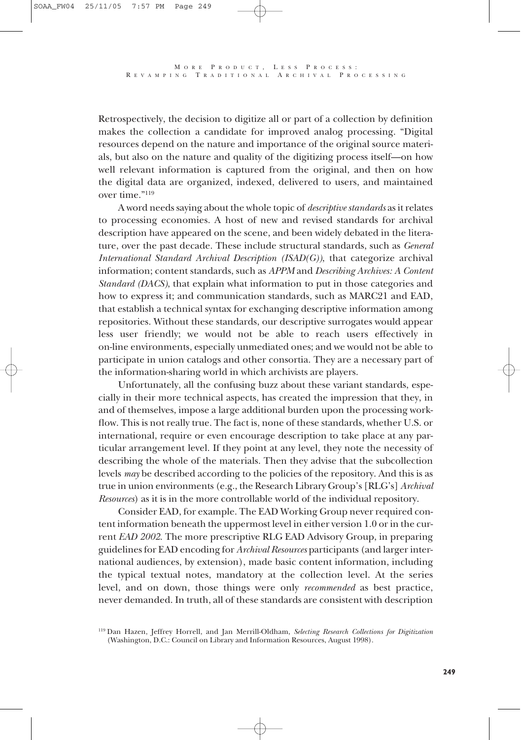Retrospectively, the decision to digitize all or part of a collection by definition makes the collection a candidate for improved analog processing. "Digital resources depend on the nature and importance of the original source materials, but also on the nature and quality of the digitizing process itself—on how well relevant information is captured from the original, and then on how the digital data are organized, indexed, delivered to users, and maintained over time."[119]

A word needs saying about the whole topic of *descriptive standards* as it relates to processing economies. A host of new and revised standards for archival description have appeared on the scene, and been widely debated in the literature, over the past decade. These include structural standards, such as *General International Standard Archival Description (ISAD(G))*, that categorize archival information; content standards, such as *APPM* and *Describing Archives: A Content Standard (DACS)*, that explain what information to put in those categories and how to express it; and communication standards, such as MARC21 and EAD, that establish a technical syntax for exchanging descriptive information among repositories. Without these standards, our descriptive surrogates would appear less user friendly; we would not be able to reach users effectively in on-line environments, especially unmediated ones; and we would not be able to participate in union catalogs and other consortia. They are a necessary part of the information-sharing world in which archivists are players.

Unfortunately, all the confusing buzz about these variant standards, especially in their more technical aspects, has created the impression that they, in and of themselves, impose a large additional burden upon the processing workflow. This is not really true. The fact is, none of these standards, whether U.S. or international, require or even encourage description to take place at any particular arrangement level. If they point at any level, they note the necessity of describing the whole of the materials. Then they advise that the subcollection levels *may* be described according to the policies of the repository. And this is as true in union environments (e.g., the Research Library Group's [RLG's] *Archival Resources*) as it is in the more controllable world of the individual repository.

Consider EAD, for example. The EAD Working Group never required content information beneath the uppermost level in either version 1.0 or in the current *EAD 2002*. The more prescriptive RLG EAD Advisory Group, in preparing guidelines for EAD encoding for *Archival Resources* participants (and larger international audiences, by extension), made basic content information, including the typical textual notes, mandatory at the collection level. At the series level, and on down, those things were only *recommended* as best practice, never demanded. In truth, all of these standards are consistent with description

[119] Dan Hazen, Jeffrey Horrell, and Jan Merrill-Oldham, *Selecting Research Collections for Digitization* (Washington, D.C.: Council on Library and Information Resources, August 1998).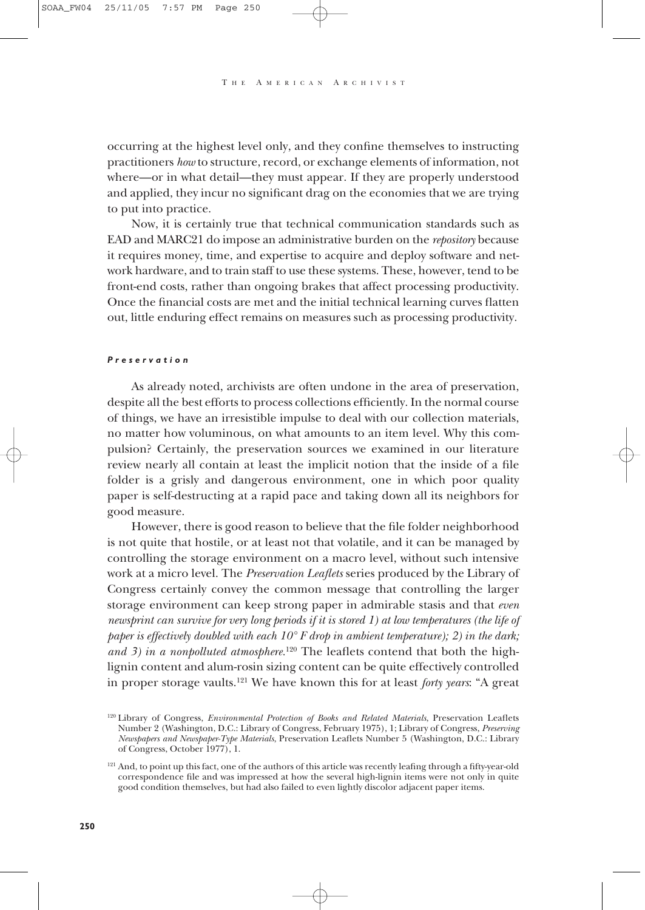occurring at the highest level only, and they confine themselves to instructing practitioners *how* to structure, record, or exchange elements of information, not where—or in what detail—they must appear. If they are properly understood and applied, they incur no significant drag on the economies that we are trying to put into practice.

Now, it is certainly true that technical communication standards such as EAD and MARC21 do impose an administrative burden on the *repository* because it requires money, time, and expertise to acquire and deploy software and network hardware, and to train staff to use these systems. These, however, tend to be front-end costs, rather than ongoing brakes that affect processing productivity. Once the financial costs are met and the initial technical learning curves flatten out, little enduring effect remains on measures such as processing productivity.

#### *Preservation*

As already noted, archivists are often undone in the area of preservation, despite all the best efforts to process collections efficiently. In the normal course of things, we have an irresistible impulse to deal with our collection materials, no matter how voluminous, on what amounts to an item level. Why this compulsion? Certainly, the preservation sources we examined in our literature review nearly all contain at least the implicit notion that the inside of a file folder is a grisly and dangerous environment, one in which poor quality paper is self-destructing at a rapid pace and taking down all its neighbors for good measure.

However, there is good reason to believe that the file folder neighborhood is not quite that hostile, or at least not that volatile, and it can be managed by controlling the storage environment on a macro level, without such intensive work at a micro level. The *Preservation Leaflets* series produced by the Library of Congress certainly convey the common message that controlling the larger storage environment can keep strong paper in admirable stasis and that *even newsprint can survive for very long periods if it is stored 1) at low temperatures (the life of paper is effectively doubled with each 10° F drop in ambient temperature); 2) in the dark; and 3) in a nonpolluted atmosphere.*[120] The leaflets contend that both the high-lignin content and alum-rosin sizing content can be quite effectively controlled in proper storage vaults.[121] We have known this for at least *forty years*: "A great

[120] Library of Congress, *Environmental Protection of Books and Related Materials*, Preservation Leaflets Number 2 (Washington, D.C.: Library of Congress, February 1975), 1; Library of Congress, *Preserving Newspapers and Newspaper-Type Materials*, Preservation Leaflets Number 5 (Washington, D.C.: Library of Congress, October 1977), 1.

[121] And, to point up this fact, one of the authors of this article was recently leafing through a fifty-year-old correspondence file and was impressed at how the several high-lignin items were not only in quite good condition themselves, but had also failed to even lightly discolor adjacent paper items.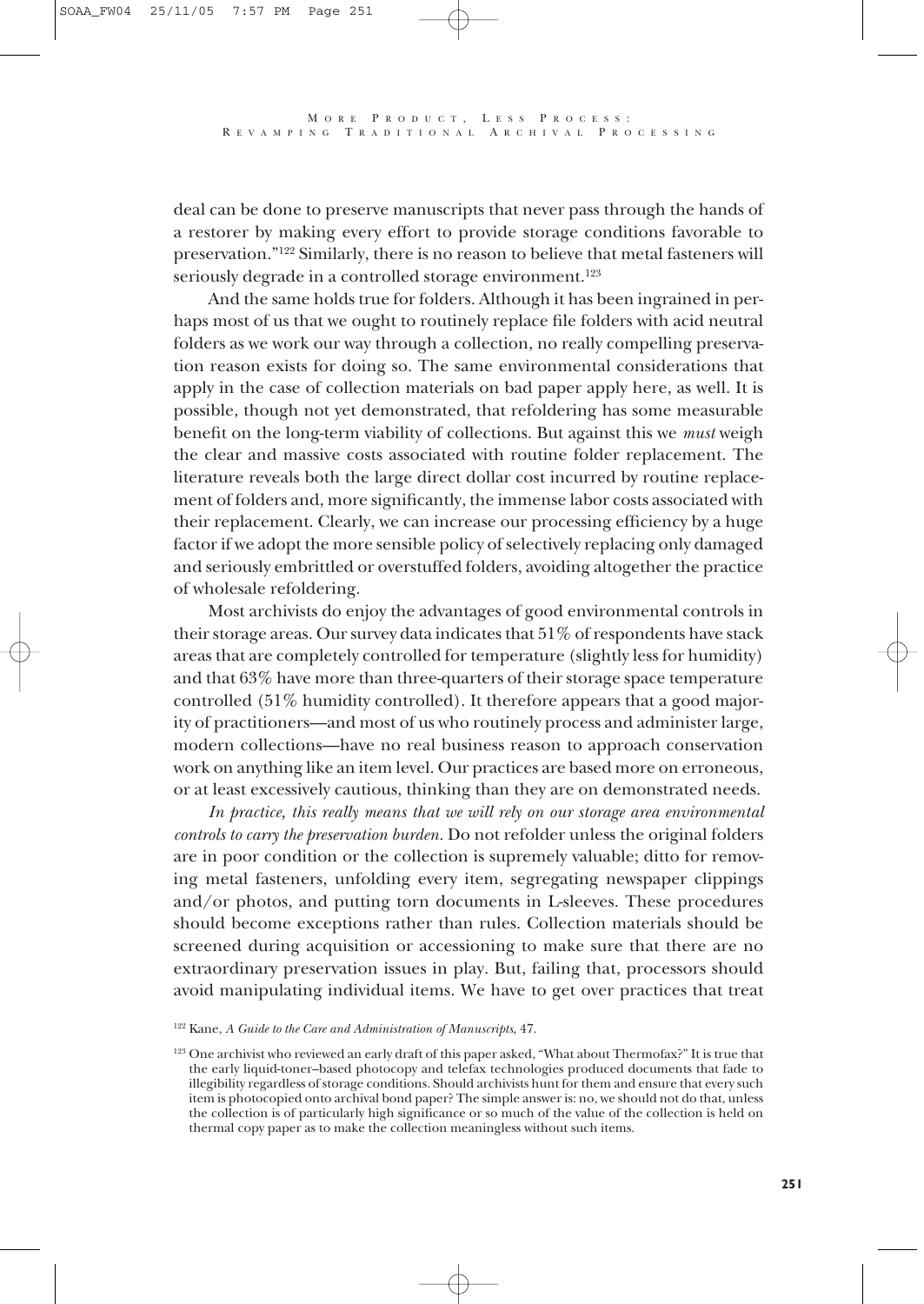deal can be done to preserve manuscripts that never pass through the hands of a restorer by making every effort to provide storage conditions favorable to preservation."[122] Similarly, there is no reason to believe that metal fasteners will seriously degrade in a controlled storage environment.[123]

And the same holds true for folders. Although it has been ingrained in perhaps most of us that we ought to routinely replace file folders with acid neutral folders as we work our way through a collection, no really compelling preservation reason exists for doing so. The same environmental considerations that apply in the case of collection materials on bad paper apply here, as well. It is possible, though not yet demonstrated, that refoldering has some measurable benefit on the long-term viability of collections. But against this we *must* weigh the clear and massive costs associated with routine folder replacement. The literature reveals both the large direct dollar cost incurred by routine replacement of folders and, more significantly, the immense labor costs associated with their replacement. Clearly, we can increase our processing efficiency by a huge factor if we adopt the more sensible policy of selectively replacing only damaged and seriously embrittled or overstuffed folders, avoiding altogether the practice of wholesale refoldering.

Most archivists do enjoy the advantages of good environmental controls in their storage areas. Our survey data indicates that 51% of respondents have stack areas that are completely controlled for temperature (slightly less for humidity) and that 63% have more than three-quarters of their storage space temperature controlled (51% humidity controlled). It therefore appears that a good majority of practitioners—and most of us who routinely process and administer large, modern collections—have no real business reason to approach conservation work on anything like an item level. Our practices are based more on erroneous, or at least excessively cautious, thinking than they are on demonstrated needs.

*In practice, this really means that we will rely on our storage area environmental controls to carry the preservation burden.* Do not refolder unless the original folders are in poor condition or the collection is supremely valuable; ditto for removing metal fasteners, unfolding every item, segregating newspaper clippings and/or photos, and putting torn documents in L-sleeves. These procedures should become exceptions rather than rules. Collection materials should be screened during acquisition or accessioning to make sure that there are no extraordinary preservation issues in play. But, failing that, processors should avoid manipulating individual items. We have to get over practices that treat

[122] Kane, *A Guide to the Care and Administration of Manuscripts*, 47.

[123] One archivist who reviewed an early draft of this paper asked, "What about Thermofax?" It is true that the early liquid-toner–based photocopy and telefax technologies produced documents that fade to illegibility regardless of storage conditions. Should archivists hunt for them and ensure that every such item is photocopied onto archival bond paper? The simple answer is: no, we should not do that, unless the collection is of particularly high significance or so much of the value of the collection is held on thermal copy paper as to make the collection meaningless without such items.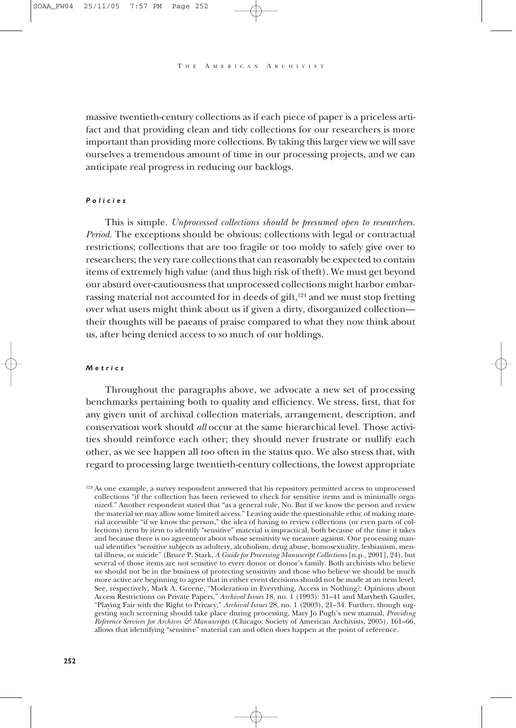massive twentieth-century collections as if each piece of paper is a priceless artifact and that providing clean and tidy collections for our researchers is more important than providing more collections. By taking this larger view we will save ourselves a tremendous amount of time in our processing projects, and we can anticipate real progress in reducing our backlogs.

#### *Policies*

This is simple. *Unprocessed collections should be presumed open to researchers. Period.* The exceptions should be obvious: collections with legal or contractual restrictions; collections that are too fragile or too moldy to safely give over to researchers; the very rare collections that can reasonably be expected to contain items of extremely high value (and thus high risk of theft). We must get beyond our absurd over-cautiousness that unprocessed collections might harbor embarrassing material not accounted for in deeds of gift,[124] and we must stop fretting over what users might think about us if given a dirty, disorganized collection—their thoughts will be paeans of praise compared to what they now think about us, after being denied access to so much of our holdings.

#### *Metrics*

Throughout the paragraphs above, we advocate a new set of processing benchmarks pertaining both to quality and efficiency. We stress, first, that for any given unit of archival collection materials, arrangement, description, and conservation work should *all* occur at the same hierarchical level. Those activities should reinforce each other; they should never frustrate or nullify each other, as we see happen all too often in the status quo. We also stress that, with regard to processing large twentieth-century collections, the lowest appropriate

[124] As one example, a survey respondent answered that his repository permitted access to unprocessed collections "if the collection has been reviewed to check for sensitive items and is minimally organized." Another respondent stated that "as a general rule, No. But if we know the person and review the material we may allow some limited access." Leaving aside the questionable ethic of making material accessible "if we know the person," the idea of having to review collections (or even parts of collections) item by item to identify "sensitive" material is impractical, both because of the time it takes and because there is no agreement about whose sensitivity we measure against. One processing manual identifies "sensitive subjects as adultery, alcoholism, drug abuse, homosexuality, lesbianism, mental illness, or suicide" (Bruce P. Stark, *A Guide for Processing Manuscript Collections* [n.p., 2001], 24), but several of those items are not sensitive to every donor or donor's family. Both archivists who believe we should not be in the business of protecting sensitivity and those who believe we should be much more active are beginning to agree that in either event decisions should not be made at an item level. See, respectively, Mark A. Greene, "Moderation in Everything, Access in Nothing?: Opinions about Access Restrictions on Private Papers," *Archival Issues* 18, no. 1 (1993): 31–41 and Marybeth Gaudet, "Playing Fair with the Right to Privacy," *Archival Issues* 28, no. 1 (2003), 21–34. Further, though suggesting such screening should take place during processing, Mary Jo Pugh's new manual, *Providing Reference Services for Archives & Manuscripts* (Chicago: Society of American Archivists, 2005), 161–66, allows that identifying "sensitive" material can and often does happen at the point of reference.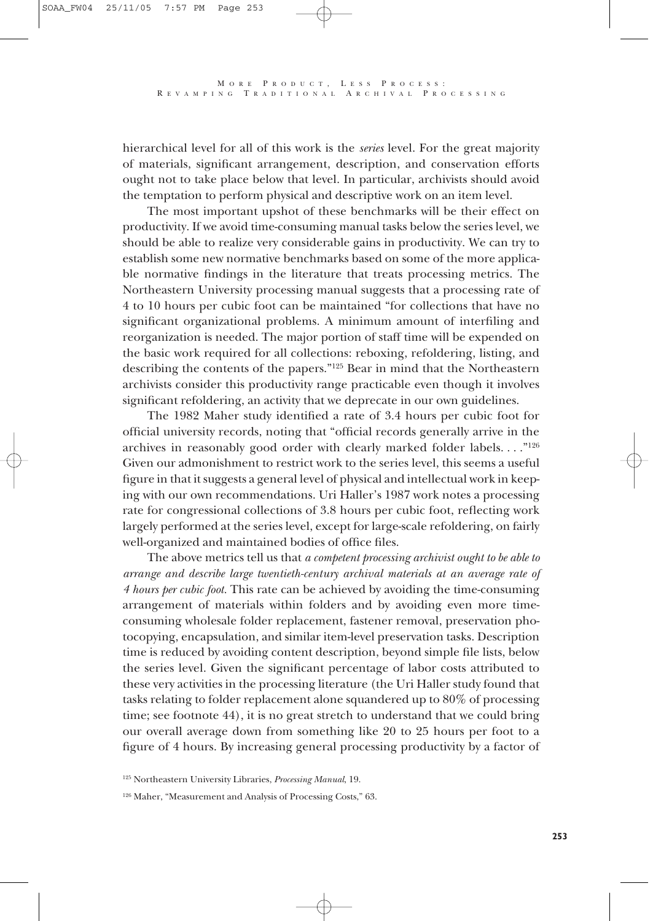hierarchical level for all of this work is the *series* level. For the great majority of materials, significant arrangement, description, and conservation efforts ought not to take place below that level. In particular, archivists should avoid the temptation to perform physical and descriptive work on an item level.

The most important upshot of these benchmarks will be their effect on productivity. If we avoid time-consuming manual tasks below the series level, we should be able to realize very considerable gains in productivity. We can try to establish some new normative benchmarks based on some of the more applicable normative findings in the literature that treats processing metrics. The Northeastern University processing manual suggests that a processing rate of 4 to 10 hours per cubic foot can be maintained "for collections that have no significant organizational problems. A minimum amount of interfiling and reorganization is needed. The major portion of staff time will be expended on the basic work required for all collections: reboxing, refoldering, listing, and describing the contents of the papers."[125] Bear in mind that the Northeastern archivists consider this productivity range practicable even though it involves significant refoldering, an activity that we deprecate in our own guidelines.

The 1982 Maher study identified a rate of 3.4 hours per cubic foot for official university records, noting that "official records generally arrive in the archives in reasonably good order with clearly marked folder labels. . . ."[126] Given our admonishment to restrict work to the series level, this seems a useful figure in that it suggests a general level of physical and intellectual work in keeping with our own recommendations. Uri Haller's 1987 work notes a processing rate for congressional collections of 3.8 hours per cubic foot, reflecting work largely performed at the series level, except for large-scale refoldering, on fairly well-organized and maintained bodies of office files.

The above metrics tell us that *a competent processing archivist ought to be able to arrange and describe large twentieth-century archival materials at an average rate of 4 hours per cubic foot.* This rate can be achieved by avoiding the time-consuming arrangement of materials within folders and by avoiding even more time-consuming wholesale folder replacement, fastener removal, preservation photocopying, encapsulation, and similar item-level preservation tasks. Description time is reduced by avoiding content description, beyond simple file lists, below the series level. Given the significant percentage of labor costs attributed to these very activities in the processing literature (the Uri Haller study found that tasks relating to folder replacement alone squandered up to 80% of processing time; see footnote 44), it is no great stretch to understand that we could bring our overall average down from something like 20 to 25 hours per foot to a figure of 4 hours. By increasing general processing productivity by a factor of

[125] Northeastern University Libraries, *Processing Manual*, 19.

[126] Maher, "Measurement and Analysis of Processing Costs," 63.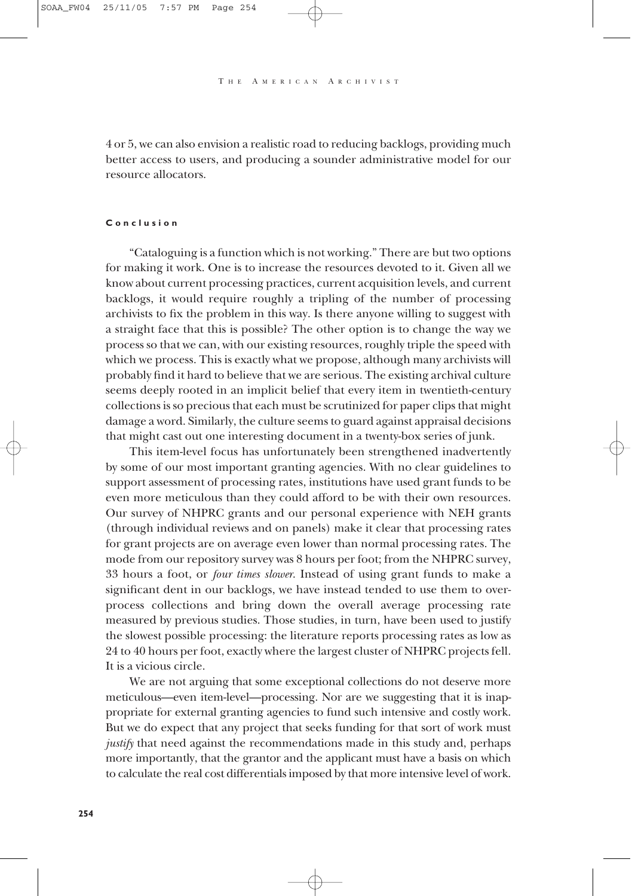4 or 5, we can also envision a realistic road to reducing backlogs, providing much better access to users, and producing a sounder administrative model for our resource allocators.

## Conclusion

"Cataloguing is a function which is not working." There are but two options for making it work. One is to increase the resources devoted to it. Given all we know about current processing practices, current acquisition levels, and current backlogs, it would require roughly a tripling of the number of processing archivists to fix the problem in this way. Is there anyone willing to suggest with a straight face that this is possible? The other option is to change the way we process so that we can, with our existing resources, roughly triple the speed with which we process. This is exactly what we propose, although many archivists will probably find it hard to believe that we are serious. The existing archival culture seems deeply rooted in an implicit belief that every item in twentieth-century collections is so precious that each must be scrutinized for paper clips that might damage a word. Similarly, the culture seems to guard against appraisal decisions that might cast out one interesting document in a twenty-box series of junk.

This item-level focus has unfortunately been strengthened inadvertently by some of our most important granting agencies. With no clear guidelines to support assessment of processing rates, institutions have used grant funds to be even more meticulous than they could afford to be with their own resources. Our survey of NHPRC grants and our personal experience with NEH grants (through individual reviews and on panels) make it clear that processing rates for grant projects are on average even lower than normal processing rates. The mode from our repository survey was 8 hours per foot; from the NHPRC survey, 33 hours a foot, or *four times slower*. Instead of using grant funds to make a significant dent in our backlogs, we have instead tended to use them to overprocess collections and bring down the overall average processing rate measured by previous studies. Those studies, in turn, have been used to justify the slowest possible processing: the literature reports processing rates as low as 24 to 40 hours per foot, exactly where the largest cluster of NHPRC projects fell. It is a vicious circle.

We are not arguing that some exceptional collections do not deserve more meticulous—even item-level—processing. Nor are we suggesting that it is inappropriate for external granting agencies to fund such intensive and costly work. But we do expect that any project that seeks funding for that sort of work must *justify* that need against the recommendations made in this study and, perhaps more importantly, that the grantor and the applicant must have a basis on which to calculate the real cost differentials imposed by that more intensive level of work.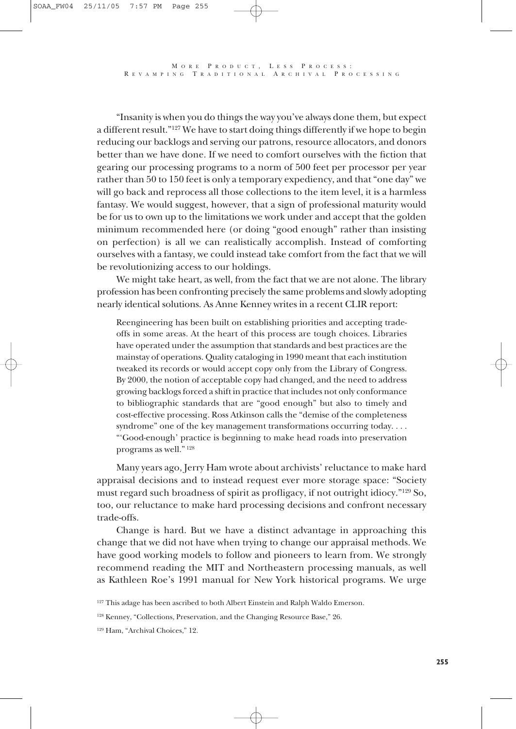"Insanity is when you do things the way you've always done them, but expect a different result."[127] We have to start doing things differently if we hope to begin reducing our backlogs and serving our patrons, resource allocators, and donors better than we have done. If we need to comfort ourselves with the fiction that gearing our processing programs to a norm of 500 feet per processor per year rather than 50 to 150 feet is only a temporary expediency, and that "one day" we will go back and reprocess all those collections to the item level, it is a harmless fantasy. We would suggest, however, that a sign of professional maturity would be for us to own up to the limitations we work under and accept that the golden minimum recommended here (or doing "good enough" rather than insisting on perfection) is all we can realistically accomplish. Instead of comforting ourselves with a fantasy, we could instead take comfort from the fact that we will be revolutionizing access to our holdings.

We might take heart, as well, from the fact that we are not alone. The library profession has been confronting precisely the same problems and slowly adopting nearly identical solutions. As Anne Kenney writes in a recent CLIR report:

> Reengineering has been built on establishing priorities and accepting trade-offs in some areas. At the heart of this process are tough choices. Libraries have operated under the assumption that standards and best practices are the mainstay of operations. Quality cataloging in 1990 meant that each institution tweaked its records or would accept copy only from the Library of Congress. By 2000, the notion of acceptable copy had changed, and the need to address growing backlogs forced a shift in practice that includes not only conformance to bibliographic standards that are "good enough" but also to timely and cost-effective processing. Ross Atkinson calls the "demise of the completeness syndrome" one of the key management transformations occurring today. . . . "'Good-enough' practice is beginning to make head roads into preservation programs as well."[128]

Many years ago, Jerry Ham wrote about archivists' reluctance to make hard appraisal decisions and to instead request ever more storage space: "Society must regard such broadness of spirit as profligacy, if not outright idiocy."[129] So, too, our reluctance to make hard processing decisions and confront necessary trade-offs.

Change is hard. But we have a distinct advantage in approaching this change that we did not have when trying to change our appraisal methods. We have good working models to follow and pioneers to learn from. We strongly recommend reading the MIT and Northeastern processing manuals, as well as Kathleen Roe's 1991 manual for New York historical programs. We urge

[127] This adage has been ascribed to both Albert Einstein and Ralph Waldo Emerson.

[128] Kenney, "Collections, Preservation, and the Changing Resource Base," 26.

[129] Ham, "Archival Choices," 12.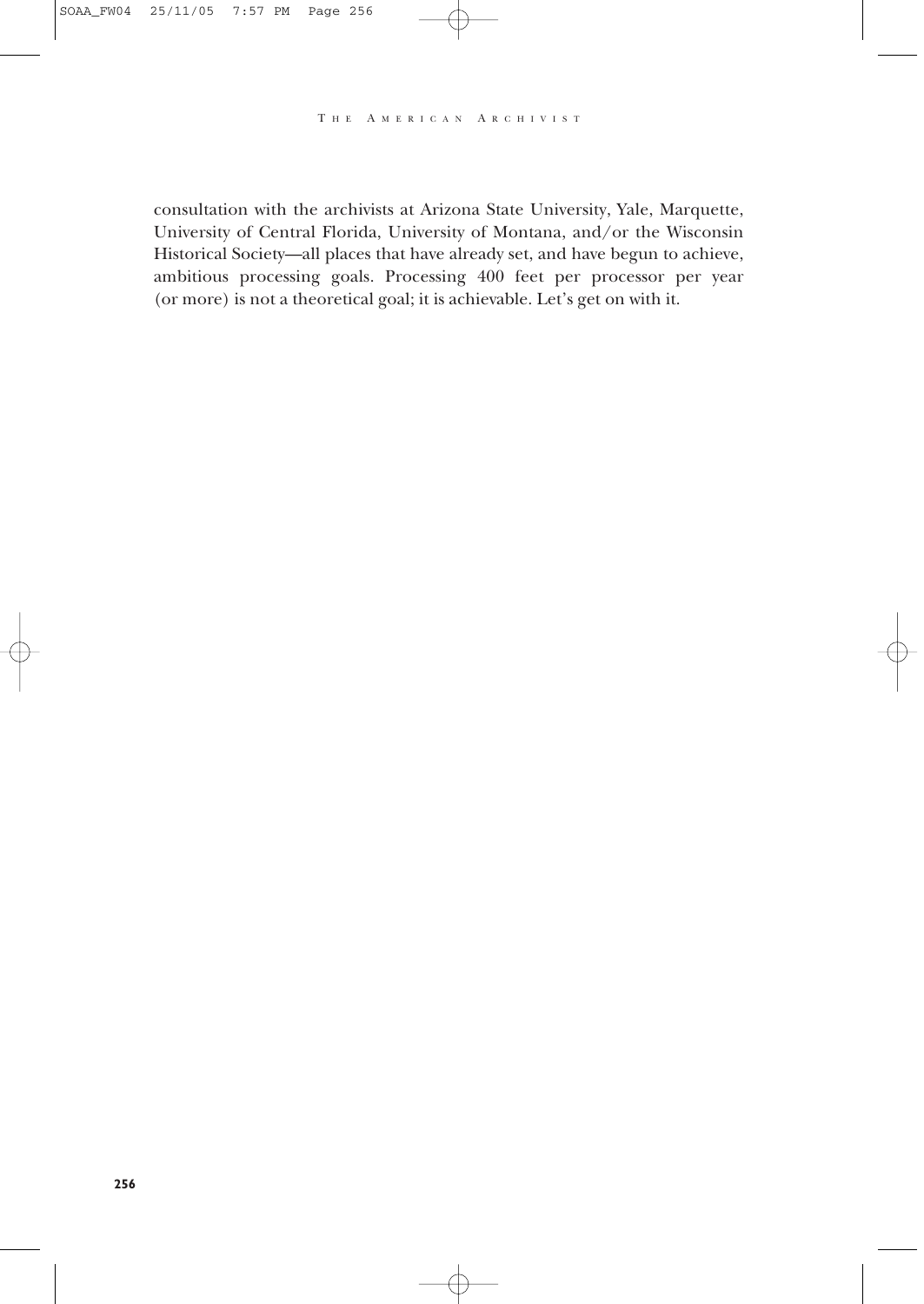consultation with the archivists at Arizona State University, Yale, Marquette, University of Central Florida, University of Montana, and/or the Wisconsin Historical Society—all places that have already set, and have begun to achieve, ambitious processing goals. Processing 400 feet per processor per year (or more) is not a theoretical goal; it is achievable. Let's get on with it.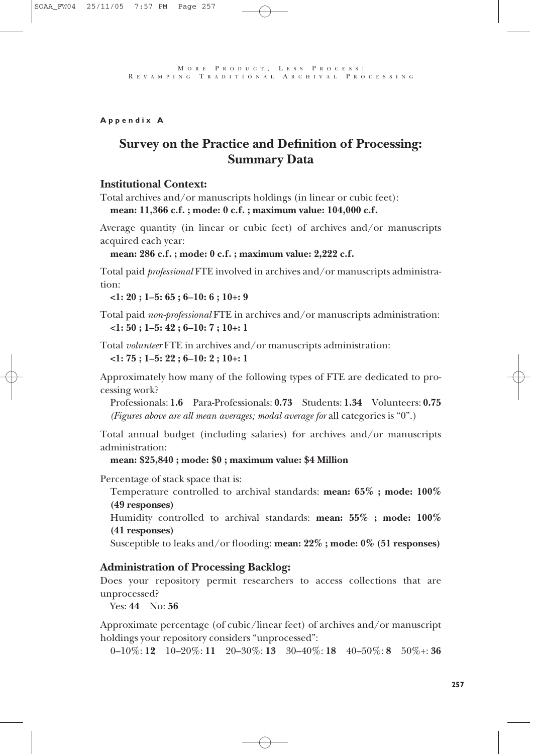**Appendix A**

# Survey on the Practice and Definition of Processing: Summary Data

## Institutional Context:

Total archives and/or manuscripts holdings (in linear or cubic feet):
**mean: 11,366 c.f. ; mode: 0 c.f. ; maximum value: 104,000 c.f.**

Average quantity (in linear or cubic feet) of archives and/or manuscripts acquired each year:
**mean: 286 c.f. ; mode: 0 c.f. ; maximum value: 2,222 c.f.**

Total paid *professional* FTE involved in archives and/or manuscripts administration:
**<1: 20 ; 1–5: 65 ; 6–10: 6 ; 10+: 9**

Total paid *non-professional* FTE in archives and/or manuscripts administration:
**<1: 50 ; 1–5: 42 ; 6–10: 7 ; 10+: 1**

Total *volunteer* FTE in archives and/or manuscripts administration:
**<1: 75 ; 1–5: 22 ; 6–10: 2 ; 10+: 1**

Approximately how many of the following types of FTE are dedicated to processing work?
Professionals: **1.6** Para-Professionals: **0.73** Students: **1.34** Volunteers: **0.75**
*(Figures above are all mean averages; modal average for* <u>all</u> categories is "0".)

Total annual budget (including salaries) for archives and/or manuscripts administration:
**mean: $25,840 ; mode: $0 ; maximum value: $4 Million**

Percentage of stack space that is:
Temperature controlled to archival standards: **mean: 65% ; mode: 100% (49 responses)**
Humidity controlled to archival standards: **mean: 55% ; mode: 100% (41 responses)**
Susceptible to leaks and/or flooding: **mean: 22% ; mode: 0% (51 responses)**

## Administration of Processing Backlog:

Does your repository permit researchers to access collections that are unprocessed?
Yes: **44** No: **56**

Approximate percentage (of cubic/linear feet) of archives and/or manuscript holdings your repository considers "unprocessed":
0–10%: **12** 10–20%: **11** 20–30%: **13** 30–40%: **18** 40–50%: **8** 50%+: **36**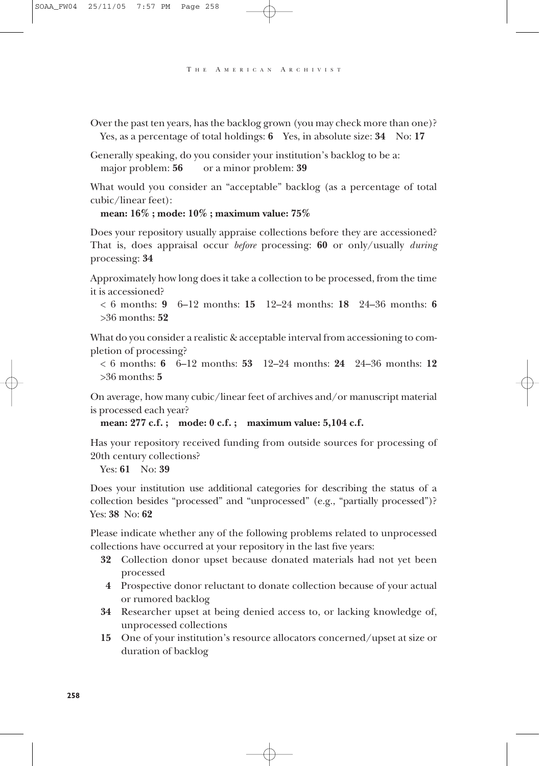Over the past ten years, has the backlog grown (you may check more than one)?
Yes, as a percentage of total holdings: **6** Yes, in absolute size: **34** No: **17**

Generally speaking, do you consider your institution's backlog to be a:
major problem: **56** or a minor problem: **39**

What would you consider an "acceptable" backlog (as a percentage of total cubic/linear feet):

**mean: 16% ; mode: 10% ; maximum value: 75%**

Does your repository usually appraise collections before they are accessioned? That is, does appraisal occur *before* processing: **60** or only/usually *during* processing: **34**

Approximately how long does it take a collection to be processed, from the time it is accessioned?

< 6 months: **9** 6–12 months: **15** 12–24 months: **18** 24–36 months: **6** >36 months: **52**

What do you consider a realistic & acceptable interval from accessioning to completion of processing?

< 6 months: **6** 6–12 months: **53** 12–24 months: **24** 24–36 months: **12** >36 months: **5**

On average, how many cubic/linear feet of archives and/or manuscript material is processed each year?

**mean: 277 c.f. ; mode: 0 c.f. ; maximum value: 5,104 c.f.**

Has your repository received funding from outside sources for processing of 20th century collections?

Yes: **61** No: **39**

Does your institution use additional categories for describing the status of a collection besides "processed" and "unprocessed" (e.g., "partially processed")? Yes: **38** No: **62**

Please indicate whether any of the following problems related to unprocessed collections have occurred at your repository in the last five years:

- **32** Collection donor upset because donated materials had not yet been processed
- **4** Prospective donor reluctant to donate collection because of your actual or rumored backlog
- **34** Researcher upset at being denied access to, or lacking knowledge of, unprocessed collections
- **15** One of your institution's resource allocators concerned/upset at size or duration of backlog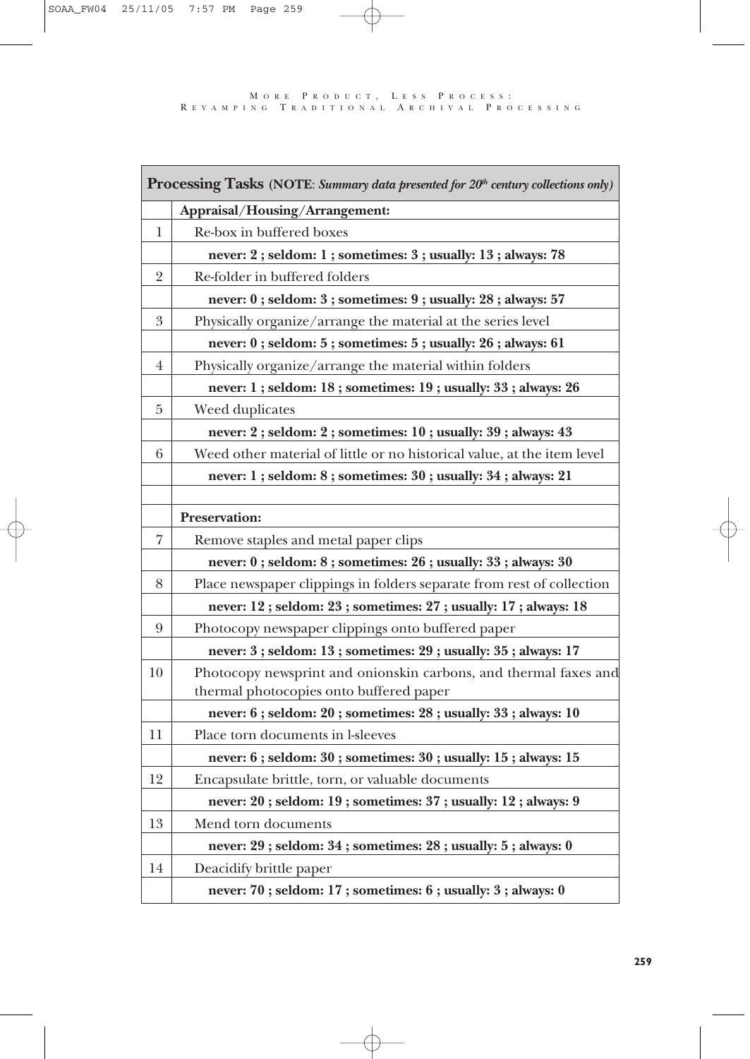| | **Processing Tasks** (**NOTE**: ***Summary data presented for 20th century collections only***) |
|---|---|
| | **Appraisal/Housing/Arrangement:** |
| 1 | Re-box in buffered boxes |
| | **never: 2 ; seldom: 1 ; sometimes: 3 ; usually: 13 ; always: 78** |
| 2 | Re-folder in buffered folders |
| | **never: 0 ; seldom: 3 ; sometimes: 9 ; usually: 28 ; always: 57** |
| 3 | Physically organize/arrange the material at the series level |
| | **never: 0 ; seldom: 5 ; sometimes: 5 ; usually: 26 ; always: 61** |
| 4 | Physically organize/arrange the material within folders |
| | **never: 1 ; seldom: 18 ; sometimes: 19 ; usually: 33 ; always: 26** |
| 5 | Weed duplicates |
| | **never: 2 ; seldom: 2 ; sometimes: 10 ; usually: 39 ; always: 43** |
| 6 | Weed other material of little or no historical value, at the item level |
| | **never: 1 ; seldom: 8 ; sometimes: 30 ; usually: 34 ; always: 21** |
| | |
| | **Preservation:** |
| 7 | Remove staples and metal paper clips |
| | **never: 0 ; seldom: 8 ; sometimes: 26 ; usually: 33 ; always: 30** |
| 8 | Place newspaper clippings in folders separate from rest of collection |
| | **never: 12 ; seldom: 23 ; sometimes: 27 ; usually: 17 ; always: 18** |
| 9 | Photocopy newspaper clippings onto buffered paper |
| | **never: 3 ; seldom: 13 ; sometimes: 29 ; usually: 35 ; always: 17** |
| 10 | Photocopy newsprint and onionskin carbons, and thermal faxes and thermal photocopies onto buffered paper |
| | **never: 6 ; seldom: 20 ; sometimes: 28 ; usually: 33 ; always: 10** |
| 11 | Place torn documents in l-sleeves |
| | **never: 6 ; seldom: 30 ; sometimes: 30 ; usually: 15 ; always: 15** |
| 12 | Encapsulate brittle, torn, or valuable documents |
| | **never: 20 ; seldom: 19 ; sometimes: 37 ; usually: 12 ; always: 9** |
| 13 | Mend torn documents |
| | **never: 29 ; seldom: 34 ; sometimes: 28 ; usually: 5 ; always: 0** |
| 14 | Deacidify brittle paper |
| | **never: 70 ; seldom: 17 ; sometimes: 6 ; usually: 3 ; always: 0** |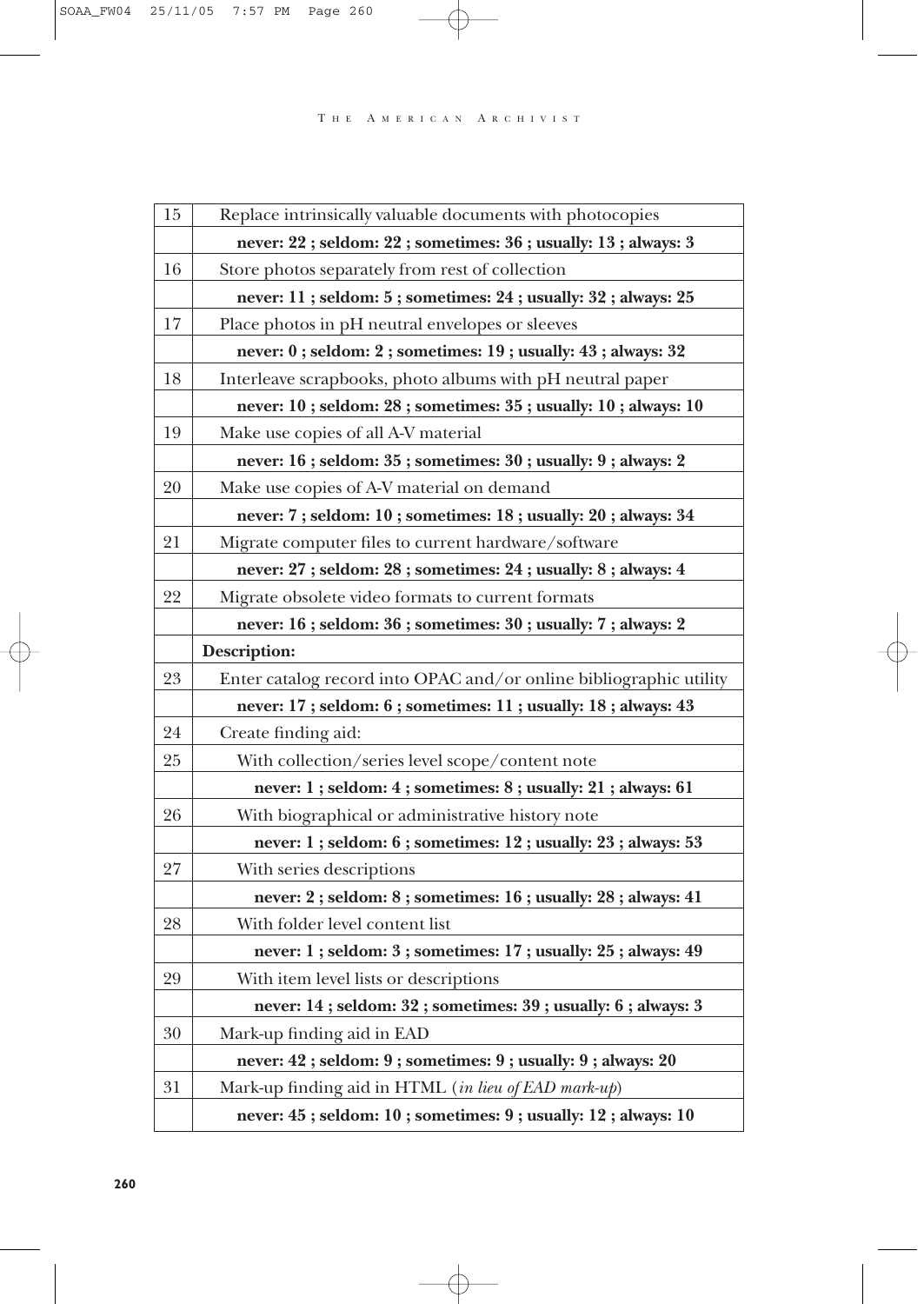| | |
|---|---|
| 15 | Replace intrinsically valuable documents with photocopies |
| | **never: 22 ; seldom: 22 ; sometimes: 36 ; usually: 13 ; always: 3** |
| 16 | Store photos separately from rest of collection |
| | **never: 11 ; seldom: 5 ; sometimes: 24 ; usually: 32 ; always: 25** |
| 17 | Place photos in pH neutral envelopes or sleeves |
| | **never: 0 ; seldom: 2 ; sometimes: 19 ; usually: 43 ; always: 32** |
| 18 | Interleave scrapbooks, photo albums with pH neutral paper |
| | **never: 10 ; seldom: 28 ; sometimes: 35 ; usually: 10 ; always: 10** |
| 19 | Make use copies of all A-V material |
| | **never: 16 ; seldom: 35 ; sometimes: 30 ; usually: 9 ; always: 2** |
| 20 | Make use copies of A-V material on demand |
| | **never: 7 ; seldom: 10 ; sometimes: 18 ; usually: 20 ; always: 34** |
| 21 | Migrate computer files to current hardware/software |
| | **never: 27 ; seldom: 28 ; sometimes: 24 ; usually: 8 ; always: 4** |
| 22 | Migrate obsolete video formats to current formats |
| | **never: 16 ; seldom: 36 ; sometimes: 30 ; usually: 7 ; always: 2** |
| | **Description:** |
| 23 | Enter catalog record into OPAC and/or online bibliographic utility |
| | **never: 17 ; seldom: 6 ; sometimes: 11 ; usually: 18 ; always: 43** |
| 24 | Create finding aid: |
| 25 | With collection/series level scope/content note |
| | **never: 1 ; seldom: 4 ; sometimes: 8 ; usually: 21 ; always: 61** |
| 26 | With biographical or administrative history note |
| | **never: 1 ; seldom: 6 ; sometimes: 12 ; usually: 23 ; always: 53** |
| 27 | With series descriptions |
| | **never: 2 ; seldom: 8 ; sometimes: 16 ; usually: 28 ; always: 41** |
| 28 | With folder level content list |
| | **never: 1 ; seldom: 3 ; sometimes: 17 ; usually: 25 ; always: 49** |
| 29 | With item level lists or descriptions |
| | **never: 14 ; seldom: 32 ; sometimes: 39 ; usually: 6 ; always: 3** |
| 30 | Mark-up finding aid in EAD |
| | **never: 42 ; seldom: 9 ; sometimes: 9 ; usually: 9 ; always: 20** |
| 31 | Mark-up finding aid in HTML (*in lieu of EAD mark-up*) |
| | **never: 45 ; seldom: 10 ; sometimes: 9 ; usually: 12 ; always: 10** |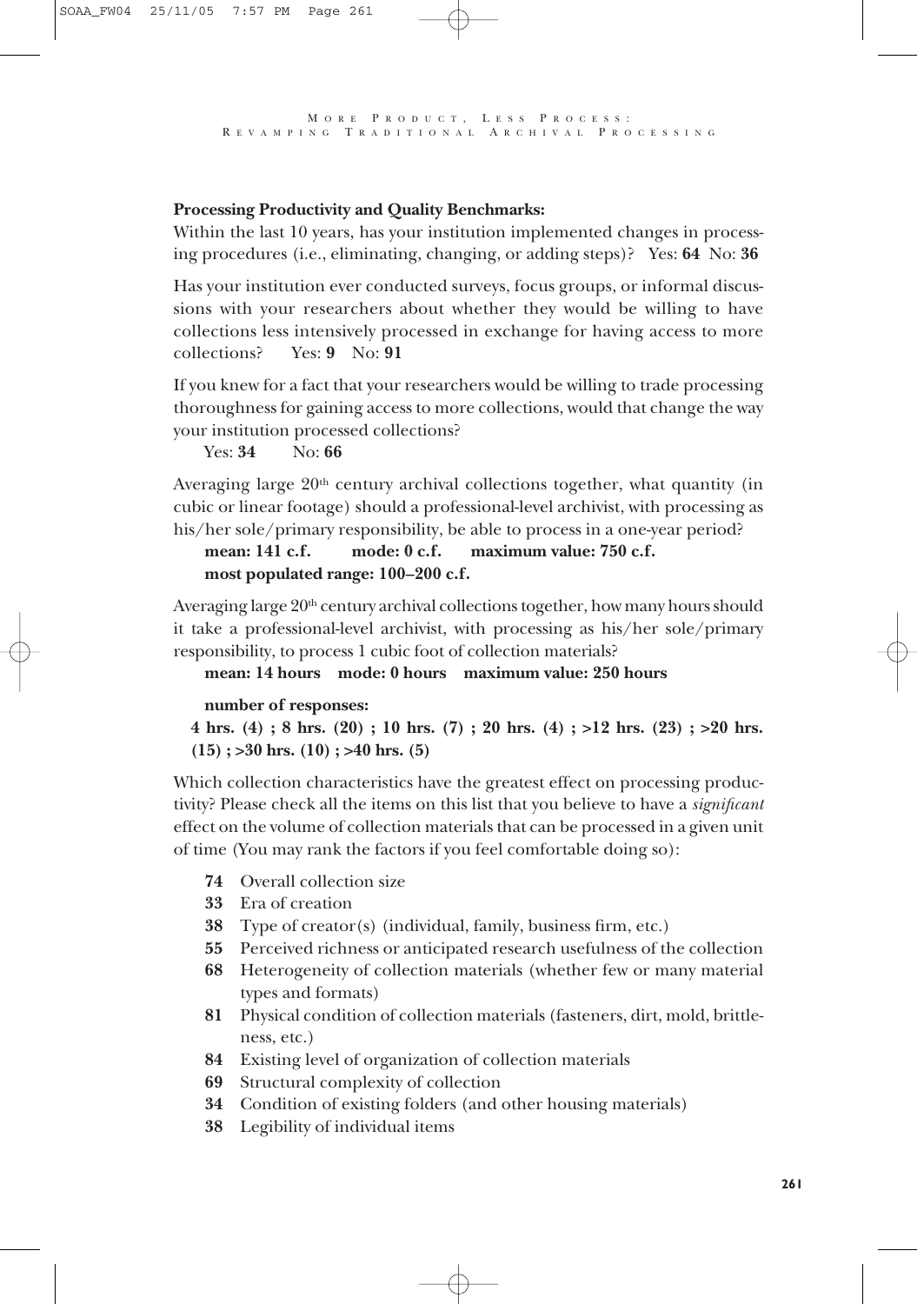**Processing Productivity and Quality Benchmarks:**

Within the last 10 years, has your institution implemented changes in processing procedures (i.e., eliminating, changing, or adding steps)? Yes: **64** No: **36**

Has your institution ever conducted surveys, focus groups, or informal discussions with your researchers about whether they would be willing to have collections less intensively processed in exchange for having access to more collections? Yes: **9** No: **91**

If you knew for a fact that your researchers would be willing to trade processing thoroughness for gaining access to more collections, would that change the way your institution processed collections?

Yes: **34** No: **66**

Averaging large 20th century archival collections together, what quantity (in cubic or linear footage) should a professional-level archivist, with processing as his/her sole/primary responsibility, be able to process in a one-year period?

**mean: 141 c.f. mode: 0 c.f. maximum value: 750 c.f.**
**most populated range: 100–200 c.f.**

Averaging large 20th century archival collections together, how many hours should it take a professional-level archivist, with processing as his/her sole/primary responsibility, to process 1 cubic foot of collection materials?

**mean: 14 hours mode: 0 hours maximum value: 250 hours**

**number of responses:**
**4 hrs. (4) ; 8 hrs. (20) ; 10 hrs. (7) ; 20 hrs. (4) ; >12 hrs. (23) ; >20 hrs. (15) ; >30 hrs. (10) ; >40 hrs. (5)**

Which collection characteristics have the greatest effect on processing productivity? Please check all the items on this list that you believe to have a *significant* effect on the volume of collection materials that can be processed in a given unit of time (You may rank the factors if you feel comfortable doing so):

- **74** Overall collection size
- **33** Era of creation
- **38** Type of creator(s) (individual, family, business firm, etc.)
- **55** Perceived richness or anticipated research usefulness of the collection
- **68** Heterogeneity of collection materials (whether few or many material types and formats)
- **81** Physical condition of collection materials (fasteners, dirt, mold, brittleness, etc.)
- **84** Existing level of organization of collection materials
- **69** Structural complexity of collection
- **34** Condition of existing folders (and other housing materials)
- **38** Legibility of individual items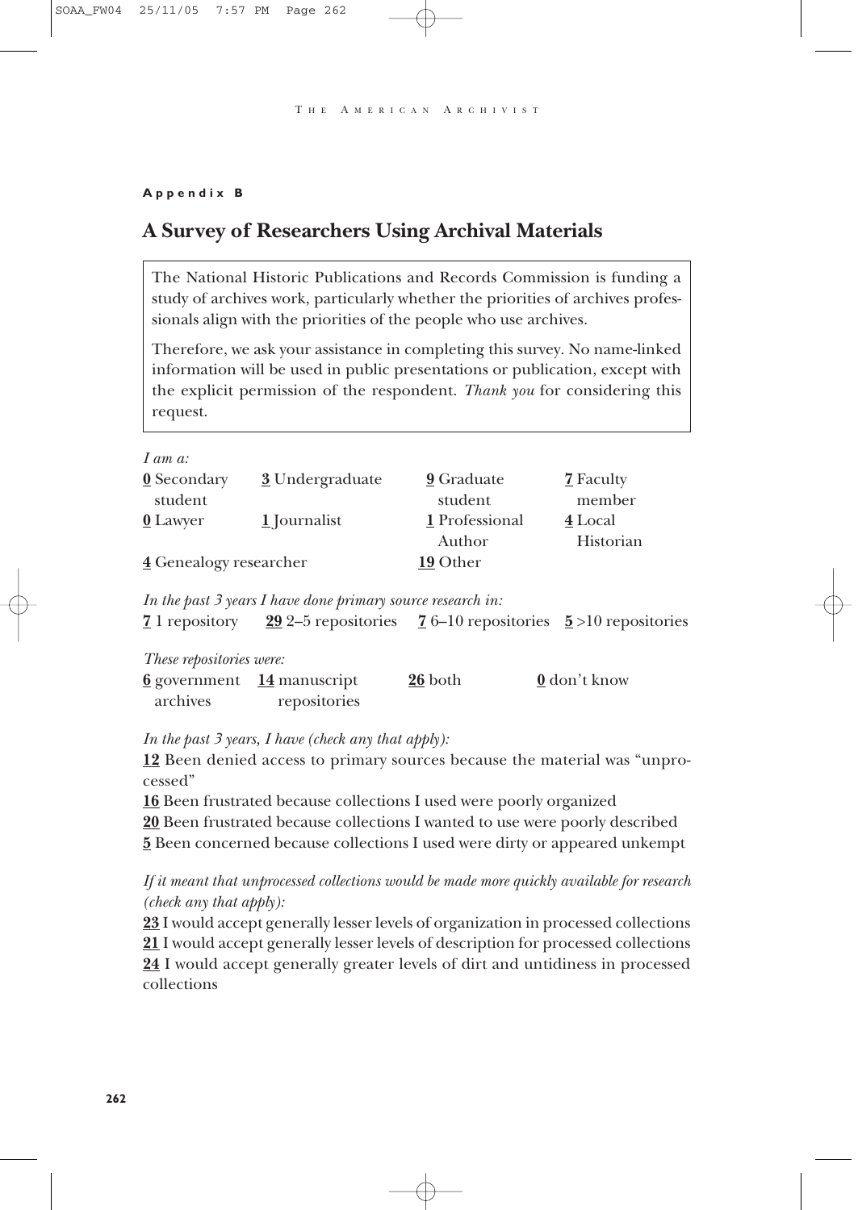**Appendix B**

## A Survey of Researchers Using Archival Materials

> The National Historic Publications and Records Commission is funding a study of archives work, particularly whether the priorities of archives professionals align with the priorities of the people who use archives.
>
> Therefore, we ask your assistance in completing this survey. No name-linked information will be used in public presentations or publication, except with the explicit permission of the respondent. *Thank you* for considering this request.

*I am a:*

**0** Secondary student  **3** Undergraduate  **9** Graduate student  **7** Faculty member
**0** Lawyer  **1** Journalist  **1** Professional Author  **4** Local Historian
**4** Genealogy researcher  **19** Other

*In the past 3 years I have done primary source research in:*

**7** 1 repository  **29** 2–5 repositories  **7** 6–10 repositories  **5** >10 repositories

*These repositories were:*

**6** government archives  **14** manuscript repositories  **26** both  **0** don't know

*In the past 3 years, I have (check any that apply):*

**12** Been denied access to primary sources because the material was "unprocessed"
**16** Been frustrated because collections I used were poorly organized
**20** Been frustrated because collections I wanted to use were poorly described
**5** Been concerned because collections I used were dirty or appeared unkempt

*If it meant that unprocessed collections would be made more quickly available for research (check any that apply):*

**23** I would accept generally lesser levels of organization in processed collections
**21** I would accept generally lesser levels of description for processed collections
**24** I would accept generally greater levels of dirt and untidiness in processed collections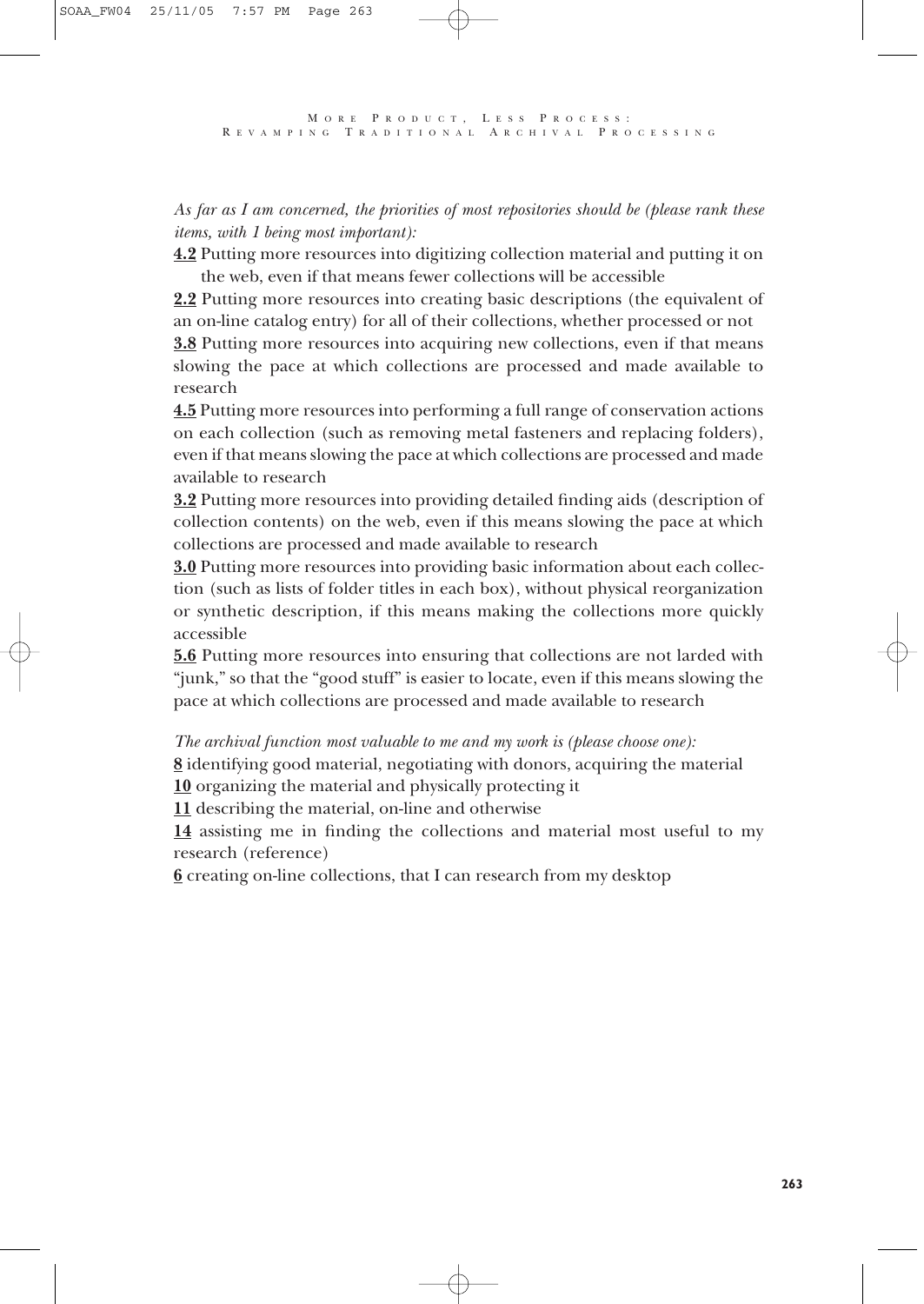*As far as I am concerned, the priorities of most repositories should be (please rank these items, with 1 being most important):*

**4.2** Putting more resources into digitizing collection material and putting it on the web, even if that means fewer collections will be accessible

**2.2** Putting more resources into creating basic descriptions (the equivalent of an on-line catalog entry) for all of their collections, whether processed or not

**3.8** Putting more resources into acquiring new collections, even if that means slowing the pace at which collections are processed and made available to research

**4.5** Putting more resources into performing a full range of conservation actions on each collection (such as removing metal fasteners and replacing folders), even if that means slowing the pace at which collections are processed and made available to research

**3.2** Putting more resources into providing detailed finding aids (description of collection contents) on the web, even if this means slowing the pace at which collections are processed and made available to research

**3.0** Putting more resources into providing basic information about each collection (such as lists of folder titles in each box), without physical reorganization or synthetic description, if this means making the collections more quickly accessible

**5.6** Putting more resources into ensuring that collections are not larded with "junk," so that the "good stuff" is easier to locate, even if this means slowing the pace at which collections are processed and made available to research

*The archival function most valuable to me and my work is (please choose one):*

**8** identifying good material, negotiating with donors, acquiring the material

**10** organizing the material and physically protecting it

**11** describing the material, on-line and otherwise

**14** assisting me in finding the collections and material most useful to my research (reference)

**6** creating on-line collections, that I can research from my desktop